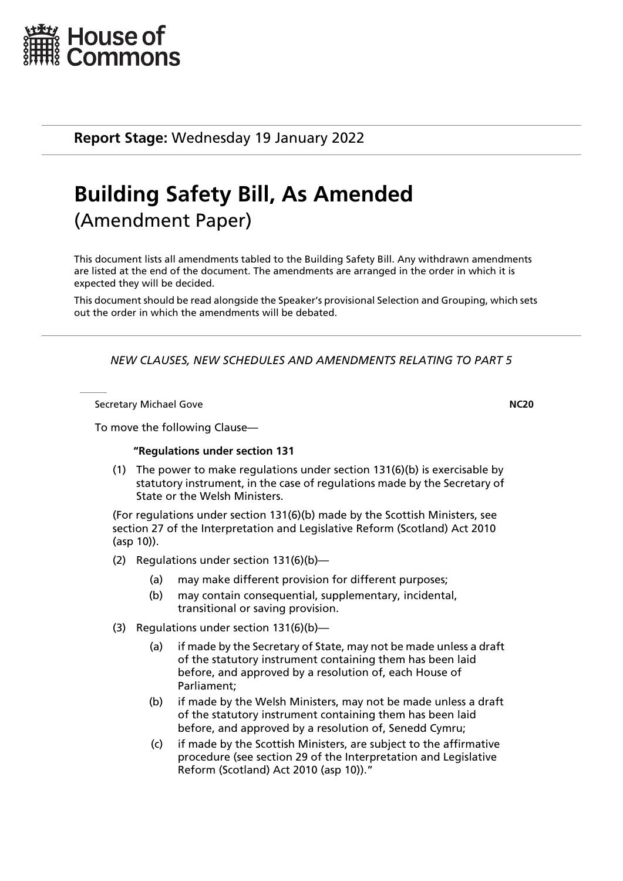House of Commons

**Report Stage:** Wednesday 19 January 2022

# Building Safety Bill, As Amended
## (Amendment Paper)

This document lists all amendments tabled to the Building Safety Bill. Any withdrawn amendments are listed at the end of the document. The amendments are arranged in the order in which it is expected they will be decided.

This document should be read alongside the Speaker's provisional Selection and Grouping, which sets out the order in which the amendments will be debated.

*NEW CLAUSES, NEW SCHEDULES AND AMENDMENTS RELATING TO PART 5*

Secretary Michael Gove **NC20**

To move the following Clause—

**"Regulations under section 131**

(1) The power to make regulations under section 131(6)(b) is exercisable by statutory instrument, in the case of regulations made by the Secretary of State or the Welsh Ministers.

(For regulations under section 131(6)(b) made by the Scottish Ministers, see section 27 of the Interpretation and Legislative Reform (Scotland) Act 2010 (asp 10)).

(2) Regulations under section 131(6)(b)—

(a) may make different provision for different purposes;

(b) may contain consequential, supplementary, incidental, transitional or saving provision.

(3) Regulations under section 131(6)(b)—

(a) if made by the Secretary of State, may not be made unless a draft of the statutory instrument containing them has been laid before, and approved by a resolution of, each House of Parliament;

(b) if made by the Welsh Ministers, may not be made unless a draft of the statutory instrument containing them has been laid before, and approved by a resolution of, Senedd Cymru;

(c) if made by the Scottish Ministers, are subject to the affirmative procedure (see section 29 of the Interpretation and Legislative Reform (Scotland) Act 2010 (asp 10))."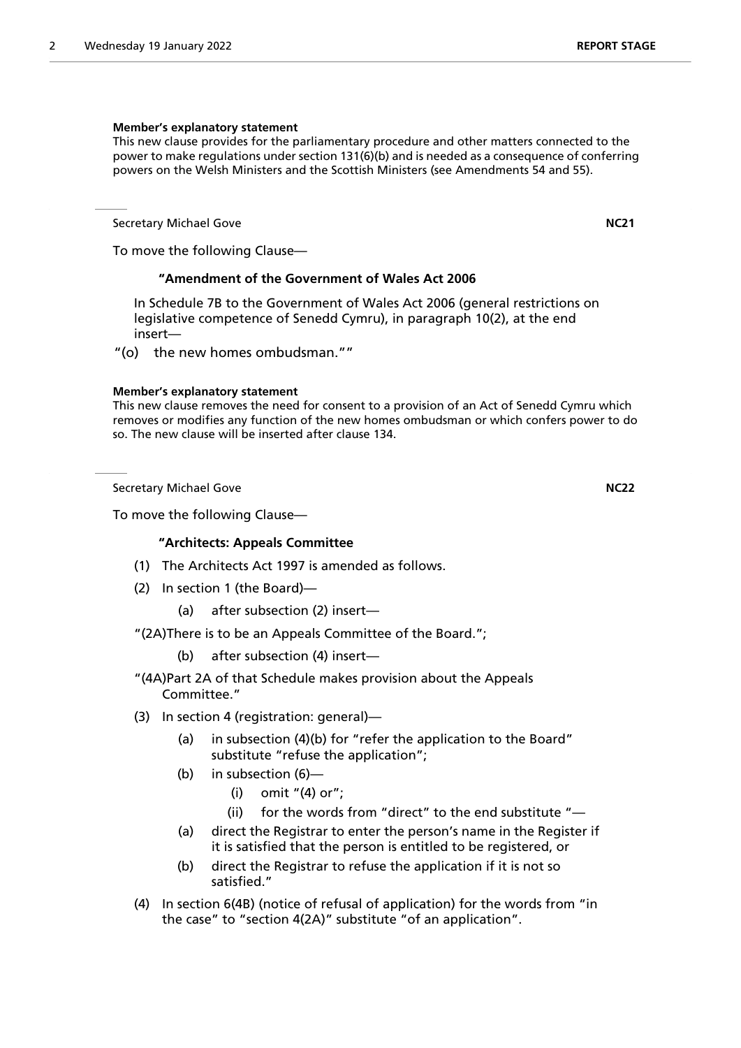**Member's explanatory statement**

This new clause provides for the parliamentary procedure and other matters connected to the power to make regulations under section 131(6)(b) and is needed as a consequence of conferring powers on the Welsh Ministers and the Scottish Ministers (see Amendments 54 and 55).

---

Secretary Michael Gove **NC21**

To move the following Clause—

**"Amendment of the Government of Wales Act 2006**

In Schedule 7B to the Government of Wales Act 2006 (general restrictions on legislative competence of Senedd Cymru), in paragraph 10(2), at the end insert—

"(o) the new homes ombudsman.""

**Member's explanatory statement**

This new clause removes the need for consent to a provision of an Act of Senedd Cymru which removes or modifies any function of the new homes ombudsman or which confers power to do so. The new clause will be inserted after clause 134.

---

Secretary Michael Gove **NC22**

To move the following Clause—

**"Architects: Appeals Committee**

(1) The Architects Act 1997 is amended as follows.

(2) In section 1 (the Board)—

(a) after subsection (2) insert—

"(2A)There is to be an Appeals Committee of the Board.";

(b) after subsection (4) insert—

"(4A)Part 2A of that Schedule makes provision about the Appeals Committee."

(3) In section 4 (registration: general)—

(a) in subsection (4)(b) for "refer the application to the Board" substitute "refuse the application";

(b) in subsection (6)—

(i) omit "(4) or";

(ii) for the words from "direct" to the end substitute "—

(a) direct the Registrar to enter the person's name in the Register if it is satisfied that the person is entitled to be registered, or

(b) direct the Registrar to refuse the application if it is not so satisfied."

(4) In section 6(4B) (notice of refusal of application) for the words from "in the case" to "section 4(2A)" substitute "of an application".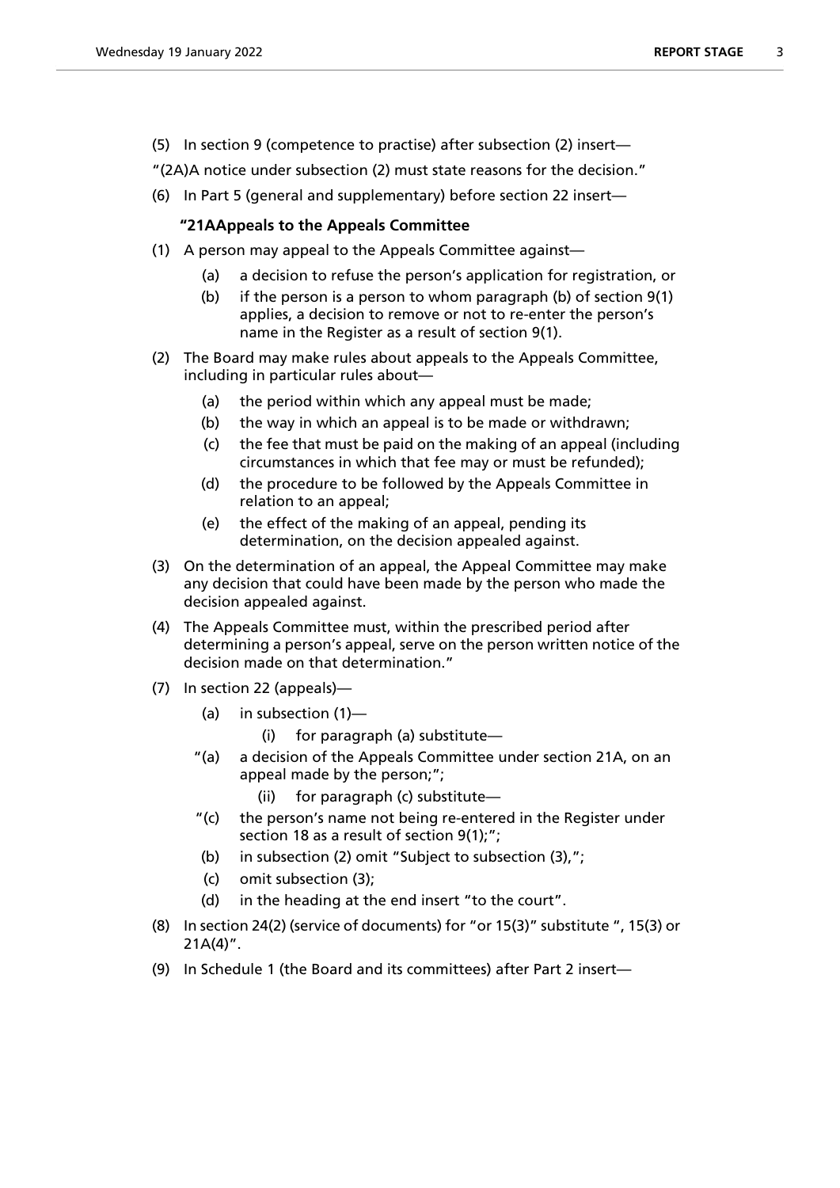(5) In section 9 (competence to practise) after subsection (2) insert—

"(2A)A notice under subsection (2) must state reasons for the decision."

(6) In Part 5 (general and supplementary) before section 22 insert—

**"21AAppeals to the Appeals Committee**

(1) A person may appeal to the Appeals Committee against—

  (a) a decision to refuse the person's application for registration, or

  (b) if the person is a person to whom paragraph (b) of section 9(1) applies, a decision to remove or not to re-enter the person's name in the Register as a result of section 9(1).

(2) The Board may make rules about appeals to the Appeals Committee, including in particular rules about—

  (a) the period within which any appeal must be made;

  (b) the way in which an appeal is to be made or withdrawn;

  (c) the fee that must be paid on the making of an appeal (including circumstances in which that fee may or must be refunded);

  (d) the procedure to be followed by the Appeals Committee in relation to an appeal;

  (e) the effect of the making of an appeal, pending its determination, on the decision appealed against.

(3) On the determination of an appeal, the Appeal Committee may make any decision that could have been made by the person who made the decision appealed against.

(4) The Appeals Committee must, within the prescribed period after determining a person's appeal, serve on the person written notice of the decision made on that determination."

(7) In section 22 (appeals)—

  (a) in subsection (1)—

    (i) for paragraph (a) substitute—

  "(a) a decision of the Appeals Committee under section 21A, on an appeal made by the person;";

    (ii) for paragraph (c) substitute—

  "(c) the person's name not being re-entered in the Register under section 18 as a result of section 9(1);";

  (b) in subsection (2) omit "Subject to subsection (3),";

  (c) omit subsection (3);

  (d) in the heading at the end insert "to the court".

(8) In section 24(2) (service of documents) for "or 15(3)" substitute ", 15(3) or 21A(4)".

(9) In Schedule 1 (the Board and its committees) after Part 2 insert—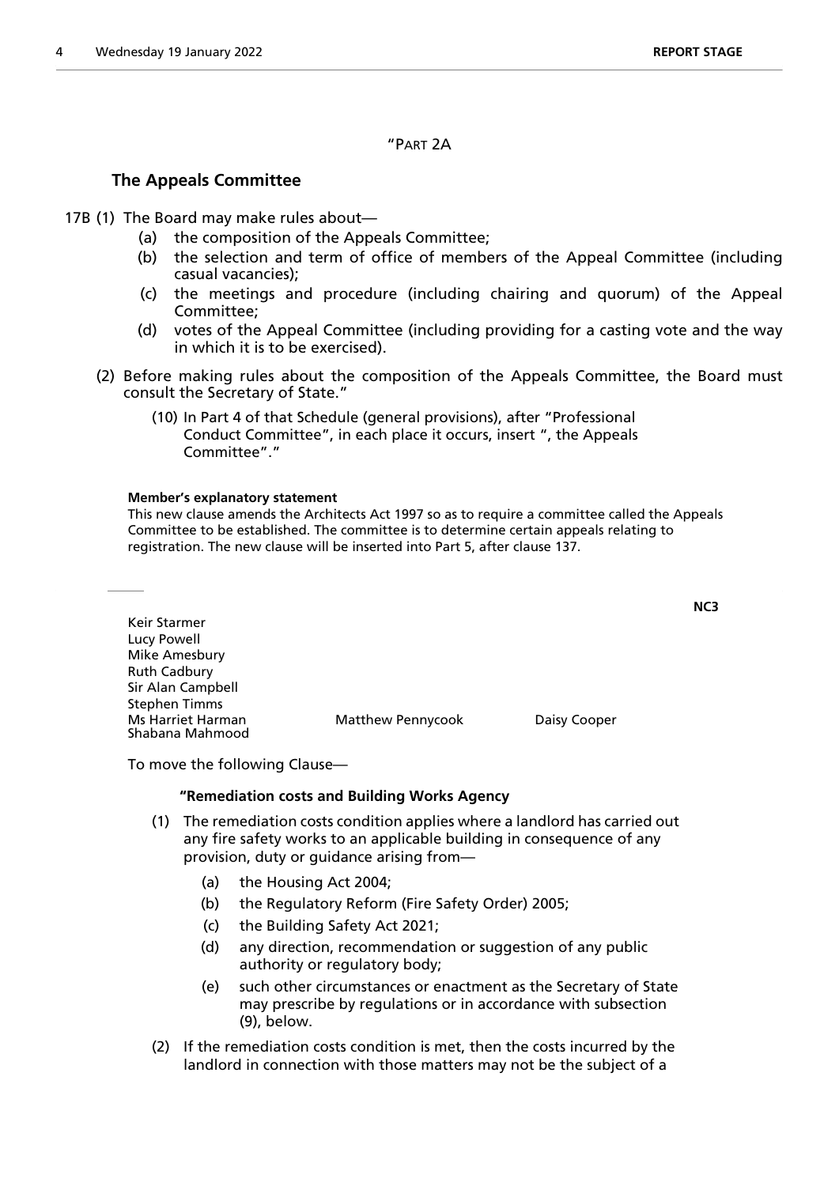"PART 2A

## The Appeals Committee

17B (1) The Board may make rules about—

(a) the composition of the Appeals Committee;

(b) the selection and term of office of members of the Appeal Committee (including casual vacancies);

(c) the meetings and procedure (including chairing and quorum) of the Appeal Committee;

(d) votes of the Appeal Committee (including providing for a casting vote and the way in which it is to be exercised).

(2) Before making rules about the composition of the Appeals Committee, the Board must consult the Secretary of State."

(10) In Part 4 of that Schedule (general provisions), after "Professional Conduct Committee", in each place it occurs, insert ", the Appeals Committee"."

**Member's explanatory statement**

This new clause amends the Architects Act 1997 so as to require a committee called the Appeals Committee to be established. The committee is to determine certain appeals relating to registration. The new clause will be inserted into Part 5, after clause 137.

---

**NC3**

Keir Starmer
Lucy Powell
Mike Amesbury
Ruth Cadbury
Sir Alan Campbell
Stephen Timms
Ms Harriet Harman
Shabana Mahmood
Matthew Pennycook
Daisy Cooper

To move the following Clause—

**"Remediation costs and Building Works Agency**

(1) The remediation costs condition applies where a landlord has carried out any fire safety works to an applicable building in consequence of any provision, duty or guidance arising from—

(a) the Housing Act 2004;

(b) the Regulatory Reform (Fire Safety Order) 2005;

(c) the Building Safety Act 2021;

(d) any direction, recommendation or suggestion of any public authority or regulatory body;

(e) such other circumstances or enactment as the Secretary of State may prescribe by regulations or in accordance with subsection (9), below.

(2) If the remediation costs condition is met, then the costs incurred by the landlord in connection with those matters may not be the subject of a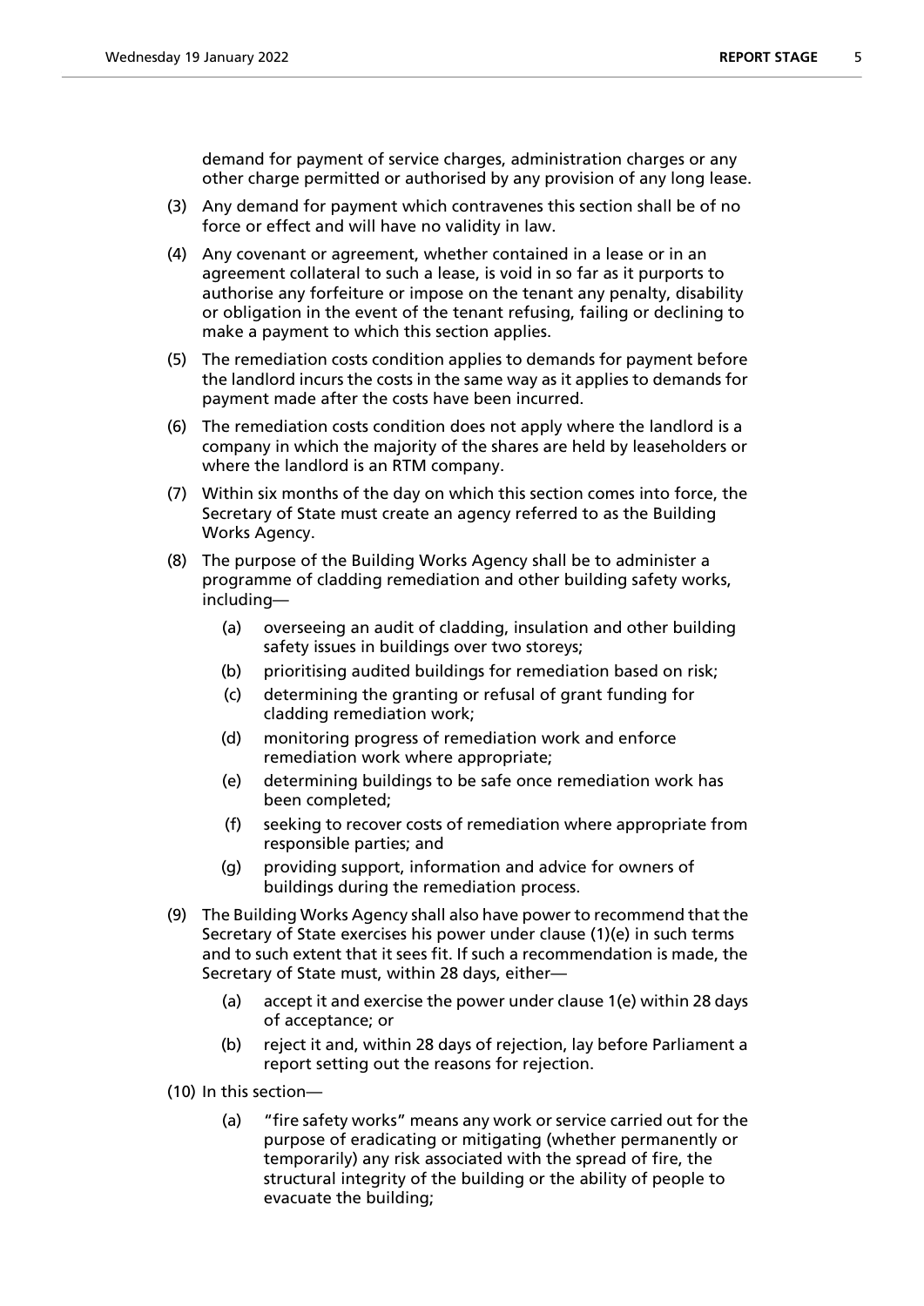demand for payment of service charges, administration charges or any other charge permitted or authorised by any provision of any long lease.

(3) Any demand for payment which contravenes this section shall be of no force or effect and will have no validity in law.

(4) Any covenant or agreement, whether contained in a lease or in an agreement collateral to such a lease, is void in so far as it purports to authorise any forfeiture or impose on the tenant any penalty, disability or obligation in the event of the tenant refusing, failing or declining to make a payment to which this section applies.

(5) The remediation costs condition applies to demands for payment before the landlord incurs the costs in the same way as it applies to demands for payment made after the costs have been incurred.

(6) The remediation costs condition does not apply where the landlord is a company in which the majority of the shares are held by leaseholders or where the landlord is an RTM company.

(7) Within six months of the day on which this section comes into force, the Secretary of State must create an agency referred to as the Building Works Agency.

(8) The purpose of the Building Works Agency shall be to administer a programme of cladding remediation and other building safety works, including—

  (a) overseeing an audit of cladding, insulation and other building safety issues in buildings over two storeys;

  (b) prioritising audited buildings for remediation based on risk;

  (c) determining the granting or refusal of grant funding for cladding remediation work;

  (d) monitoring progress of remediation work and enforce remediation work where appropriate;

  (e) determining buildings to be safe once remediation work has been completed;

  (f) seeking to recover costs of remediation where appropriate from responsible parties; and

  (g) providing support, information and advice for owners of buildings during the remediation process.

(9) The Building Works Agency shall also have power to recommend that the Secretary of State exercises his power under clause (1)(e) in such terms and to such extent that it sees fit. If such a recommendation is made, the Secretary of State must, within 28 days, either—

  (a) accept it and exercise the power under clause 1(e) within 28 days of acceptance; or

  (b) reject it and, within 28 days of rejection, lay before Parliament a report setting out the reasons for rejection.

(10) In this section—

  (a) "fire safety works" means any work or service carried out for the purpose of eradicating or mitigating (whether permanently or temporarily) any risk associated with the spread of fire, the structural integrity of the building or the ability of people to evacuate the building;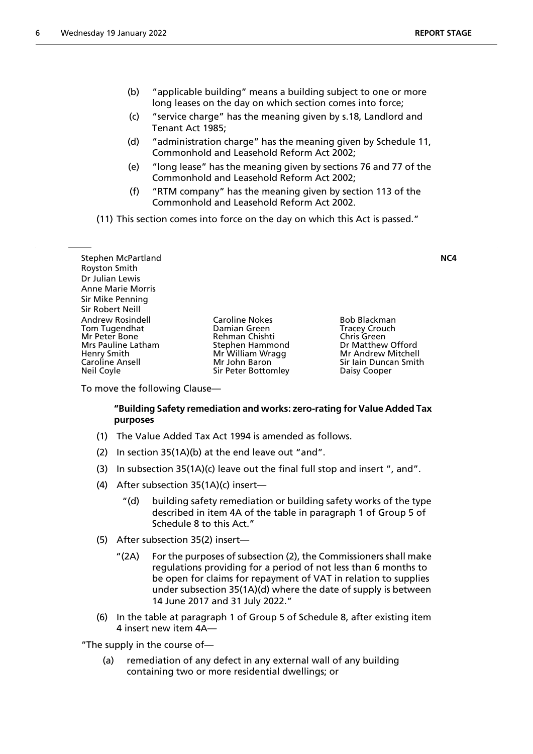(b) "applicable building" means a building subject to one or more long leases on the day on which section comes into force;

(c) "service charge" has the meaning given by s.18, Landlord and Tenant Act 1985;

(d) "administration charge" has the meaning given by Schedule 11, Commonhold and Leasehold Reform Act 2002;

(e) "long lease" has the meaning given by sections 76 and 77 of the Commonhold and Leasehold Reform Act 2002;

(f) "RTM company" has the meaning given by section 113 of the Commonhold and Leasehold Reform Act 2002.

(11) This section comes into force on the day on which this Act is passed."

---

Stephen McPartland
Royston Smith
Dr Julian Lewis
Anne Marie Morris
Sir Mike Penning
Sir Robert Neill
Andrew Rosindell
Tom Tugendhat
Mr Peter Bone
Mrs Pauline Latham
Henry Smith
Caroline Ansell
Neil Coyle
Caroline Nokes
Damian Green
Rehman Chishti
Stephen Hammond
Mr William Wragg
Mr John Baron
Sir Peter Bottomley
Bob Blackman
Tracey Crouch
Chris Green
Dr Matthew Offord
Mr Andrew Mitchell
Sir Iain Duncan Smith
Daisy Cooper

**NC4**

To move the following Clause—

**"Building Safety remediation and works: zero-rating for Value Added Tax purposes**

(1) The Value Added Tax Act 1994 is amended as follows.

(2) In section 35(1A)(b) at the end leave out "and".

(3) In subsection 35(1A)(c) leave out the final full stop and insert ", and".

(4) After subsection 35(1A)(c) insert—

"(d) building safety remediation or building safety works of the type described in item 4A of the table in paragraph 1 of Group 5 of Schedule 8 to this Act."

(5) After subsection 35(2) insert—

"(2A) For the purposes of subsection (2), the Commissioners shall make regulations providing for a period of not less than 6 months to be open for claims for repayment of VAT in relation to supplies under subsection 35(1A)(d) where the date of supply is between 14 June 2017 and 31 July 2022."

(6) In the table at paragraph 1 of Group 5 of Schedule 8, after existing item 4 insert new item 4A—

"The supply in the course of—

(a) remediation of any defect in any external wall of any building containing two or more residential dwellings; or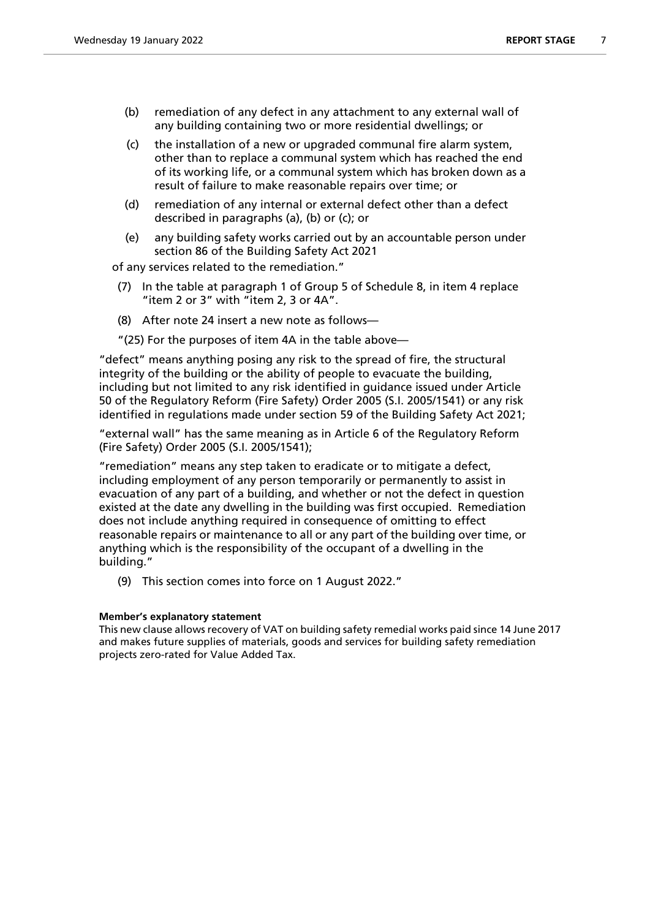(b) remediation of any defect in any attachment to any external wall of any building containing two or more residential dwellings; or

(c) the installation of a new or upgraded communal fire alarm system, other than to replace a communal system which has reached the end of its working life, or a communal system which has broken down as a result of failure to make reasonable repairs over time; or

(d) remediation of any internal or external defect other than a defect described in paragraphs (a), (b) or (c); or

(e) any building safety works carried out by an accountable person under section 86 of the Building Safety Act 2021

of any services related to the remediation."

(7) In the table at paragraph 1 of Group 5 of Schedule 8, in item 4 replace "item 2 or 3" with "item 2, 3 or 4A".

(8) After note 24 insert a new note as follows—

"(25) For the purposes of item 4A in the table above—

"defect" means anything posing any risk to the spread of fire, the structural integrity of the building or the ability of people to evacuate the building, including but not limited to any risk identified in guidance issued under Article 50 of the Regulatory Reform (Fire Safety) Order 2005 (S.I. 2005/1541) or any risk identified in regulations made under section 59 of the Building Safety Act 2021;

"external wall" has the same meaning as in Article 6 of the Regulatory Reform (Fire Safety) Order 2005 (S.I. 2005/1541);

"remediation" means any step taken to eradicate or to mitigate a defect, including employment of any person temporarily or permanently to assist in evacuation of any part of a building, and whether or not the defect in question existed at the date any dwelling in the building was first occupied. Remediation does not include anything required in consequence of omitting to effect reasonable repairs or maintenance to all or any part of the building over time, or anything which is the responsibility of the occupant of a dwelling in the building."

(9) This section comes into force on 1 August 2022."

**Member's explanatory statement**

This new clause allows recovery of VAT on building safety remedial works paid since 14 June 2017 and makes future supplies of materials, goods and services for building safety remediation projects zero-rated for Value Added Tax.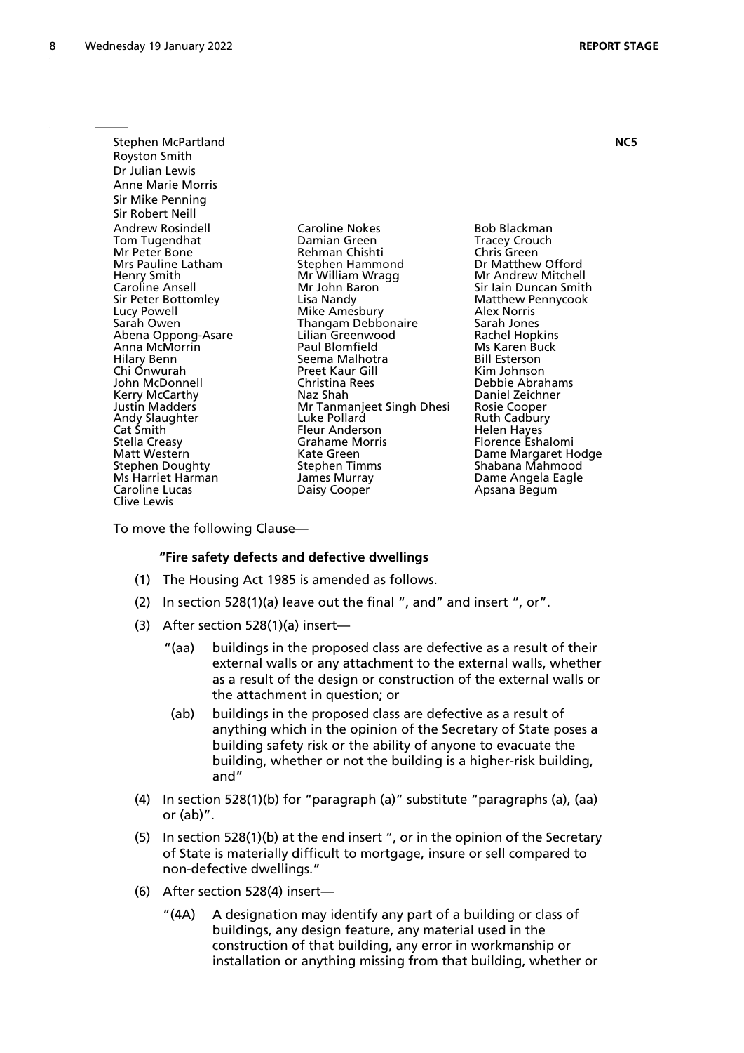Stephen McPartland **NC5**

Royston Smith

Dr Julian Lewis

Anne Marie Morris

Sir Mike Penning

Sir Robert Neill

Andrew Rosindell
Tom Tugendhat
Mr Peter Bone
Mrs Pauline Latham
Henry Smith
Caroline Ansell
Sir Peter Bottomley
Lucy Powell
Sarah Owen
Abena Oppong-Asare
Anna McMorrin
Hilary Benn
Chi Onwurah
John McDonnell
Kerry McCarthy
Justin Madders
Andy Slaughter
Cat Smith
Stella Creasy
Matt Western
Stephen Doughty
Ms Harriet Harman
Caroline Lucas
Clive Lewis
Caroline Nokes
Damian Green
Rehman Chishti
Stephen Hammond
Mr William Wragg
Mr John Baron
Lisa Nandy
Mike Amesbury
Thangam Debbonaire
Lilian Greenwood
Paul Blomfield
Seema Malhotra
Preet Kaur Gill
Christina Rees
Naz Shah
Mr Tanmanjeet Singh Dhesi
Luke Pollard
Fleur Anderson
Grahame Morris
Kate Green
Stephen Timms
James Murray
Daisy Cooper
Bob Blackman
Tracey Crouch
Chris Green
Dr Matthew Offord
Mr Andrew Mitchell
Sir Iain Duncan Smith
Matthew Pennycook
Alex Norris
Sarah Jones
Rachel Hopkins
Ms Karen Buck
Bill Esterson
Kim Johnson
Debbie Abrahams
Daniel Zeichner
Rosie Cooper
Ruth Cadbury
Helen Hayes
Florence Eshalomi
Dame Margaret Hodge
Shabana Mahmood
Dame Angela Eagle
Apsana Begum

To move the following Clause—

**"Fire safety defects and defective dwellings**

(1) The Housing Act 1985 is amended as follows.

(2) In section 528(1)(a) leave out the final ", and" and insert ", or".

(3) After section 528(1)(a) insert—

"(aa) buildings in the proposed class are defective as a result of their external walls or any attachment to the external walls, whether as a result of the design or construction of the external walls or the attachment in question; or

(ab) buildings in the proposed class are defective as a result of anything which in the opinion of the Secretary of State poses a building safety risk or the ability of anyone to evacuate the building, whether or not the building is a higher-risk building, and"

(4) In section 528(1)(b) for "paragraph (a)" substitute "paragraphs (a), (aa) or (ab)".

(5) In section 528(1)(b) at the end insert ", or in the opinion of the Secretary of State is materially difficult to mortgage, insure or sell compared to non-defective dwellings."

(6) After section 528(4) insert—

"(4A) A designation may identify any part of a building or class of buildings, any design feature, any material used in the construction of that building, any error in workmanship or installation or anything missing from that building, whether or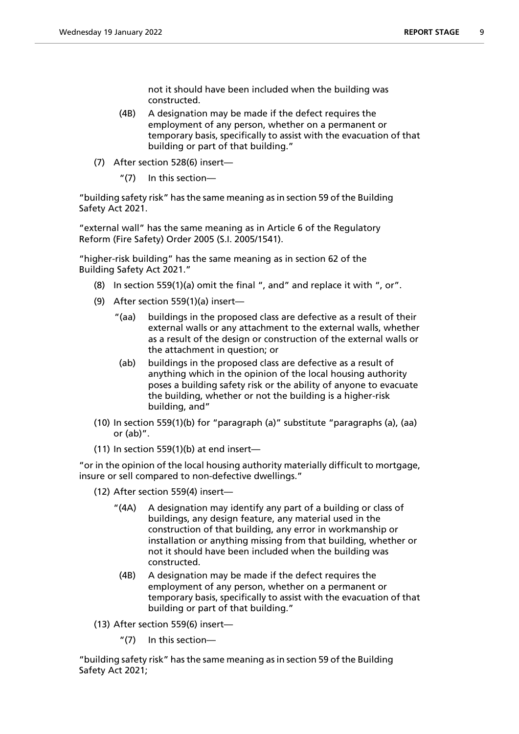not it should have been included when the building was constructed.

(4B) A designation may be made if the defect requires the employment of any person, whether on a permanent or temporary basis, specifically to assist with the evacuation of that building or part of that building."

(7) After section 528(6) insert—

"(7) In this section—

"building safety risk" has the same meaning as in section 59 of the Building Safety Act 2021.

"external wall" has the same meaning as in Article 6 of the Regulatory Reform (Fire Safety) Order 2005 (S.I. 2005/1541).

"higher-risk building" has the same meaning as in section 62 of the Building Safety Act 2021."

(8) In section 559(1)(a) omit the final ", and" and replace it with ", or".

(9) After section 559(1)(a) insert—

"(aa) buildings in the proposed class are defective as a result of their external walls or any attachment to the external walls, whether as a result of the design or construction of the external walls or the attachment in question; or

(ab) buildings in the proposed class are defective as a result of anything which in the opinion of the local housing authority poses a building safety risk or the ability of anyone to evacuate the building, whether or not the building is a higher-risk building, and"

(10) In section 559(1)(b) for "paragraph (a)" substitute "paragraphs (a), (aa) or (ab)".

(11) In section 559(1)(b) at end insert—

"or in the opinion of the local housing authority materially difficult to mortgage, insure or sell compared to non-defective dwellings."

(12) After section 559(4) insert—

"(4A) A designation may identify any part of a building or class of buildings, any design feature, any material used in the construction of that building, any error in workmanship or installation or anything missing from that building, whether or not it should have been included when the building was constructed.

(4B) A designation may be made if the defect requires the employment of any person, whether on a permanent or temporary basis, specifically to assist with the evacuation of that building or part of that building."

(13) After section 559(6) insert—

"(7) In this section—

"building safety risk" has the same meaning as in section 59 of the Building Safety Act 2021;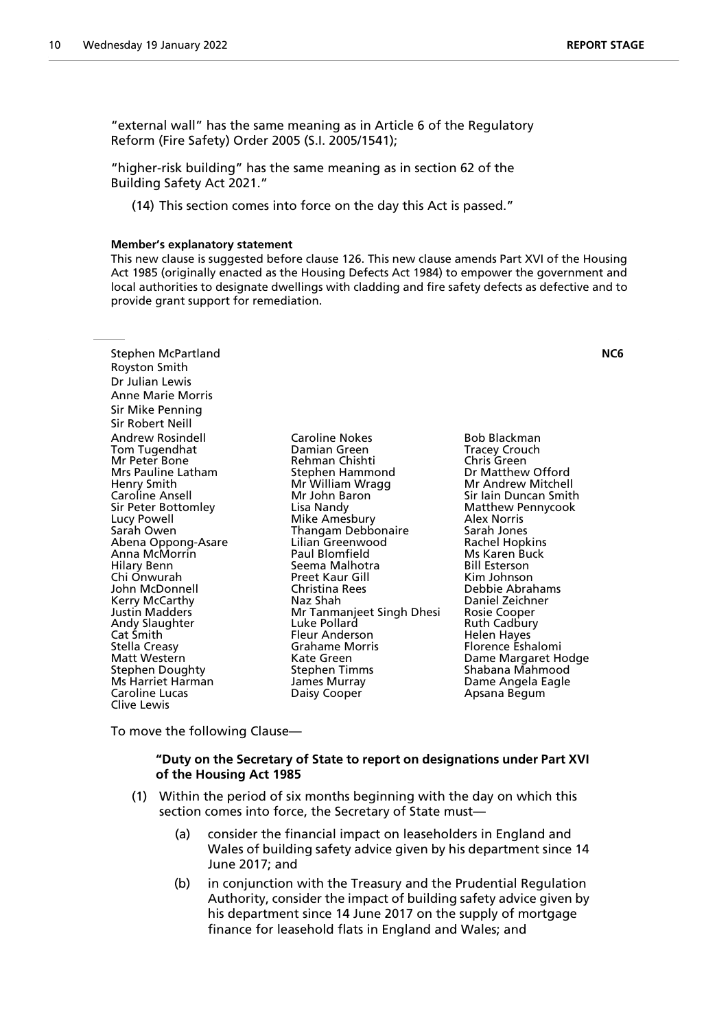"external wall" has the same meaning as in Article 6 of the Regulatory Reform (Fire Safety) Order 2005 (S.I. 2005/1541);

"higher-risk building" has the same meaning as in section 62 of the Building Safety Act 2021."

(14) This section comes into force on the day this Act is passed."

**Member's explanatory statement**

This new clause is suggested before clause 126. This new clause amends Part XVI of the Housing Act 1985 (originally enacted as the Housing Defects Act 1984) to empower the government and local authorities to designate dwellings with cladding and fire safety defects as defective and to provide grant support for remediation.

---

**NC6**

Stephen McPartland
Royston Smith
Dr Julian Lewis
Anne Marie Morris
Sir Mike Penning
Sir Robert Neill
Andrew Rosindell
Tom Tugendhat
Mr Peter Bone
Mrs Pauline Latham
Henry Smith
Caroline Ansell
Sir Peter Bottomley
Lucy Powell
Sarah Owen
Abena Oppong-Asare
Anna McMorrin
Hilary Benn
Chi Onwurah
John McDonnell
Kerry McCarthy
Justin Madders
Andy Slaughter
Cat Smith
Stella Creasy
Matt Western
Stephen Doughty
Ms Harriet Harman
Caroline Lucas
Clive Lewis
Caroline Nokes
Damian Green
Rehman Chishti
Stephen Hammond
Mr William Wragg
Mr John Baron
Lisa Nandy
Mike Amesbury
Thangam Debbonaire
Lilian Greenwood
Paul Blomfield
Seema Malhotra
Preet Kaur Gill
Christina Rees
Naz Shah
Mr Tanmanjeet Singh Dhesi
Luke Pollard
Fleur Anderson
Grahame Morris
Kate Green
Stephen Timms
James Murray
Daisy Cooper
Bob Blackman
Tracey Crouch
Chris Green
Dr Matthew Offord
Mr Andrew Mitchell
Sir Iain Duncan Smith
Matthew Pennycook
Alex Norris
Sarah Jones
Rachel Hopkins
Ms Karen Buck
Bill Esterson
Kim Johnson
Debbie Abrahams
Daniel Zeichner
Rosie Cooper
Ruth Cadbury
Helen Hayes
Florence Eshalomi
Dame Margaret Hodge
Shabana Mahmood
Dame Angela Eagle
Apsana Begum

To move the following Clause—

**"Duty on the Secretary of State to report on designations under Part XVI of the Housing Act 1985**

(1) Within the period of six months beginning with the day on which this section comes into force, the Secretary of State must—

(a) consider the financial impact on leaseholders in England and Wales of building safety advice given by his department since 14 June 2017; and

(b) in conjunction with the Treasury and the Prudential Regulation Authority, consider the impact of building safety advice given by his department since 14 June 2017 on the supply of mortgage finance for leasehold flats in England and Wales; and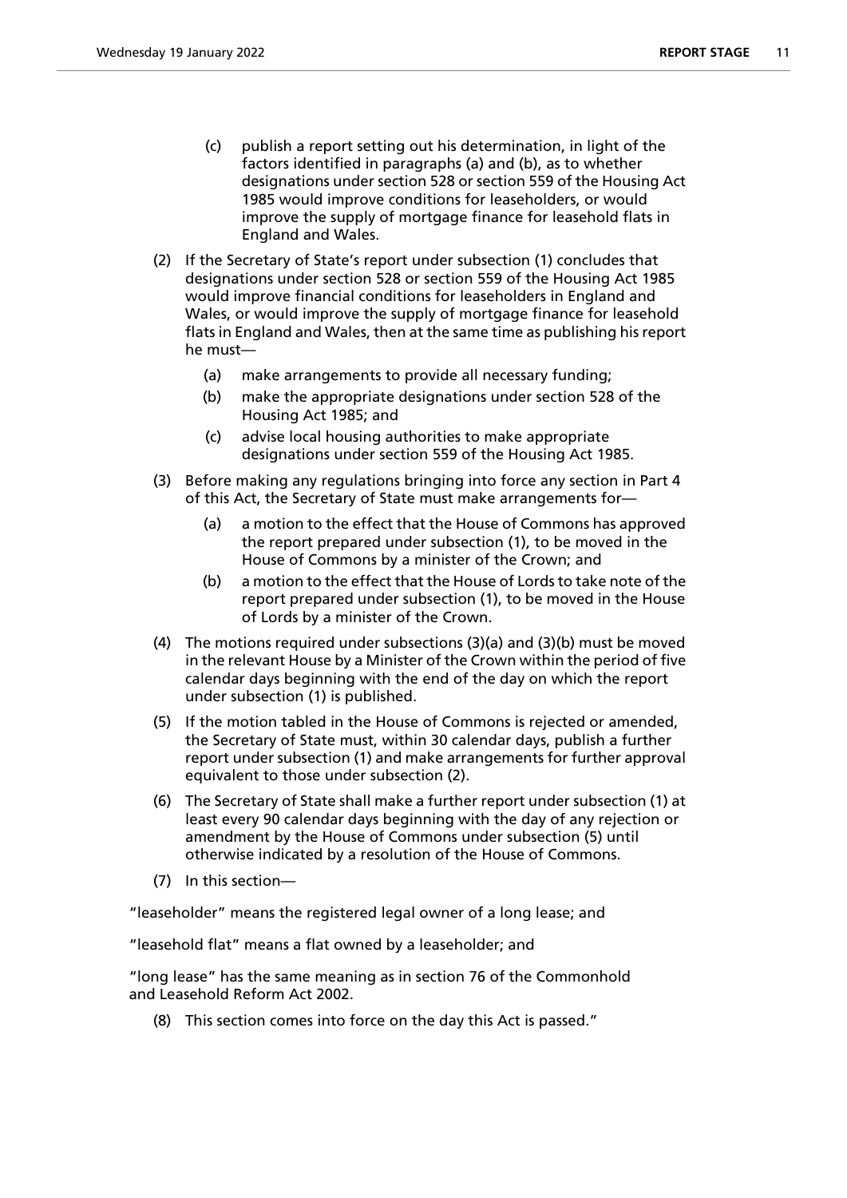(c) publish a report setting out his determination, in light of the factors identified in paragraphs (a) and (b), as to whether designations under section 528 or section 559 of the Housing Act 1985 would improve conditions for leaseholders, or would improve the supply of mortgage finance for leasehold flats in England and Wales.

(2) If the Secretary of State's report under subsection (1) concludes that designations under section 528 or section 559 of the Housing Act 1985 would improve financial conditions for leaseholders in England and Wales, or would improve the supply of mortgage finance for leasehold flats in England and Wales, then at the same time as publishing his report he must—

(a) make arrangements to provide all necessary funding;

(b) make the appropriate designations under section 528 of the Housing Act 1985; and

(c) advise local housing authorities to make appropriate designations under section 559 of the Housing Act 1985.

(3) Before making any regulations bringing into force any section in Part 4 of this Act, the Secretary of State must make arrangements for—

(a) a motion to the effect that the House of Commons has approved the report prepared under subsection (1), to be moved in the House of Commons by a minister of the Crown; and

(b) a motion to the effect that the House of Lords to take note of the report prepared under subsection (1), to be moved in the House of Lords by a minister of the Crown.

(4) The motions required under subsections (3)(a) and (3)(b) must be moved in the relevant House by a Minister of the Crown within the period of five calendar days beginning with the end of the day on which the report under subsection (1) is published.

(5) If the motion tabled in the House of Commons is rejected or amended, the Secretary of State must, within 30 calendar days, publish a further report under subsection (1) and make arrangements for further approval equivalent to those under subsection (2).

(6) The Secretary of State shall make a further report under subsection (1) at least every 90 calendar days beginning with the day of any rejection or amendment by the House of Commons under subsection (5) until otherwise indicated by a resolution of the House of Commons.

(7) In this section—

"leaseholder" means the registered legal owner of a long lease; and

"leasehold flat" means a flat owned by a leaseholder; and

"long lease" has the same meaning as in section 76 of the Commonhold and Leasehold Reform Act 2002.

(8) This section comes into force on the day this Act is passed."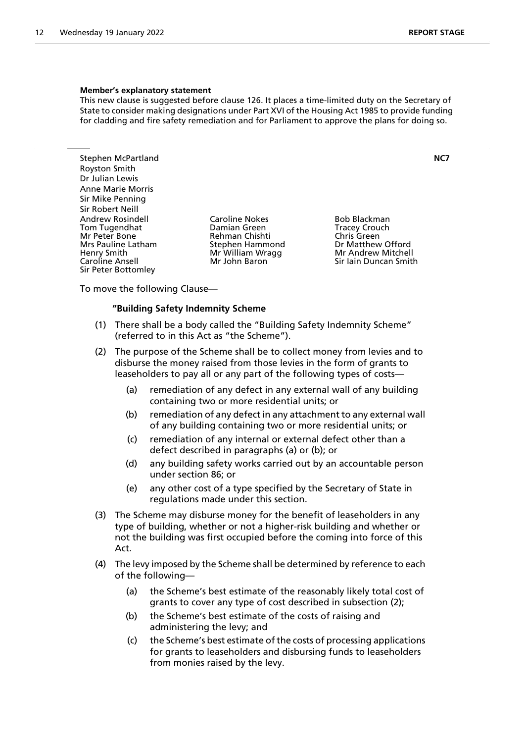**Member's explanatory statement**

This new clause is suggested before clause 126. It places a time-limited duty on the Secretary of State to consider making designations under Part XVI of the Housing Act 1985 to provide funding for cladding and fire safety remediation and for Parliament to approve the plans for doing so.

---

Stephen McPartland
Royston Smith
Dr Julian Lewis
Anne Marie Morris
Sir Mike Penning
Sir Robert Neill
Andrew Rosindell
Tom Tugendhat
Mr Peter Bone
Mrs Pauline Latham
Henry Smith
Caroline Ansell
Sir Peter Bottomley
Caroline Nokes
Damian Green
Rehman Chishti
Stephen Hammond
Mr William Wragg
Mr John Baron
Bob Blackman
Tracey Crouch
Chris Green
Dr Matthew Offord
Mr Andrew Mitchell
Sir Iain Duncan Smith

**NC7**

To move the following Clause—

**"Building Safety Indemnity Scheme**

(1) There shall be a body called the "Building Safety Indemnity Scheme" (referred to in this Act as "the Scheme").

(2) The purpose of the Scheme shall be to collect money from levies and to disburse the money raised from those levies in the form of grants to leaseholders to pay all or any part of the following types of costs—

  (a) remediation of any defect in any external wall of any building containing two or more residential units; or

  (b) remediation of any defect in any attachment to any external wall of any building containing two or more residential units; or

  (c) remediation of any internal or external defect other than a defect described in paragraphs (a) or (b); or

  (d) any building safety works carried out by an accountable person under section 86; or

  (e) any other cost of a type specified by the Secretary of State in regulations made under this section.

(3) The Scheme may disburse money for the benefit of leaseholders in any type of building, whether or not a higher-risk building and whether or not the building was first occupied before the coming into force of this Act.

(4) The levy imposed by the Scheme shall be determined by reference to each of the following—

  (a) the Scheme's best estimate of the reasonably likely total cost of grants to cover any type of cost described in subsection (2);

  (b) the Scheme's best estimate of the costs of raising and administering the levy; and

  (c) the Scheme's best estimate of the costs of processing applications for grants to leaseholders and disbursing funds to leaseholders from monies raised by the levy.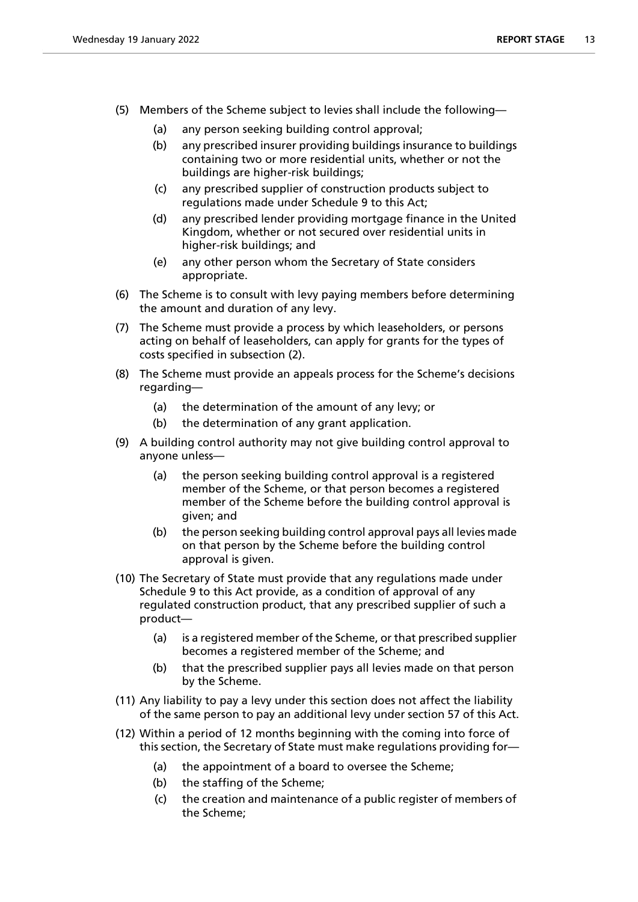(5) Members of the Scheme subject to levies shall include the following—

  (a) any person seeking building control approval;

  (b) any prescribed insurer providing buildings insurance to buildings containing two or more residential units, whether or not the buildings are higher-risk buildings;

  (c) any prescribed supplier of construction products subject to regulations made under Schedule 9 to this Act;

  (d) any prescribed lender providing mortgage finance in the United Kingdom, whether or not secured over residential units in higher-risk buildings; and

  (e) any other person whom the Secretary of State considers appropriate.

(6) The Scheme is to consult with levy paying members before determining the amount and duration of any levy.

(7) The Scheme must provide a process by which leaseholders, or persons acting on behalf of leaseholders, can apply for grants for the types of costs specified in subsection (2).

(8) The Scheme must provide an appeals process for the Scheme's decisions regarding—

  (a) the determination of the amount of any levy; or

  (b) the determination of any grant application.

(9) A building control authority may not give building control approval to anyone unless—

  (a) the person seeking building control approval is a registered member of the Scheme, or that person becomes a registered member of the Scheme before the building control approval is given; and

  (b) the person seeking building control approval pays all levies made on that person by the Scheme before the building control approval is given.

(10) The Secretary of State must provide that any regulations made under Schedule 9 to this Act provide, as a condition of approval of any regulated construction product, that any prescribed supplier of such a product—

  (a) is a registered member of the Scheme, or that prescribed supplier becomes a registered member of the Scheme; and

  (b) that the prescribed supplier pays all levies made on that person by the Scheme.

(11) Any liability to pay a levy under this section does not affect the liability of the same person to pay an additional levy under section 57 of this Act.

(12) Within a period of 12 months beginning with the coming into force of this section, the Secretary of State must make regulations providing for—

  (a) the appointment of a board to oversee the Scheme;

  (b) the staffing of the Scheme;

  (c) the creation and maintenance of a public register of members of the Scheme;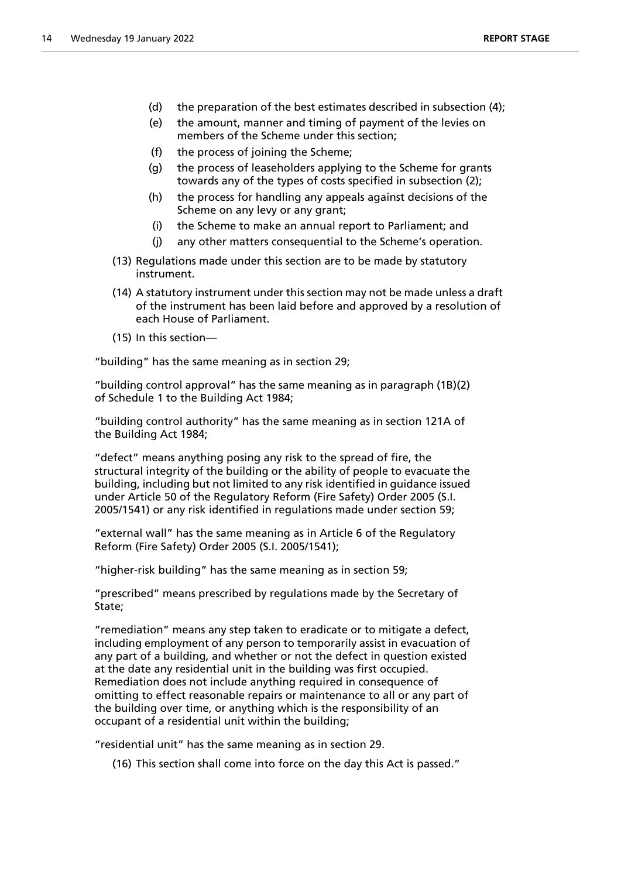(d) the preparation of the best estimates described in subsection (4);

(e) the amount, manner and timing of payment of the levies on members of the Scheme under this section;

(f) the process of joining the Scheme;

(g) the process of leaseholders applying to the Scheme for grants towards any of the types of costs specified in subsection (2);

(h) the process for handling any appeals against decisions of the Scheme on any levy or any grant;

(i) the Scheme to make an annual report to Parliament; and

(j) any other matters consequential to the Scheme's operation.

(13) Regulations made under this section are to be made by statutory instrument.

(14) A statutory instrument under this section may not be made unless a draft of the instrument has been laid before and approved by a resolution of each House of Parliament.

(15) In this section—

"building" has the same meaning as in section 29;

"building control approval" has the same meaning as in paragraph (1B)(2) of Schedule 1 to the Building Act 1984;

"building control authority" has the same meaning as in section 121A of the Building Act 1984;

"defect" means anything posing any risk to the spread of fire, the structural integrity of the building or the ability of people to evacuate the building, including but not limited to any risk identified in guidance issued under Article 50 of the Regulatory Reform (Fire Safety) Order 2005 (S.I. 2005/1541) or any risk identified in regulations made under section 59;

"external wall" has the same meaning as in Article 6 of the Regulatory Reform (Fire Safety) Order 2005 (S.I. 2005/1541);

"higher-risk building" has the same meaning as in section 59;

"prescribed" means prescribed by regulations made by the Secretary of State;

"remediation" means any step taken to eradicate or to mitigate a defect, including employment of any person to temporarily assist in evacuation of any part of a building, and whether or not the defect in question existed at the date any residential unit in the building was first occupied. Remediation does not include anything required in consequence of omitting to effect reasonable repairs or maintenance to all or any part of the building over time, or anything which is the responsibility of an occupant of a residential unit within the building;

"residential unit" has the same meaning as in section 29.

(16) This section shall come into force on the day this Act is passed."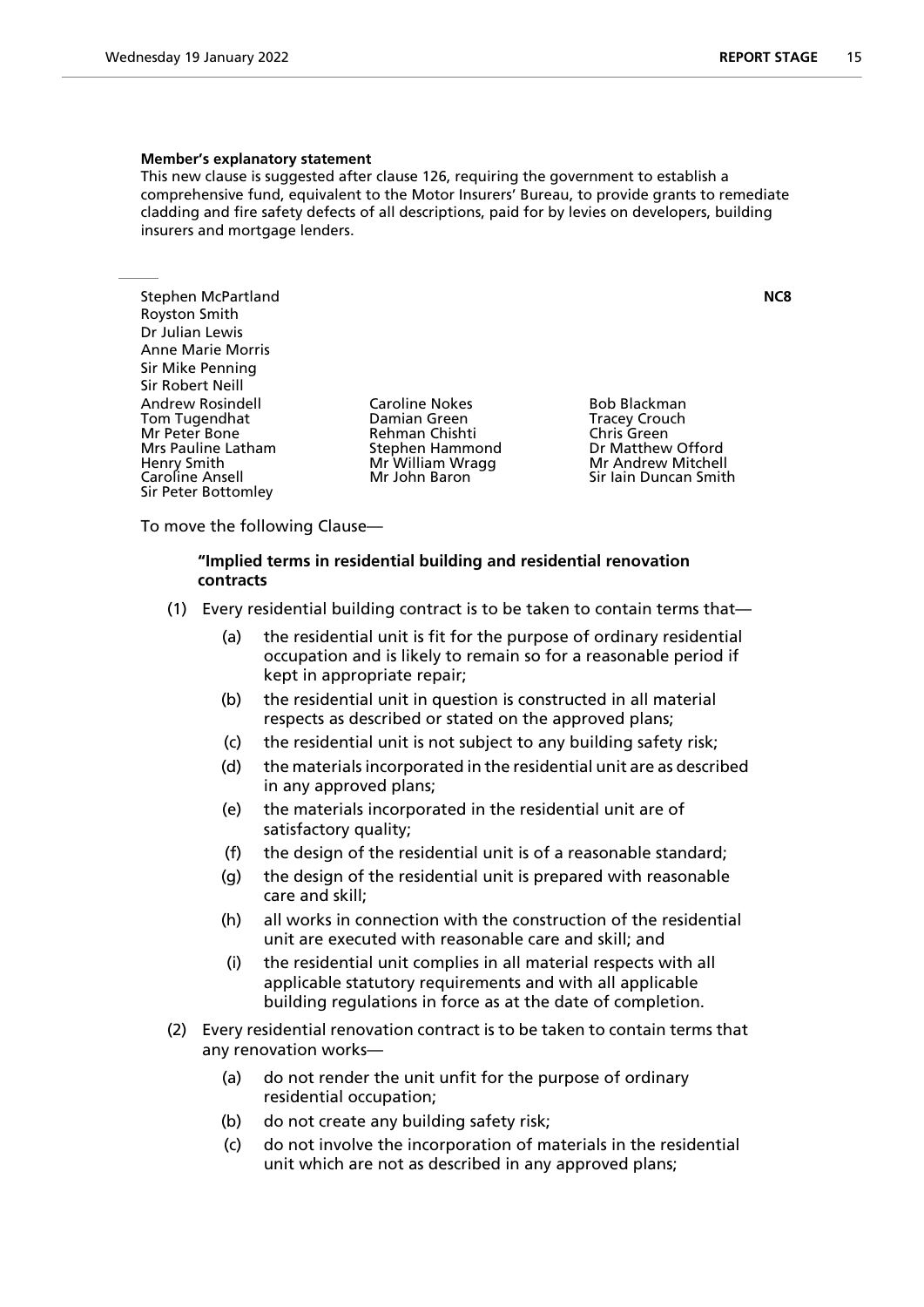**Member's explanatory statement**

This new clause is suggested after clause 126, requiring the government to establish a comprehensive fund, equivalent to the Motor Insurers' Bureau, to provide grants to remediate cladding and fire safety defects of all descriptions, paid for by levies on developers, building insurers and mortgage lenders.

---

Stephen McPartland
Royston Smith
Dr Julian Lewis
Anne Marie Morris
Sir Mike Penning
Sir Robert Neill
Andrew Rosindell
Tom Tugendhat
Mr Peter Bone
Mrs Pauline Latham
Henry Smith
Caroline Ansell
Sir Peter Bottomley
Caroline Nokes
Damian Green
Rehman Chishti
Stephen Hammond
Mr William Wragg
Mr John Baron
Bob Blackman
Tracey Crouch
Chris Green
Dr Matthew Offord
Mr Andrew Mitchell
Sir Iain Duncan Smith

**NC8**

To move the following Clause—

**"Implied terms in residential building and residential renovation contracts**

(1) Every residential building contract is to be taken to contain terms that—

(a) the residential unit is fit for the purpose of ordinary residential occupation and is likely to remain so for a reasonable period if kept in appropriate repair;

(b) the residential unit in question is constructed in all material respects as described or stated on the approved plans;

(c) the residential unit is not subject to any building safety risk;

(d) the materials incorporated in the residential unit are as described in any approved plans;

(e) the materials incorporated in the residential unit are of satisfactory quality;

(f) the design of the residential unit is of a reasonable standard;

(g) the design of the residential unit is prepared with reasonable care and skill;

(h) all works in connection with the construction of the residential unit are executed with reasonable care and skill; and

(i) the residential unit complies in all material respects with all applicable statutory requirements and with all applicable building regulations in force as at the date of completion.

(2) Every residential renovation contract is to be taken to contain terms that any renovation works—

(a) do not render the unit unfit for the purpose of ordinary residential occupation;

(b) do not create any building safety risk;

(c) do not involve the incorporation of materials in the residential unit which are not as described in any approved plans;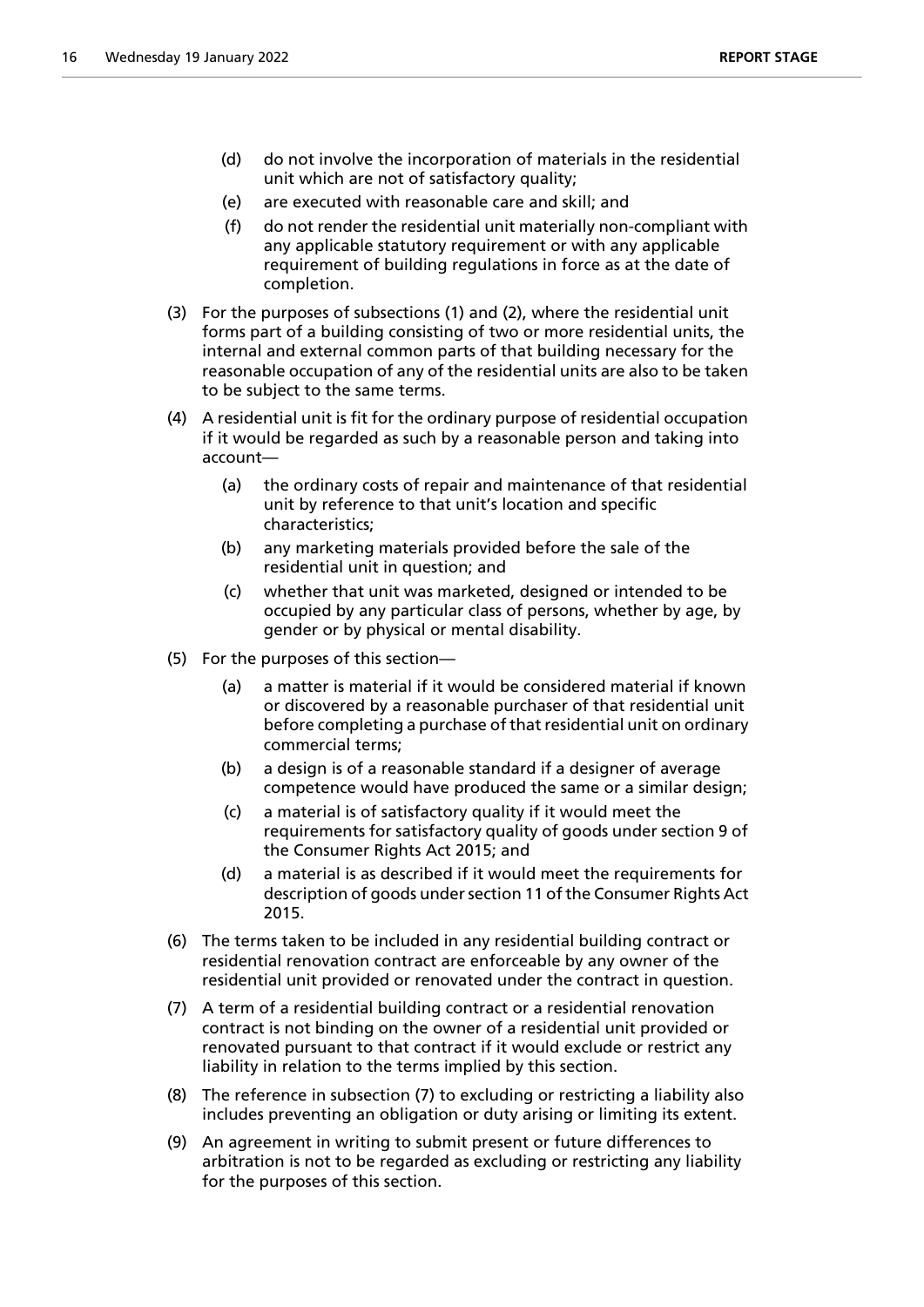(d) do not involve the incorporation of materials in the residential unit which are not of satisfactory quality;

(e) are executed with reasonable care and skill; and

(f) do not render the residential unit materially non-compliant with any applicable statutory requirement or with any applicable requirement of building regulations in force as at the date of completion.

(3) For the purposes of subsections (1) and (2), where the residential unit forms part of a building consisting of two or more residential units, the internal and external common parts of that building necessary for the reasonable occupation of any of the residential units are also to be taken to be subject to the same terms.

(4) A residential unit is fit for the ordinary purpose of residential occupation if it would be regarded as such by a reasonable person and taking into account—

(a) the ordinary costs of repair and maintenance of that residential unit by reference to that unit's location and specific characteristics;

(b) any marketing materials provided before the sale of the residential unit in question; and

(c) whether that unit was marketed, designed or intended to be occupied by any particular class of persons, whether by age, by gender or by physical or mental disability.

(5) For the purposes of this section—

(a) a matter is material if it would be considered material if known or discovered by a reasonable purchaser of that residential unit before completing a purchase of that residential unit on ordinary commercial terms;

(b) a design is of a reasonable standard if a designer of average competence would have produced the same or a similar design;

(c) a material is of satisfactory quality if it would meet the requirements for satisfactory quality of goods under section 9 of the Consumer Rights Act 2015; and

(d) a material is as described if it would meet the requirements for description of goods under section 11 of the Consumer Rights Act 2015.

(6) The terms taken to be included in any residential building contract or residential renovation contract are enforceable by any owner of the residential unit provided or renovated under the contract in question.

(7) A term of a residential building contract or a residential renovation contract is not binding on the owner of a residential unit provided or renovated pursuant to that contract if it would exclude or restrict any liability in relation to the terms implied by this section.

(8) The reference in subsection (7) to excluding or restricting a liability also includes preventing an obligation or duty arising or limiting its extent.

(9) An agreement in writing to submit present or future differences to arbitration is not to be regarded as excluding or restricting any liability for the purposes of this section.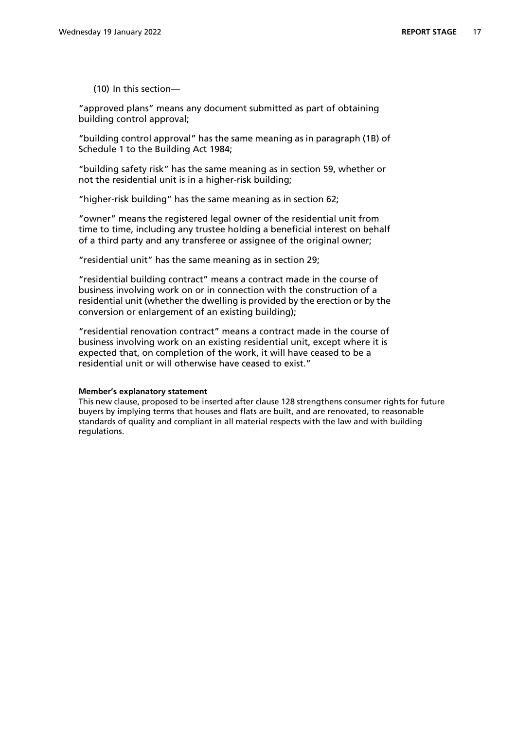(10) In this section—

"approved plans" means any document submitted as part of obtaining building control approval;

"building control approval" has the same meaning as in paragraph (1B) of Schedule 1 to the Building Act 1984;

"building safety risk" has the same meaning as in section 59, whether or not the residential unit is in a higher-risk building;

"higher-risk building" has the same meaning as in section 62;

"owner" means the registered legal owner of the residential unit from time to time, including any trustee holding a beneficial interest on behalf of a third party and any transferee or assignee of the original owner;

"residential unit" has the same meaning as in section 29;

"residential building contract" means a contract made in the course of business involving work on or in connection with the construction of a residential unit (whether the dwelling is provided by the erection or by the conversion or enlargement of an existing building);

"residential renovation contract" means a contract made in the course of business involving work on an existing residential unit, except where it is expected that, on completion of the work, it will have ceased to be a residential unit or will otherwise have ceased to exist."

**Member's explanatory statement**

This new clause, proposed to be inserted after clause 128 strengthens consumer rights for future buyers by implying terms that houses and flats are built, and are renovated, to reasonable standards of quality and compliant in all material respects with the law and with building regulations.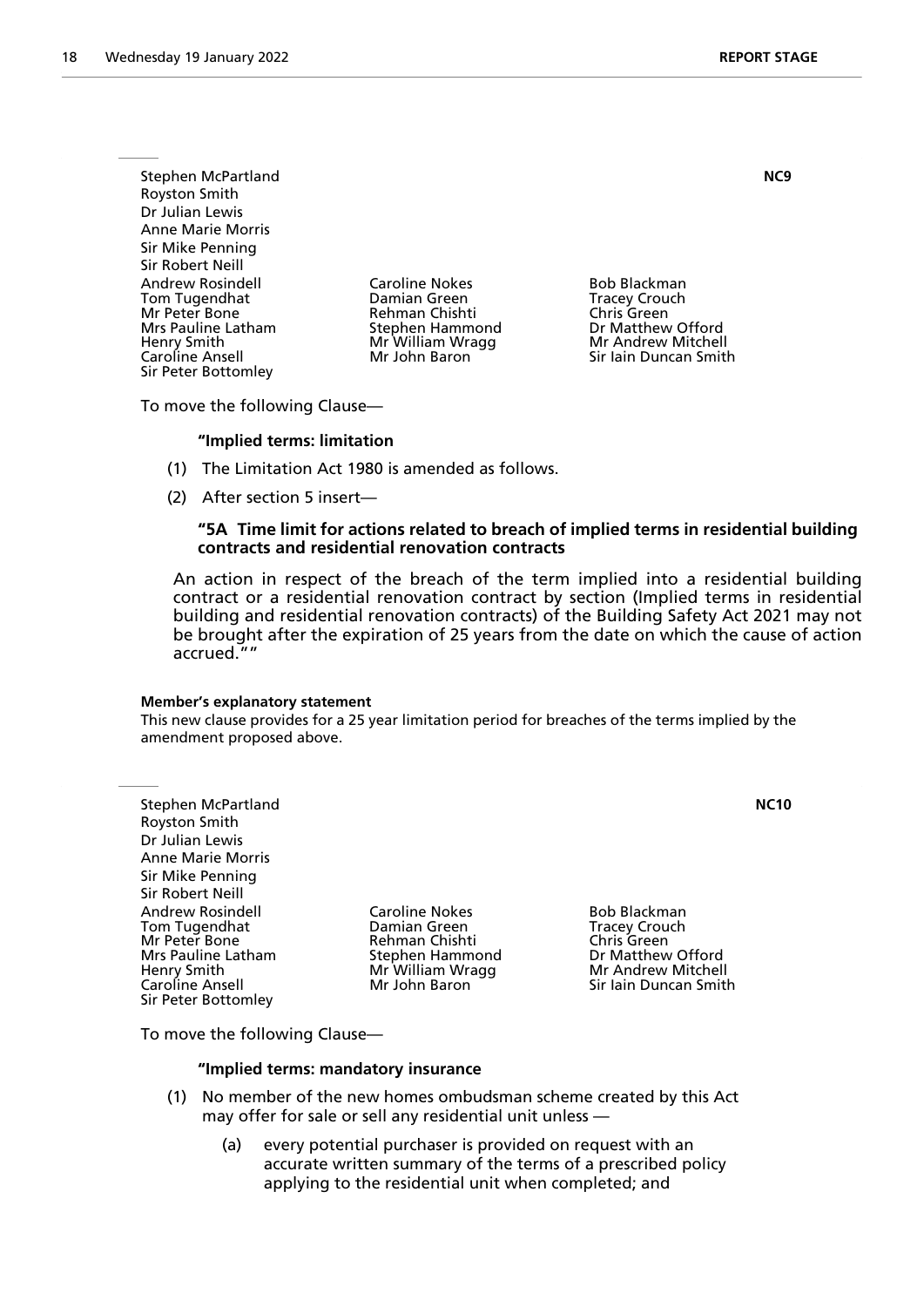Stephen McPartland
Royston Smith
Dr Julian Lewis
Anne Marie Morris
Sir Mike Penning
Sir Robert Neill
Andrew Rosindell
Tom Tugendhat
Mr Peter Bone
Mrs Pauline Latham
Henry Smith
Caroline Ansell
Sir Peter Bottomley
Caroline Nokes
Damian Green
Rehman Chishti
Stephen Hammond
Mr William Wragg
Mr John Baron
Bob Blackman
Tracey Crouch
Chris Green
Dr Matthew Offord
Mr Andrew Mitchell
Sir Iain Duncan Smith

**NC9**

To move the following Clause—

**"Implied terms: limitation**

(1) The Limitation Act 1980 is amended as follows.

(2) After section 5 insert—

**"5A Time limit for actions related to breach of implied terms in residential building contracts and residential renovation contracts**

An action in respect of the breach of the term implied into a residential building contract or a residential renovation contract by section (Implied terms in residential building and residential renovation contracts) of the Building Safety Act 2021 may not be brought after the expiration of 25 years from the date on which the cause of action accrued.""

**Member's explanatory statement**

This new clause provides for a 25 year limitation period for breaches of the terms implied by the amendment proposed above.

Stephen McPartland
Royston Smith
Dr Julian Lewis
Anne Marie Morris
Sir Mike Penning
Sir Robert Neill
Andrew Rosindell
Tom Tugendhat
Mr Peter Bone
Mrs Pauline Latham
Henry Smith
Caroline Ansell
Sir Peter Bottomley
Caroline Nokes
Damian Green
Rehman Chishti
Stephen Hammond
Mr William Wragg
Mr John Baron
Bob Blackman
Tracey Crouch
Chris Green
Dr Matthew Offord
Mr Andrew Mitchell
Sir Iain Duncan Smith

**NC10**

To move the following Clause—

**"Implied terms: mandatory insurance**

(1) No member of the new homes ombudsman scheme created by this Act may offer for sale or sell any residential unit unless —

(a) every potential purchaser is provided on request with an accurate written summary of the terms of a prescribed policy applying to the residential unit when completed; and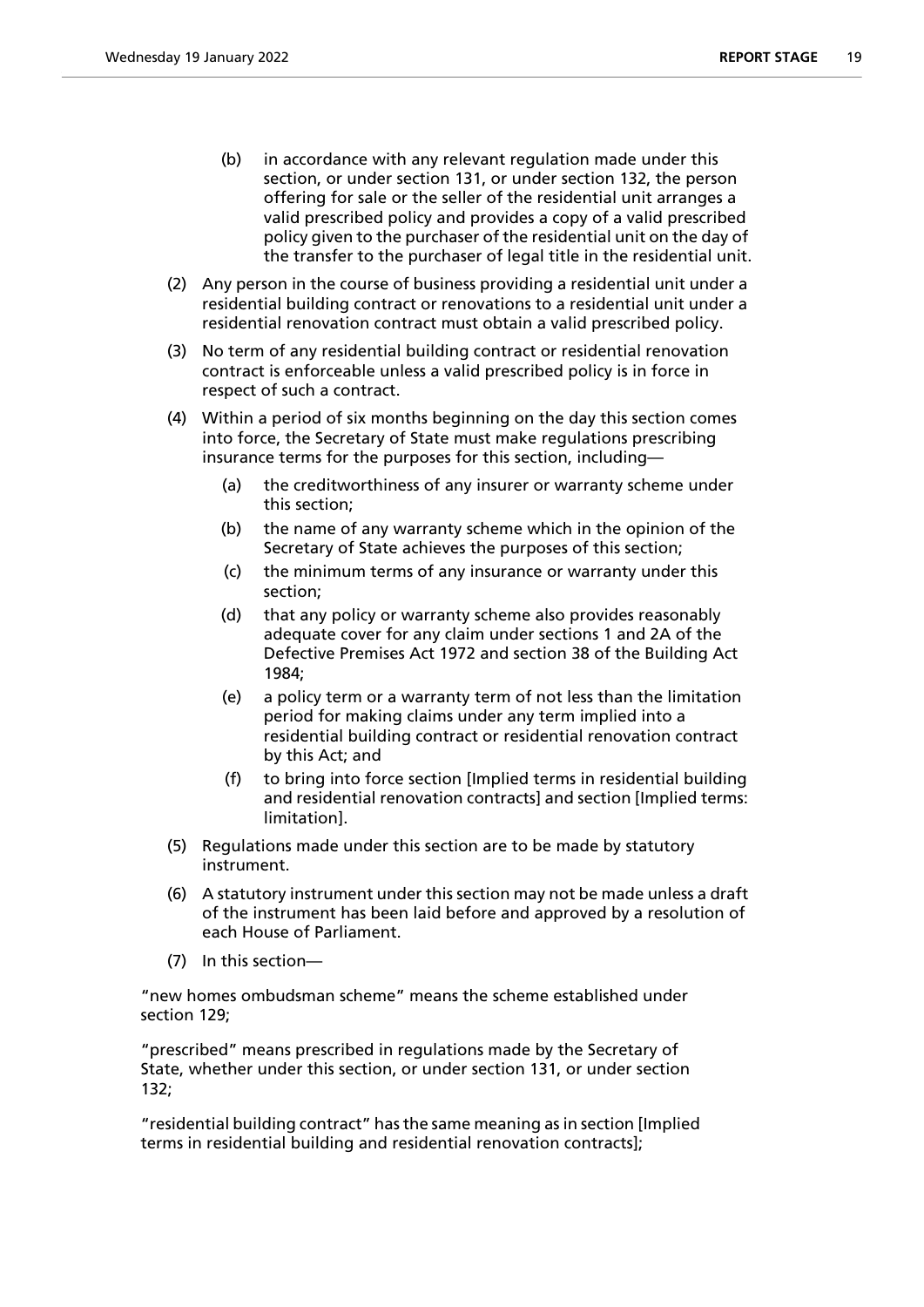(b) in accordance with any relevant regulation made under this section, or under section 131, or under section 132, the person offering for sale or the seller of the residential unit arranges a valid prescribed policy and provides a copy of a valid prescribed policy given to the purchaser of the residential unit on the day of the transfer to the purchaser of legal title in the residential unit.

(2) Any person in the course of business providing a residential unit under a residential building contract or renovations to a residential unit under a residential renovation contract must obtain a valid prescribed policy.

(3) No term of any residential building contract or residential renovation contract is enforceable unless a valid prescribed policy is in force in respect of such a contract.

(4) Within a period of six months beginning on the day this section comes into force, the Secretary of State must make regulations prescribing insurance terms for the purposes for this section, including—

- (a) the creditworthiness of any insurer or warranty scheme under this section;
- (b) the name of any warranty scheme which in the opinion of the Secretary of State achieves the purposes of this section;
- (c) the minimum terms of any insurance or warranty under this section;
- (d) that any policy or warranty scheme also provides reasonably adequate cover for any claim under sections 1 and 2A of the Defective Premises Act 1972 and section 38 of the Building Act 1984;
- (e) a policy term or a warranty term of not less than the limitation period for making claims under any term implied into a residential building contract or residential renovation contract by this Act; and
- (f) to bring into force section [Implied terms in residential building and residential renovation contracts] and section [Implied terms: limitation].

(5) Regulations made under this section are to be made by statutory instrument.

(6) A statutory instrument under this section may not be made unless a draft of the instrument has been laid before and approved by a resolution of each House of Parliament.

(7) In this section—

"new homes ombudsman scheme" means the scheme established under section 129;

"prescribed" means prescribed in regulations made by the Secretary of State, whether under this section, or under section 131, or under section 132;

"residential building contract" has the same meaning as in section [Implied terms in residential building and residential renovation contracts];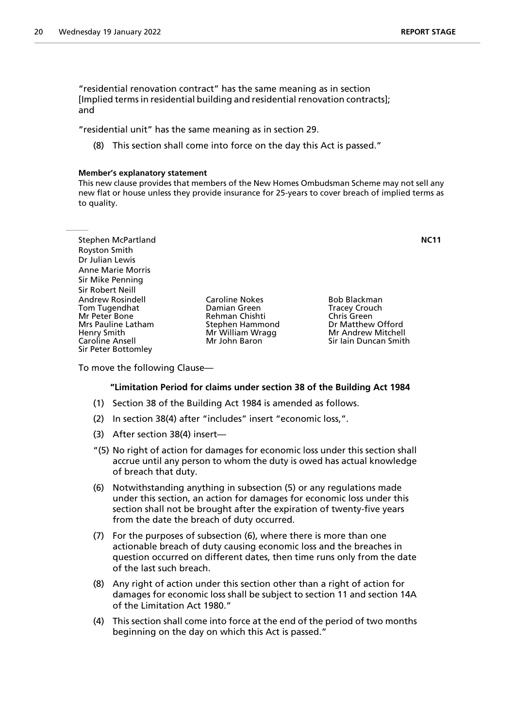"residential renovation contract" has the same meaning as in section [Implied terms in residential building and residential renovation contracts]; and

"residential unit" has the same meaning as in section 29.

(8) This section shall come into force on the day this Act is passed."

**Member's explanatory statement**

This new clause provides that members of the New Homes Ombudsman Scheme may not sell any new flat or house unless they provide insurance for 25-years to cover breach of implied terms as to quality.

---

Stephen McPartland
Royston Smith
Dr Julian Lewis
Anne Marie Morris
Sir Mike Penning
Sir Robert Neill
Andrew Rosindell
Tom Tugendhat
Mr Peter Bone
Mrs Pauline Latham
Henry Smith
Caroline Ansell
Sir Peter Bottomley
Caroline Nokes
Damian Green
Rehman Chishti
Stephen Hammond
Mr William Wragg
Mr John Baron
Bob Blackman
Tracey Crouch
Chris Green
Dr Matthew Offord
Mr Andrew Mitchell
Sir Iain Duncan Smith

**NC11**

To move the following Clause—

**"Limitation Period for claims under section 38 of the Building Act 1984**

(1) Section 38 of the Building Act 1984 is amended as follows.

(2) In section 38(4) after "includes" insert "economic loss,".

(3) After section 38(4) insert—

"(5) No right of action for damages for economic loss under this section shall accrue until any person to whom the duty is owed has actual knowledge of breach that duty.

(6) Notwithstanding anything in subsection (5) or any regulations made under this section, an action for damages for economic loss under this section shall not be brought after the expiration of twenty-five years from the date the breach of duty occurred.

(7) For the purposes of subsection (6), where there is more than one actionable breach of duty causing economic loss and the breaches in question occurred on different dates, then time runs only from the date of the last such breach.

(8) Any right of action under this section other than a right of action for damages for economic loss shall be subject to section 11 and section 14A of the Limitation Act 1980."

(4) This section shall come into force at the end of the period of two months beginning on the day on which this Act is passed."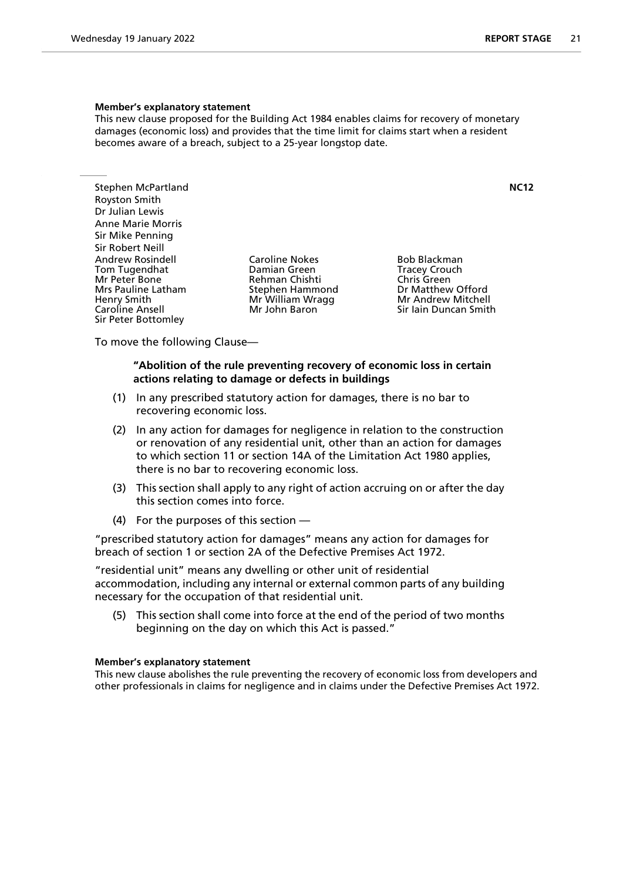**Member's explanatory statement**

This new clause proposed for the Building Act 1984 enables claims for recovery of monetary damages (economic loss) and provides that the time limit for claims start when a resident becomes aware of a breach, subject to a 25-year longstop date.

---

Stephen McPartland
Royston Smith
Dr Julian Lewis
Anne Marie Morris
Sir Mike Penning
Sir Robert Neill
Andrew Rosindell
Tom Tugendhat
Mr Peter Bone
Mrs Pauline Latham
Henry Smith
Caroline Ansell
Sir Peter Bottomley
Caroline Nokes
Damian Green
Rehman Chishti
Stephen Hammond
Mr William Wragg
Mr John Baron
Bob Blackman
Tracey Crouch
Chris Green
Dr Matthew Offord
Mr Andrew Mitchell
Sir Iain Duncan Smith

**NC12**

To move the following Clause—

**"Abolition of the rule preventing recovery of economic loss in certain actions relating to damage or defects in buildings**

(1) In any prescribed statutory action for damages, there is no bar to recovering economic loss.

(2) In any action for damages for negligence in relation to the construction or renovation of any residential unit, other than an action for damages to which section 11 or section 14A of the Limitation Act 1980 applies, there is no bar to recovering economic loss.

(3) This section shall apply to any right of action accruing on or after the day this section comes into force.

(4) For the purposes of this section —

"prescribed statutory action for damages" means any action for damages for breach of section 1 or section 2A of the Defective Premises Act 1972.

"residential unit" means any dwelling or other unit of residential accommodation, including any internal or external common parts of any building necessary for the occupation of that residential unit.

(5) This section shall come into force at the end of the period of two months beginning on the day on which this Act is passed."

**Member's explanatory statement**

This new clause abolishes the rule preventing the recovery of economic loss from developers and other professionals in claims for negligence and in claims under the Defective Premises Act 1972.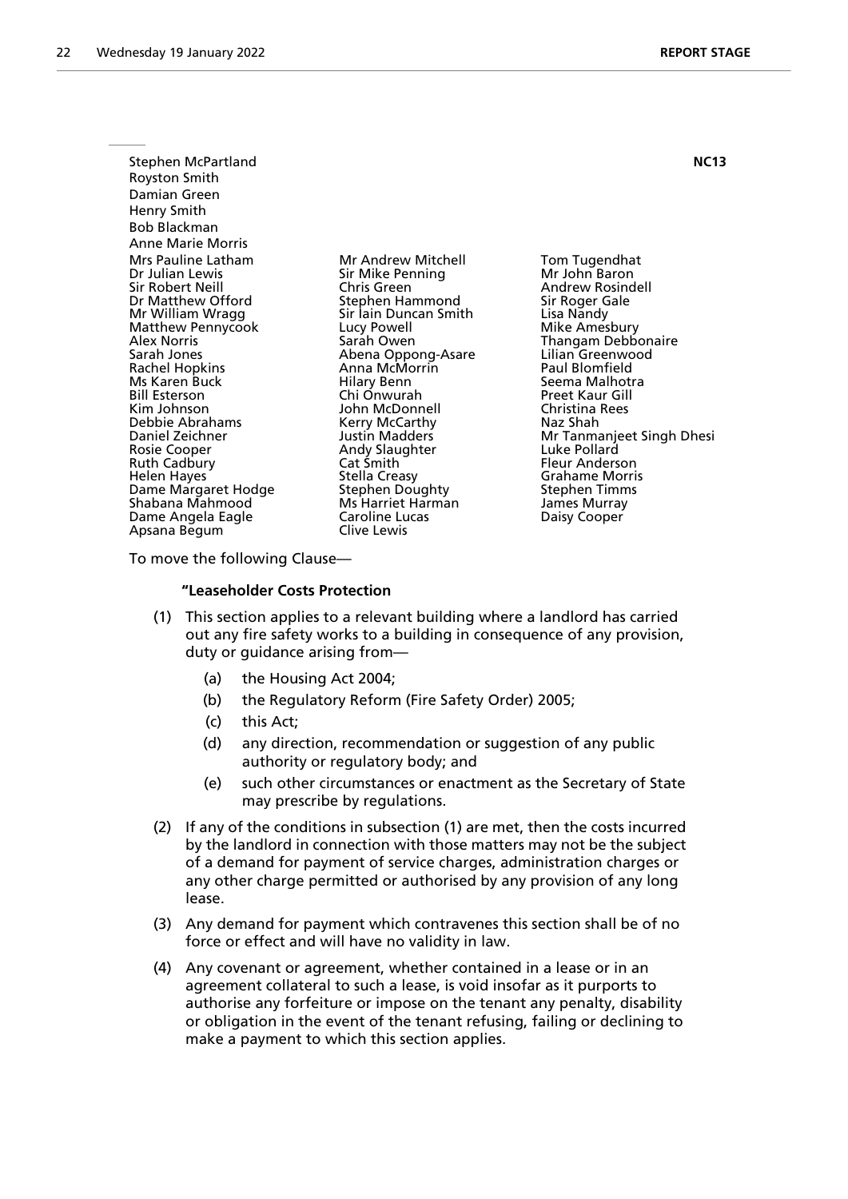Stephen McPartland **NC13**
Royston Smith
Damian Green
Henry Smith
Bob Blackman
Anne Marie Morris
Mrs Pauline Latham
Dr Julian Lewis
Sir Robert Neill
Dr Matthew Offord
Mr William Wragg
Matthew Pennycook
Alex Norris
Sarah Jones
Rachel Hopkins
Ms Karen Buck
Bill Esterson
Kim Johnson
Debbie Abrahams
Daniel Zeichner
Rosie Cooper
Ruth Cadbury
Helen Hayes
Dame Margaret Hodge
Shabana Mahmood
Dame Angela Eagle
Apsana Begum
Mr Andrew Mitchell
Sir Mike Penning
Chris Green
Stephen Hammond
Sir Iain Duncan Smith
Lucy Powell
Sarah Owen
Abena Oppong-Asare
Anna McMorrin
Hilary Benn
Chi Onwurah
John McDonnell
Kerry McCarthy
Justin Madders
Andy Slaughter
Cat Smith
Stella Creasy
Stephen Doughty
Ms Harriet Harman
Caroline Lucas
Clive Lewis
Tom Tugendhat
Mr John Baron
Andrew Rosindell
Sir Roger Gale
Lisa Nandy
Mike Amesbury
Thangam Debbonaire
Lilian Greenwood
Paul Blomfield
Seema Malhotra
Preet Kaur Gill
Christina Rees
Naz Shah
Mr Tanmanjeet Singh Dhesi
Luke Pollard
Fleur Anderson
Grahame Morris
Stephen Timms
James Murray
Daisy Cooper

To move the following Clause—

**"Leaseholder Costs Protection**

(1) This section applies to a relevant building where a landlord has carried out any fire safety works to a building in consequence of any provision, duty or guidance arising from—

(a) the Housing Act 2004;

(b) the Regulatory Reform (Fire Safety Order) 2005;

(c) this Act;

(d) any direction, recommendation or suggestion of any public authority or regulatory body; and

(e) such other circumstances or enactment as the Secretary of State may prescribe by regulations.

(2) If any of the conditions in subsection (1) are met, then the costs incurred by the landlord in connection with those matters may not be the subject of a demand for payment of service charges, administration charges or any other charge permitted or authorised by any provision of any long lease.

(3) Any demand for payment which contravenes this section shall be of no force or effect and will have no validity in law.

(4) Any covenant or agreement, whether contained in a lease or in an agreement collateral to such a lease, is void insofar as it purports to authorise any forfeiture or impose on the tenant any penalty, disability or obligation in the event of the tenant refusing, failing or declining to make a payment to which this section applies.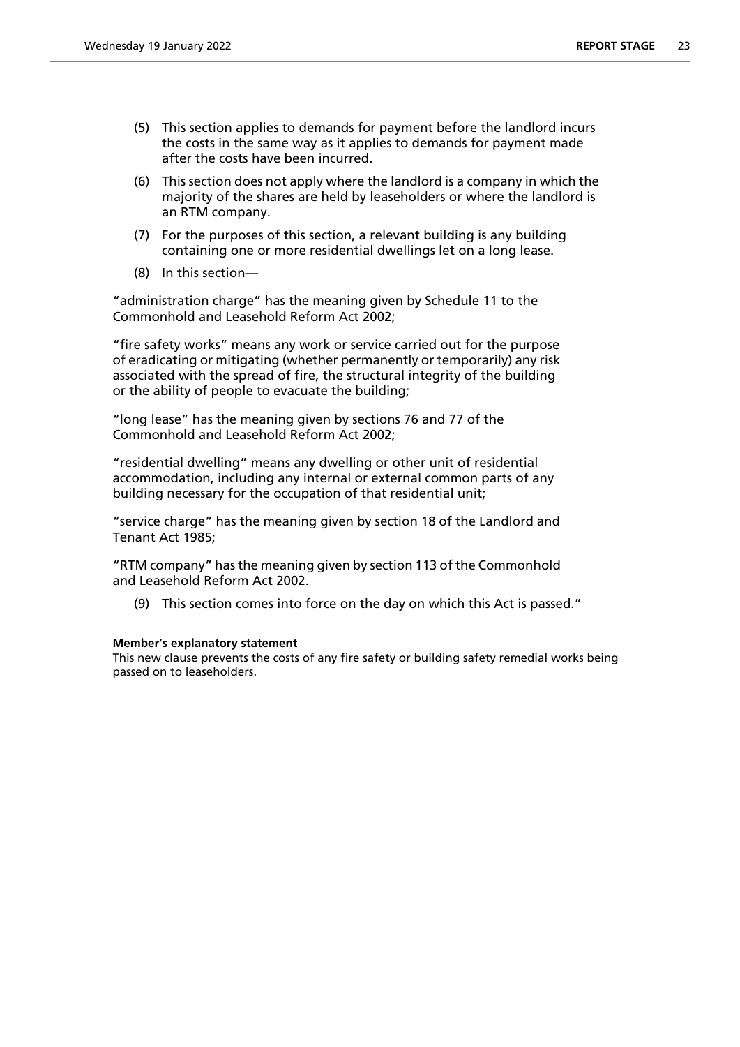(5) This section applies to demands for payment before the landlord incurs the costs in the same way as it applies to demands for payment made after the costs have been incurred.

(6) This section does not apply where the landlord is a company in which the majority of the shares are held by leaseholders or where the landlord is an RTM company.

(7) For the purposes of this section, a relevant building is any building containing one or more residential dwellings let on a long lease.

(8) In this section—

"administration charge" has the meaning given by Schedule 11 to the Commonhold and Leasehold Reform Act 2002;

"fire safety works" means any work or service carried out for the purpose of eradicating or mitigating (whether permanently or temporarily) any risk associated with the spread of fire, the structural integrity of the building or the ability of people to evacuate the building;

"long lease" has the meaning given by sections 76 and 77 of the Commonhold and Leasehold Reform Act 2002;

"residential dwelling" means any dwelling or other unit of residential accommodation, including any internal or external common parts of any building necessary for the occupation of that residential unit;

"service charge" has the meaning given by section 18 of the Landlord and Tenant Act 1985;

"RTM company" has the meaning given by section 113 of the Commonhold and Leasehold Reform Act 2002.

(9) This section comes into force on the day on which this Act is passed."

**Member's explanatory statement**

This new clause prevents the costs of any fire safety or building safety remedial works being passed on to leaseholders.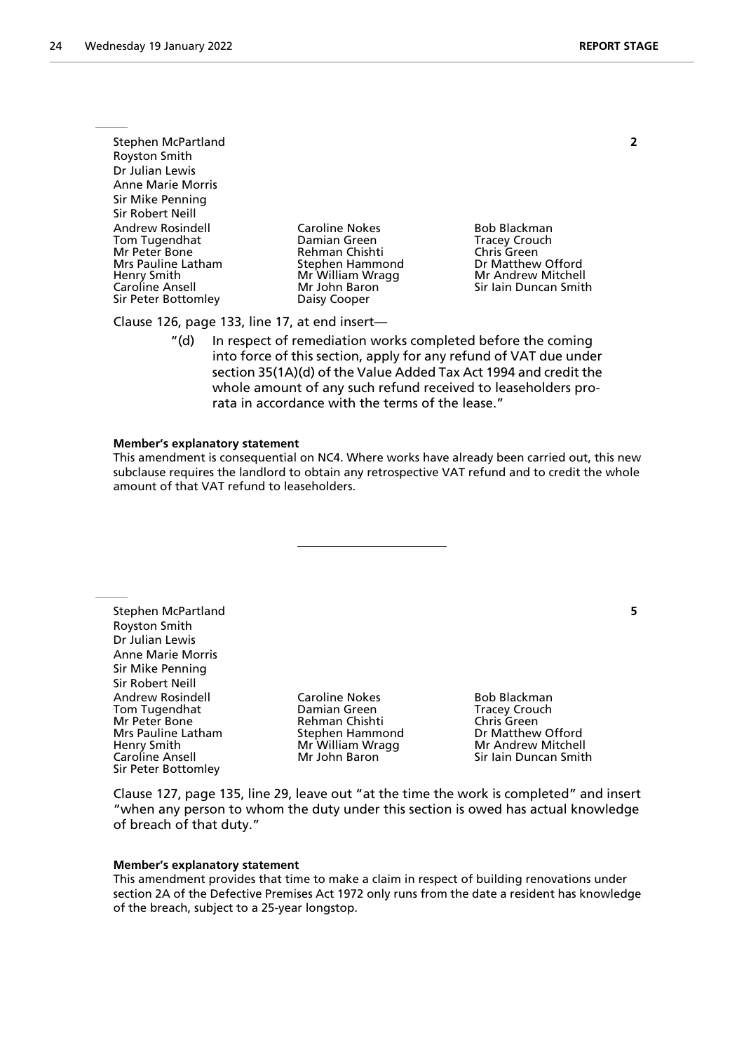Stephen McPartland **2**
Royston Smith
Dr Julian Lewis
Anne Marie Morris
Sir Mike Penning
Sir Robert Neill
Andrew Rosindell
Tom Tugendhat
Mr Peter Bone
Mrs Pauline Latham
Henry Smith
Caroline Ansell
Sir Peter Bottomley
Caroline Nokes
Damian Green
Rehman Chishti
Stephen Hammond
Mr William Wragg
Mr John Baron
Daisy Cooper
Bob Blackman
Tracey Crouch
Chris Green
Dr Matthew Offord
Mr Andrew Mitchell
Sir Iain Duncan Smith

Clause 126, page 133, line 17, at end insert—

> "(d) In respect of remediation works completed before the coming into force of this section, apply for any refund of VAT due under section 35(1A)(d) of the Value Added Tax Act 1994 and credit the whole amount of any such refund received to leaseholders pro-rata in accordance with the terms of the lease."

**Member's explanatory statement**

This amendment is consequential on NC4. Where works have already been carried out, this new subclause requires the landlord to obtain any retrospective VAT refund and to credit the whole amount of that VAT refund to leaseholders.

---

Stephen McPartland **5**
Royston Smith
Dr Julian Lewis
Anne Marie Morris
Sir Mike Penning
Sir Robert Neill
Andrew Rosindell
Tom Tugendhat
Mr Peter Bone
Mrs Pauline Latham
Henry Smith
Caroline Ansell
Sir Peter Bottomley
Caroline Nokes
Damian Green
Rehman Chishti
Stephen Hammond
Mr William Wragg
Mr John Baron
Bob Blackman
Tracey Crouch
Chris Green
Dr Matthew Offord
Mr Andrew Mitchell
Sir Iain Duncan Smith

Clause 127, page 135, line 29, leave out "at the time the work is completed" and insert "when any person to whom the duty under this section is owed has actual knowledge of breach of that duty."

**Member's explanatory statement**

This amendment provides that time to make a claim in respect of building renovations under section 2A of the Defective Premises Act 1972 only runs from the date a resident has knowledge of the breach, subject to a 25-year longstop.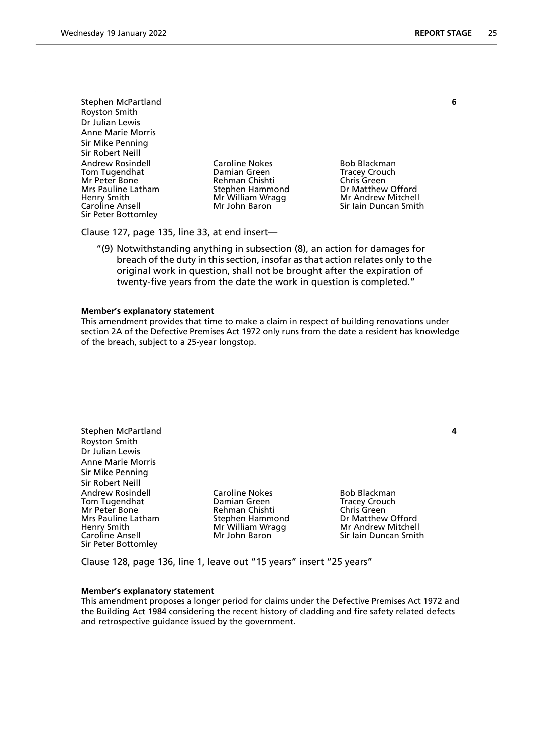Stephen McPartland
Royston Smith
Dr Julian Lewis
Anne Marie Morris
Sir Mike Penning
Sir Robert Neill
Andrew Rosindell
Tom Tugendhat
Mr Peter Bone
Mrs Pauline Latham
Henry Smith
Caroline Ansell
Sir Peter Bottomley
Caroline Nokes
Damian Green
Rehman Chishti
Stephen Hammond
Mr William Wragg
Mr John Baron
Bob Blackman
Tracey Crouch
Chris Green
Dr Matthew Offord
Mr Andrew Mitchell
Sir Iain Duncan Smith

**6**

Clause 127, page 135, line 33, at end insert—

"(9) Notwithstanding anything in subsection (8), an action for damages for breach of the duty in this section, insofar as that action relates only to the original work in question, shall not be brought after the expiration of twenty-five years from the date the work in question is completed."

**Member's explanatory statement**

This amendment provides that time to make a claim in respect of building renovations under section 2A of the Defective Premises Act 1972 only runs from the date a resident has knowledge of the breach, subject to a 25-year longstop.

---

Stephen McPartland
Royston Smith
Dr Julian Lewis
Anne Marie Morris
Sir Mike Penning
Sir Robert Neill
Andrew Rosindell
Tom Tugendhat
Mr Peter Bone
Mrs Pauline Latham
Henry Smith
Caroline Ansell
Sir Peter Bottomley
Caroline Nokes
Damian Green
Rehman Chishti
Stephen Hammond
Mr William Wragg
Mr John Baron
Bob Blackman
Tracey Crouch
Chris Green
Dr Matthew Offord
Mr Andrew Mitchell
Sir Iain Duncan Smith

**4**

Clause 128, page 136, line 1, leave out "15 years" insert "25 years"

**Member's explanatory statement**

This amendment proposes a longer period for claims under the Defective Premises Act 1972 and the Building Act 1984 considering the recent history of cladding and fire safety related defects and retrospective guidance issued by the government.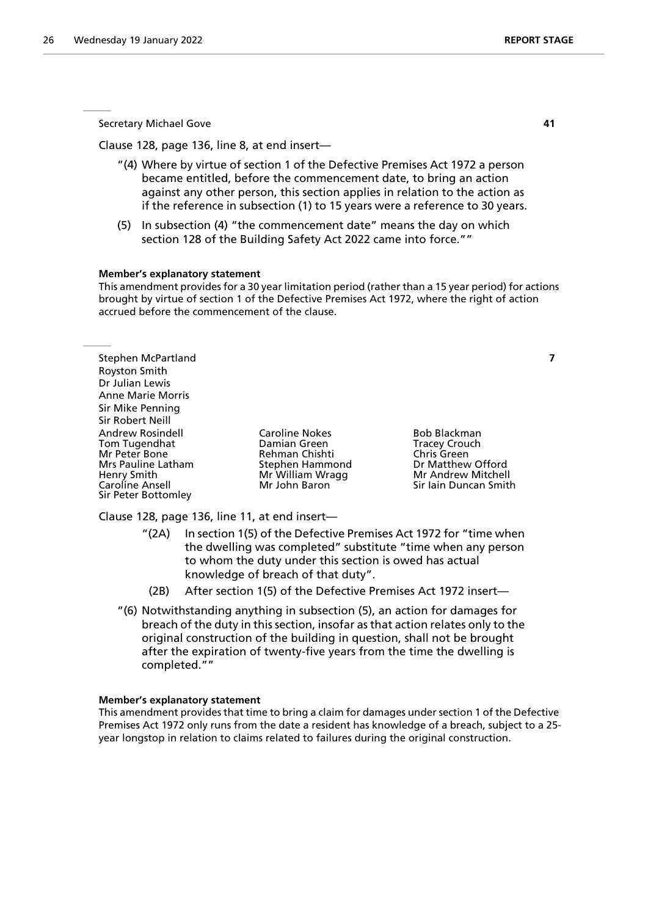Secretary Michael Gove **41**

Clause 128, page 136, line 8, at end insert—

"(4) Where by virtue of section 1 of the Defective Premises Act 1972 a person became entitled, before the commencement date, to bring an action against any other person, this section applies in relation to the action as if the reference in subsection (1) to 15 years were a reference to 30 years.

(5) In subsection (4) "the commencement date" means the day on which section 128 of the Building Safety Act 2022 came into force.""

**Member's explanatory statement**

This amendment provides for a 30 year limitation period (rather than a 15 year period) for actions brought by virtue of section 1 of the Defective Premises Act 1972, where the right of action accrued before the commencement of the clause.

Stephen McPartland **7**
Royston Smith
Dr Julian Lewis
Anne Marie Morris
Sir Mike Penning
Sir Robert Neill
Andrew Rosindell
Tom Tugendhat
Mr Peter Bone
Mrs Pauline Latham
Henry Smith
Caroline Ansell
Sir Peter Bottomley
Caroline Nokes
Damian Green
Rehman Chishti
Stephen Hammond
Mr William Wragg
Mr John Baron
Bob Blackman
Tracey Crouch
Chris Green
Dr Matthew Offord
Mr Andrew Mitchell
Sir Iain Duncan Smith

Clause 128, page 136, line 11, at end insert—

"(2A) In section 1(5) of the Defective Premises Act 1972 for "time when the dwelling was completed" substitute "time when any person to whom the duty under this section is owed has actual knowledge of breach of that duty".

(2B) After section 1(5) of the Defective Premises Act 1972 insert—

"(6) Notwithstanding anything in subsection (5), an action for damages for breach of the duty in this section, insofar as that action relates only to the original construction of the building in question, shall not be brought after the expiration of twenty-five years from the time the dwelling is completed.""

**Member's explanatory statement**

This amendment provides that time to bring a claim for damages under section 1 of the Defective Premises Act 1972 only runs from the date a resident has knowledge of a breach, subject to a 25-year longstop in relation to claims related to failures during the original construction.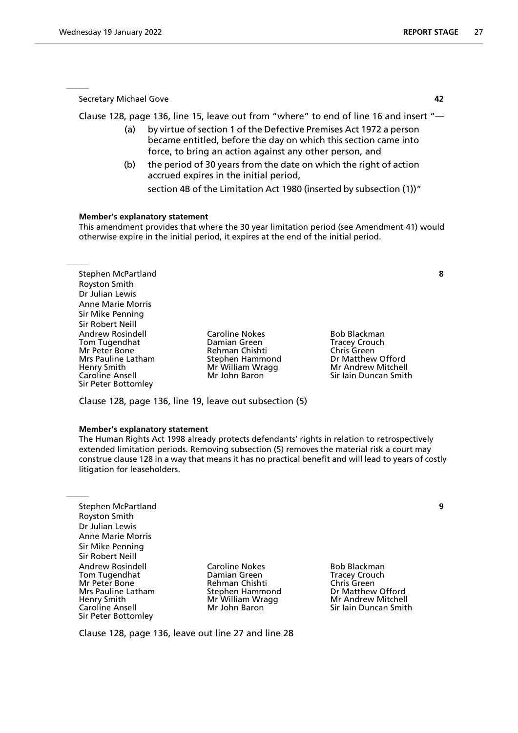Secretary Michael Gove **42**

Clause 128, page 136, line 15, leave out from "where" to end of line 16 and insert "—

(a) by virtue of section 1 of the Defective Premises Act 1972 a person became entitled, before the day on which this section came into force, to bring an action against any other person, and

(b) the period of 30 years from the date on which the right of action accrued expires in the initial period,

section 4B of the Limitation Act 1980 (inserted by subsection (1))"

**Member's explanatory statement**

This amendment provides that where the 30 year limitation period (see Amendment 41) would otherwise expire in the initial period, it expires at the end of the initial period.

---

Stephen McPartland **8**
Royston Smith
Dr Julian Lewis
Anne Marie Morris
Sir Mike Penning
Sir Robert Neill
Andrew Rosindell
Tom Tugendhat
Mr Peter Bone
Mrs Pauline Latham
Henry Smith
Caroline Ansell
Sir Peter Bottomley
Caroline Nokes
Damian Green
Rehman Chishti
Stephen Hammond
Mr William Wragg
Mr John Baron
Bob Blackman
Tracey Crouch
Chris Green
Dr Matthew Offord
Mr Andrew Mitchell
Sir Iain Duncan Smith

Clause 128, page 136, line 19, leave out subsection (5)

**Member's explanatory statement**

The Human Rights Act 1998 already protects defendants' rights in relation to retrospectively extended limitation periods. Removing subsection (5) removes the material risk a court may construe clause 128 in a way that means it has no practical benefit and will lead to years of costly litigation for leaseholders.

---

Stephen McPartland **9**
Royston Smith
Dr Julian Lewis
Anne Marie Morris
Sir Mike Penning
Sir Robert Neill
Andrew Rosindell
Tom Tugendhat
Mr Peter Bone
Mrs Pauline Latham
Henry Smith
Caroline Ansell
Sir Peter Bottomley
Caroline Nokes
Damian Green
Rehman Chishti
Stephen Hammond
Mr William Wragg
Mr John Baron
Bob Blackman
Tracey Crouch
Chris Green
Dr Matthew Offord
Mr Andrew Mitchell
Sir Iain Duncan Smith

Clause 128, page 136, leave out line 27 and line 28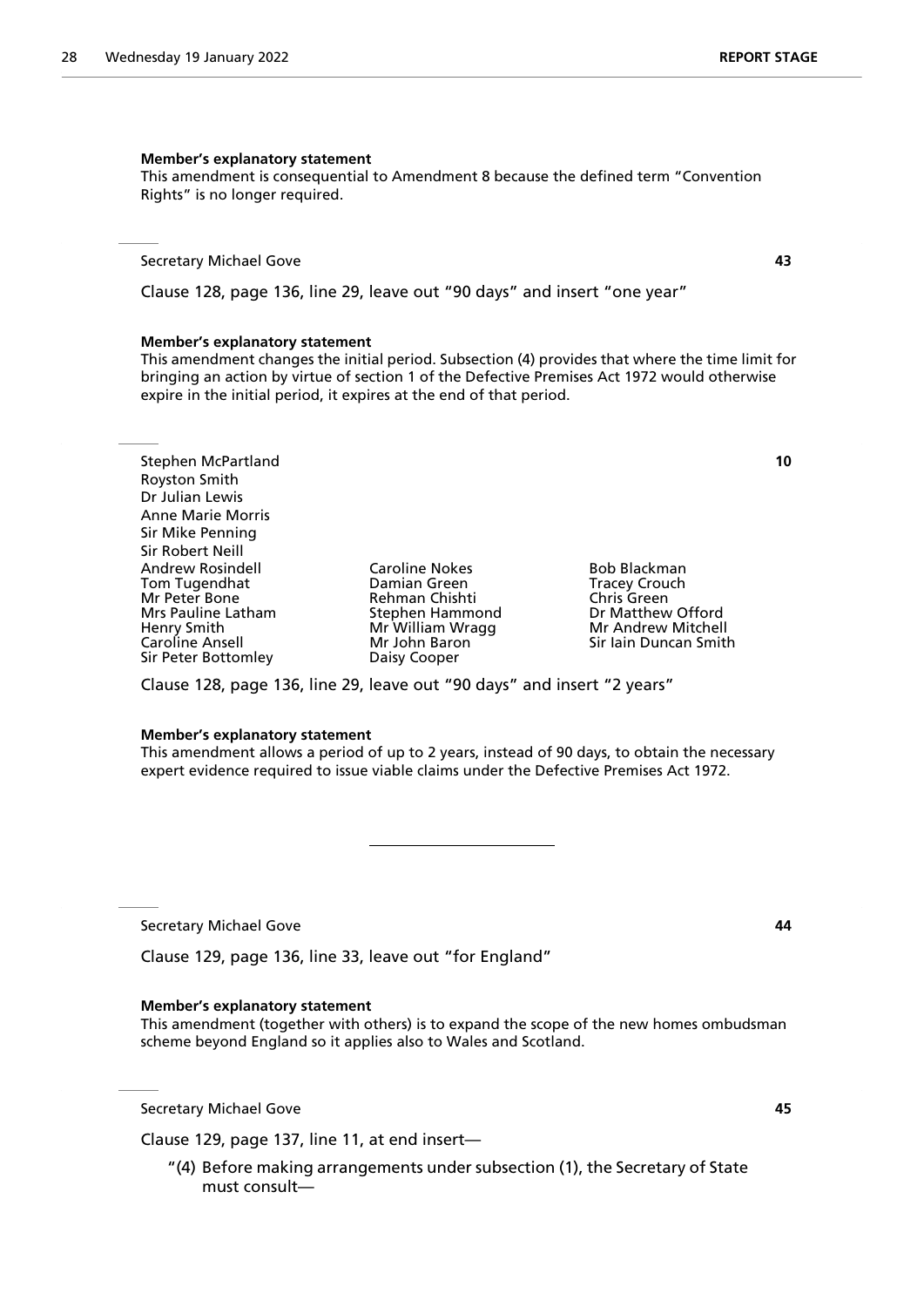**Member's explanatory statement**

This amendment is consequential to Amendment 8 because the defined term "Convention Rights" is no longer required.

Secretary Michael Gove **43**

Clause 128, page 136, line 29, leave out "90 days" and insert "one year"

**Member's explanatory statement**

This amendment changes the initial period. Subsection (4) provides that where the time limit for bringing an action by virtue of section 1 of the Defective Premises Act 1972 would otherwise expire in the initial period, it expires at the end of that period.

Stephen McPartland **10**
Royston Smith
Dr Julian Lewis
Anne Marie Morris
Sir Mike Penning
Sir Robert Neill
Andrew Rosindell
Tom Tugendhat
Mr Peter Bone
Mrs Pauline Latham
Henry Smith
Caroline Ansell
Sir Peter Bottomley
Caroline Nokes
Damian Green
Rehman Chishti
Stephen Hammond
Mr William Wragg
Mr John Baron
Daisy Cooper
Bob Blackman
Tracey Crouch
Chris Green
Dr Matthew Offord
Mr Andrew Mitchell
Sir Iain Duncan Smith

Clause 128, page 136, line 29, leave out "90 days" and insert "2 years"

**Member's explanatory statement**

This amendment allows a period of up to 2 years, instead of 90 days, to obtain the necessary expert evidence required to issue viable claims under the Defective Premises Act 1972.

---

Secretary Michael Gove **44**

Clause 129, page 136, line 33, leave out "for England"

**Member's explanatory statement**

This amendment (together with others) is to expand the scope of the new homes ombudsman scheme beyond England so it applies also to Wales and Scotland.

Secretary Michael Gove **45**

Clause 129, page 137, line 11, at end insert—

"(4) Before making arrangements under subsection (1), the Secretary of State must consult—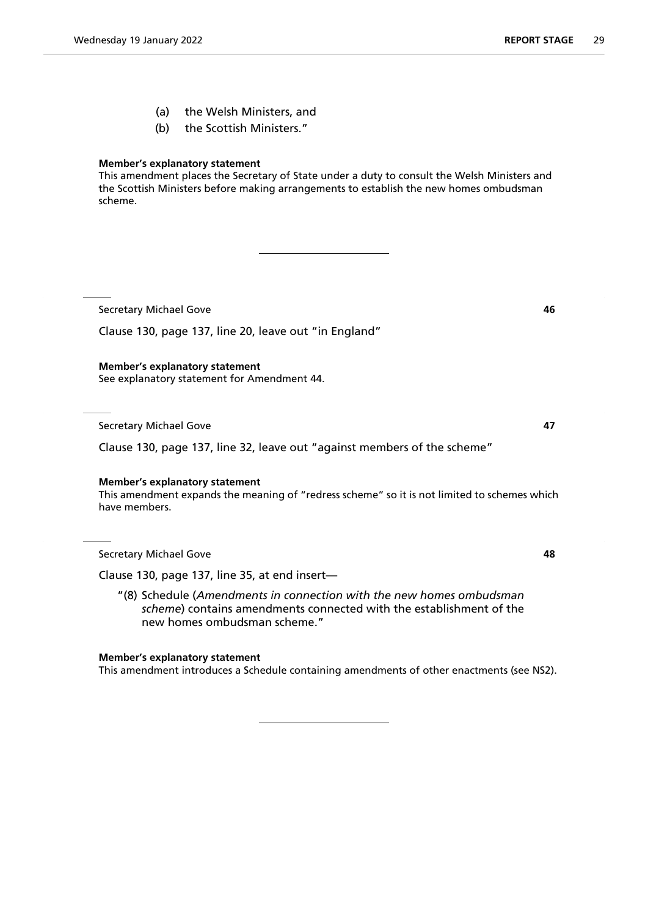(a) the Welsh Ministers, and

(b) the Scottish Ministers."

**Member's explanatory statement**

This amendment places the Secretary of State under a duty to consult the Welsh Ministers and the Scottish Ministers before making arrangements to establish the new homes ombudsman scheme.

---

Secretary Michael Gove **46**

Clause 130, page 137, line 20, leave out "in England"

**Member's explanatory statement**

See explanatory statement for Amendment 44.

---

Secretary Michael Gove **47**

Clause 130, page 137, line 32, leave out "against members of the scheme"

**Member's explanatory statement**

This amendment expands the meaning of "redress scheme" so it is not limited to schemes which have members.

---

Secretary Michael Gove **48**

Clause 130, page 137, line 35, at end insert—

"(8) Schedule (*Amendments in connection with the new homes ombudsman scheme*) contains amendments connected with the establishment of the new homes ombudsman scheme."

**Member's explanatory statement**

This amendment introduces a Schedule containing amendments of other enactments (see NS2).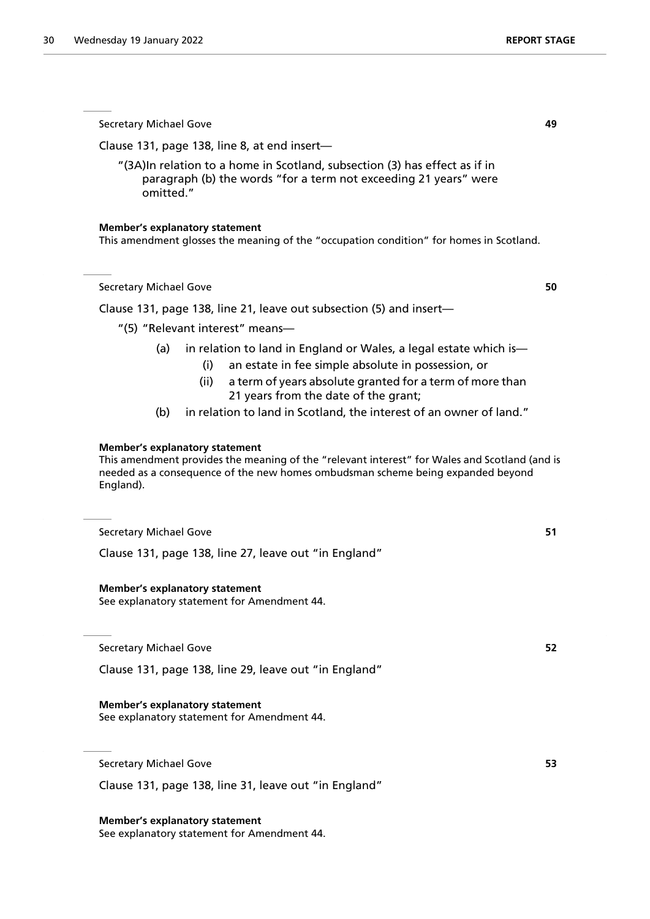Secretary Michael Gove **49**

Clause 131, page 138, line 8, at end insert—

"(3A)In relation to a home in Scotland, subsection (3) has effect as if in paragraph (b) the words "for a term not exceeding 21 years" were omitted."

**Member's explanatory statement**
This amendment glosses the meaning of the "occupation condition" for homes in Scotland.

Secretary Michael Gove **50**

Clause 131, page 138, line 21, leave out subsection (5) and insert—

"(5) "Relevant interest" means—

- (a) in relation to land in England or Wales, a legal estate which is—
  - (i) an estate in fee simple absolute in possession, or
  - (ii) a term of years absolute granted for a term of more than 21 years from the date of the grant;
- (b) in relation to land in Scotland, the interest of an owner of land."

**Member's explanatory statement**
This amendment provides the meaning of the "relevant interest" for Wales and Scotland (and is needed as a consequence of the new homes ombudsman scheme being expanded beyond England).

Secretary Michael Gove **51**

Clause 131, page 138, line 27, leave out "in England"

**Member's explanatory statement**
See explanatory statement for Amendment 44.

Secretary Michael Gove **52**

Clause 131, page 138, line 29, leave out "in England"

**Member's explanatory statement**
See explanatory statement for Amendment 44.

Secretary Michael Gove **53**

Clause 131, page 138, line 31, leave out "in England"

**Member's explanatory statement**
See explanatory statement for Amendment 44.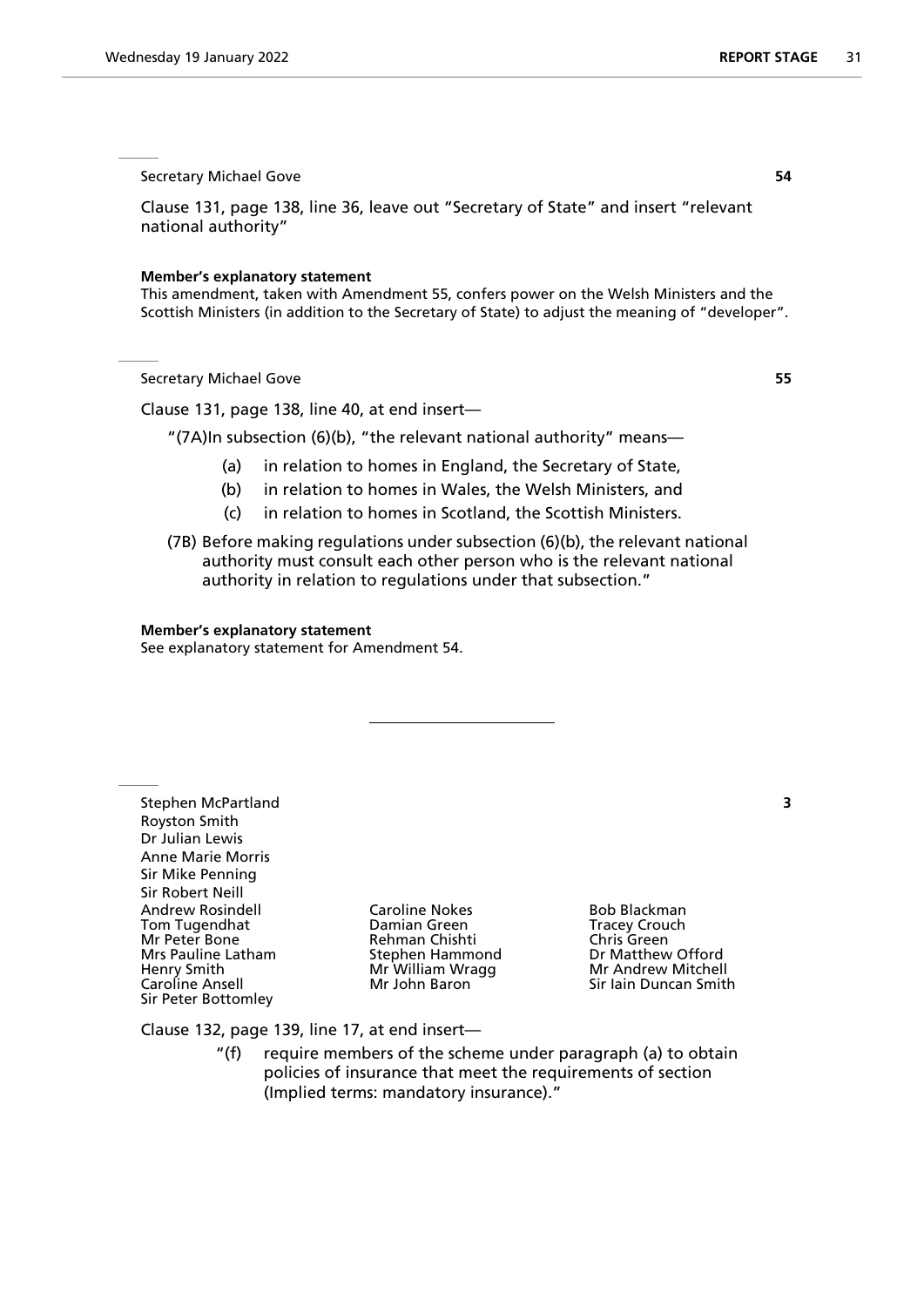Secretary Michael Gove **54**

Clause 131, page 138, line 36, leave out "Secretary of State" and insert "relevant national authority"

**Member's explanatory statement**
This amendment, taken with Amendment 55, confers power on the Welsh Ministers and the Scottish Ministers (in addition to the Secretary of State) to adjust the meaning of "developer".

Secretary Michael Gove **55**

Clause 131, page 138, line 40, at end insert—

"(7A)In subsection (6)(b), "the relevant national authority" means—

(a) in relation to homes in England, the Secretary of State,

(b) in relation to homes in Wales, the Welsh Ministers, and

(c) in relation to homes in Scotland, the Scottish Ministers.

(7B) Before making regulations under subsection (6)(b), the relevant national authority must consult each other person who is the relevant national authority in relation to regulations under that subsection."

**Member's explanatory statement**
See explanatory statement for Amendment 54.

Stephen McPartland **3**
Royston Smith
Dr Julian Lewis
Anne Marie Morris
Sir Mike Penning
Sir Robert Neill
Andrew Rosindell
Tom Tugendhat
Mr Peter Bone
Mrs Pauline Latham
Henry Smith
Caroline Ansell
Sir Peter Bottomley
Caroline Nokes
Damian Green
Rehman Chishti
Stephen Hammond
Mr William Wragg
Mr John Baron
Bob Blackman
Tracey Crouch
Chris Green
Dr Matthew Offord
Mr Andrew Mitchell
Sir Iain Duncan Smith

Clause 132, page 139, line 17, at end insert—

"(f) require members of the scheme under paragraph (a) to obtain policies of insurance that meet the requirements of section (Implied terms: mandatory insurance)."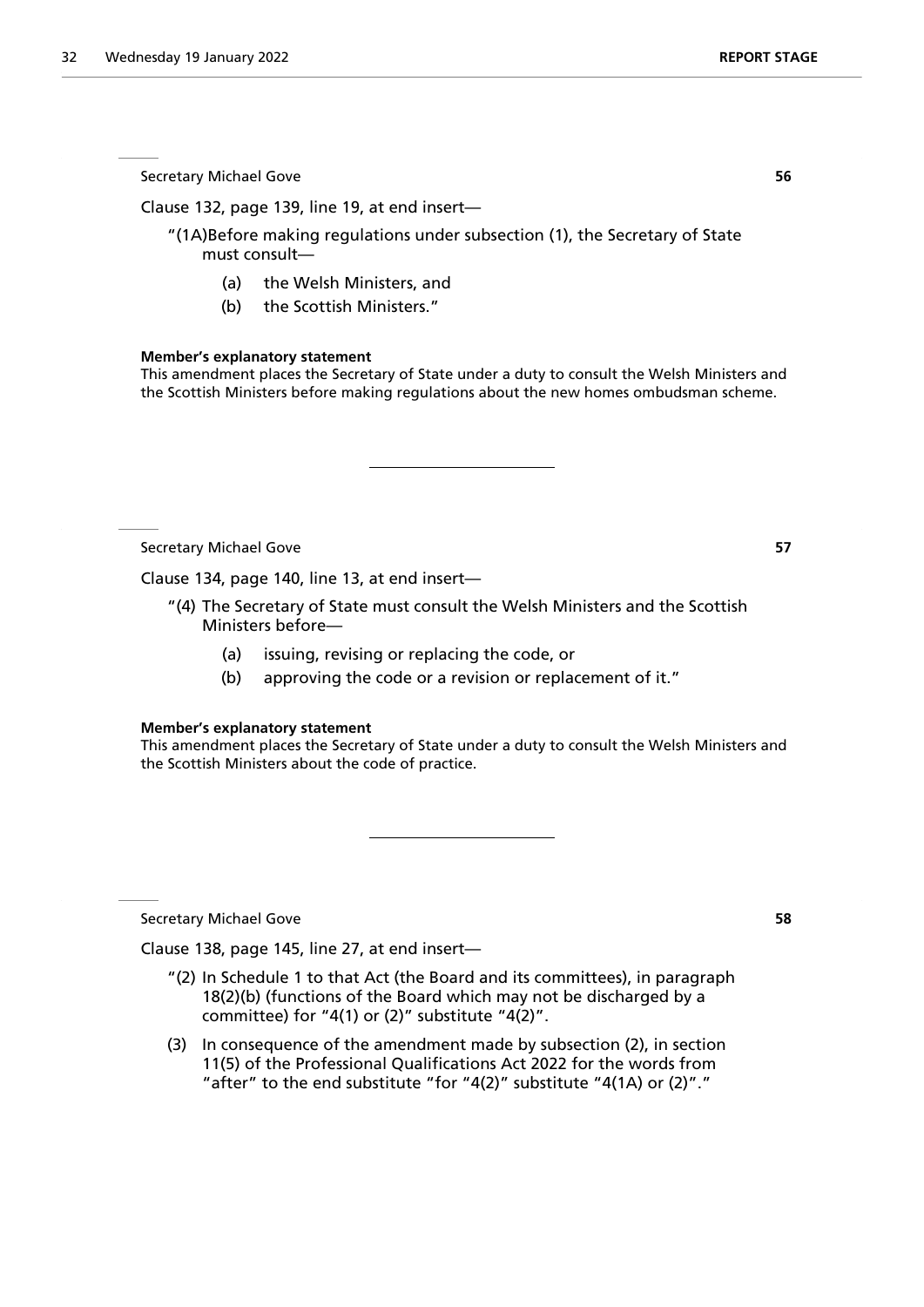Secretary Michael Gove **56**

Clause 132, page 139, line 19, at end insert—

"(1A)Before making regulations under subsection (1), the Secretary of State must consult—

(a) the Welsh Ministers, and

(b) the Scottish Ministers."

**Member's explanatory statement**

This amendment places the Secretary of State under a duty to consult the Welsh Ministers and the Scottish Ministers before making regulations about the new homes ombudsman scheme.

---

Secretary Michael Gove **57**

Clause 134, page 140, line 13, at end insert—

"(4) The Secretary of State must consult the Welsh Ministers and the Scottish Ministers before—

(a) issuing, revising or replacing the code, or

(b) approving the code or a revision or replacement of it."

**Member's explanatory statement**

This amendment places the Secretary of State under a duty to consult the Welsh Ministers and the Scottish Ministers about the code of practice.

---

Secretary Michael Gove **58**

Clause 138, page 145, line 27, at end insert—

"(2) In Schedule 1 to that Act (the Board and its committees), in paragraph 18(2)(b) (functions of the Board which may not be discharged by a committee) for "4(1) or (2)" substitute "4(2)".

(3) In consequence of the amendment made by subsection (2), in section 11(5) of the Professional Qualifications Act 2022 for the words from "after" to the end substitute "for "4(2)" substitute "4(1A) or (2)"."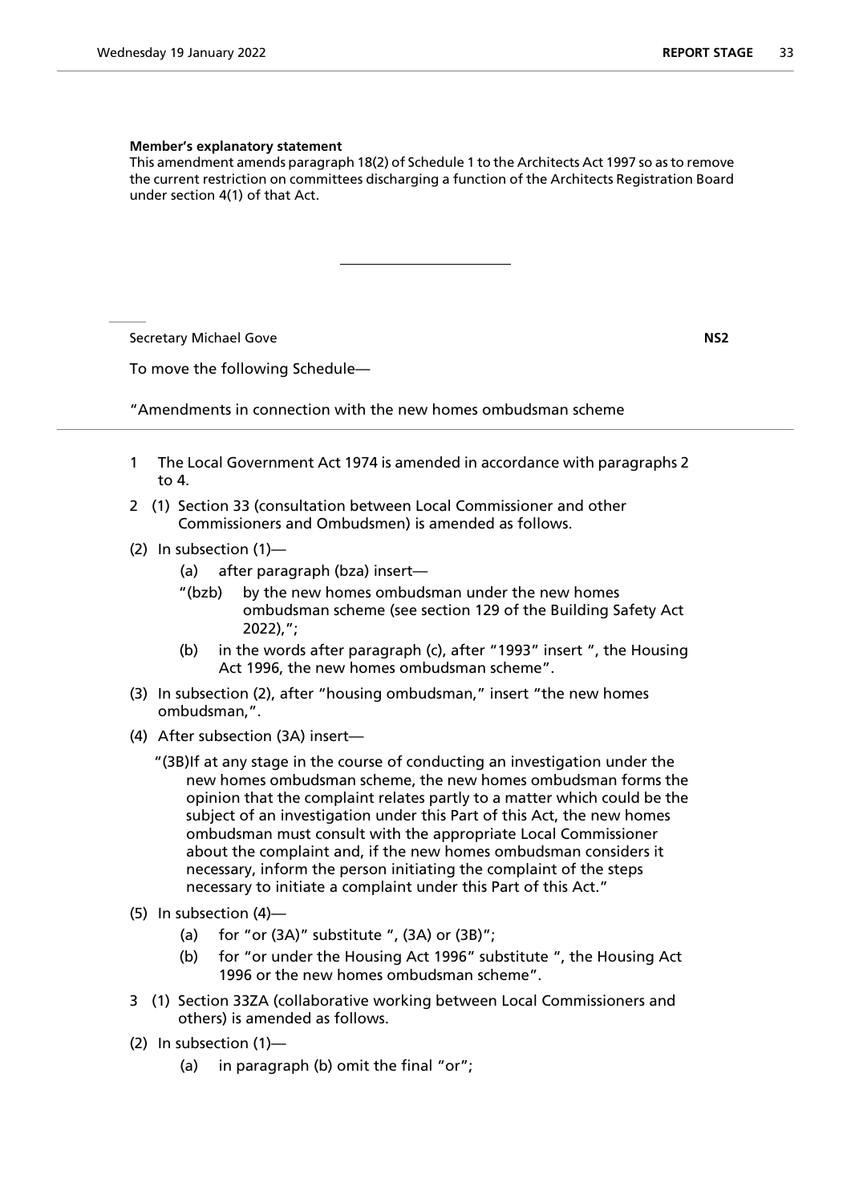**Member's explanatory statement**

This amendment amends paragraph 18(2) of Schedule 1 to the Architects Act 1997 so as to remove the current restriction on committees discharging a function of the Architects Registration Board under section 4(1) of that Act.

---

Secretary Michael Gove **NS2**

To move the following Schedule—

"Amendments in connection with the new homes ombudsman scheme

1 The Local Government Act 1974 is amended in accordance with paragraphs 2 to 4.

2 (1) Section 33 (consultation between Local Commissioner and other Commissioners and Ombudsmen) is amended as follows.

(2) In subsection (1)—

 (a) after paragraph (bza) insert—

 "(bzb) by the new homes ombudsman under the new homes ombudsman scheme (see section 129 of the Building Safety Act 2022),";

 (b) in the words after paragraph (c), after "1993" insert ", the Housing Act 1996, the new homes ombudsman scheme".

(3) In subsection (2), after "housing ombudsman," insert "the new homes ombudsman,".

(4) After subsection (3A) insert—

 "(3B) If at any stage in the course of conducting an investigation under the new homes ombudsman scheme, the new homes ombudsman forms the opinion that the complaint relates partly to a matter which could be the subject of an investigation under this Part of this Act, the new homes ombudsman must consult with the appropriate Local Commissioner about the complaint and, if the new homes ombudsman considers it necessary, inform the person initiating the complaint of the steps necessary to initiate a complaint under this Part of this Act."

(5) In subsection (4)—

 (a) for "or (3A)" substitute ", (3A) or (3B)";

 (b) for "or under the Housing Act 1996" substitute ", the Housing Act 1996 or the new homes ombudsman scheme".

3 (1) Section 33ZA (collaborative working between Local Commissioners and others) is amended as follows.

(2) In subsection (1)—

 (a) in paragraph (b) omit the final "or";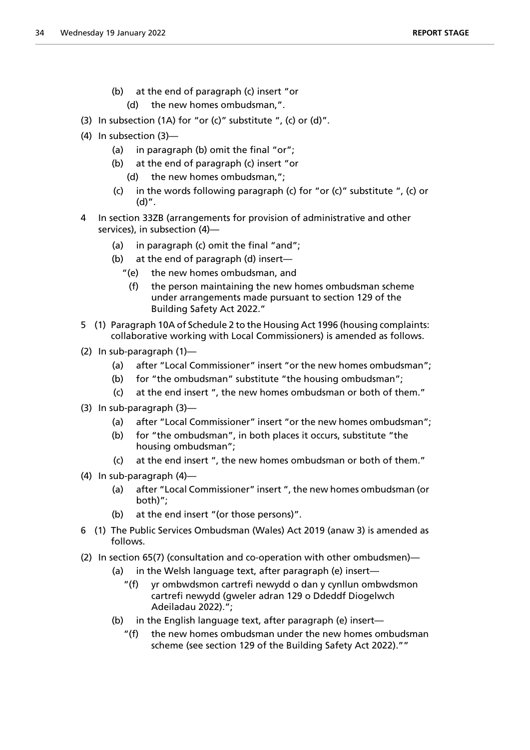(b) at the end of paragraph (c) insert "or

(d) the new homes ombudsman,".

(3) In subsection (1A) for "or (c)" substitute ", (c) or (d)".

(4) In subsection (3)—

(a) in paragraph (b) omit the final "or";

(b) at the end of paragraph (c) insert "or

(d) the new homes ombudsman,";

(c) in the words following paragraph (c) for "or (c)" substitute ", (c) or (d)".

4 In section 33ZB (arrangements for provision of administrative and other services), in subsection (4)—

(a) in paragraph (c) omit the final "and";

(b) at the end of paragraph (d) insert—

"(e) the new homes ombudsman, and

(f) the person maintaining the new homes ombudsman scheme under arrangements made pursuant to section 129 of the Building Safety Act 2022."

5 (1) Paragraph 10A of Schedule 2 to the Housing Act 1996 (housing complaints: collaborative working with Local Commissioners) is amended as follows.

(2) In sub-paragraph (1)—

(a) after "Local Commissioner" insert "or the new homes ombudsman";

(b) for "the ombudsman" substitute "the housing ombudsman";

(c) at the end insert ", the new homes ombudsman or both of them."

(3) In sub-paragraph (3)—

(a) after "Local Commissioner" insert "or the new homes ombudsman";

(b) for "the ombudsman", in both places it occurs, substitute "the housing ombudsman";

(c) at the end insert ", the new homes ombudsman or both of them."

(4) In sub-paragraph (4)—

(a) after "Local Commissioner" insert ", the new homes ombudsman (or both)";

(b) at the end insert "(or those persons)".

6 (1) The Public Services Ombudsman (Wales) Act 2019 (anaw 3) is amended as follows.

(2) In section 65(7) (consultation and co-operation with other ombudsmen)—

(a) in the Welsh language text, after paragraph (e) insert—

"(f) yr ombwdsmon cartrefi newydd o dan y cynllun ombwdsmon cartrefi newydd (gweler adran 129 o Ddeddf Diogelwch Adeiladau 2022).";

(b) in the English language text, after paragraph (e) insert—

"(f) the new homes ombudsman under the new homes ombudsman scheme (see section 129 of the Building Safety Act 2022).""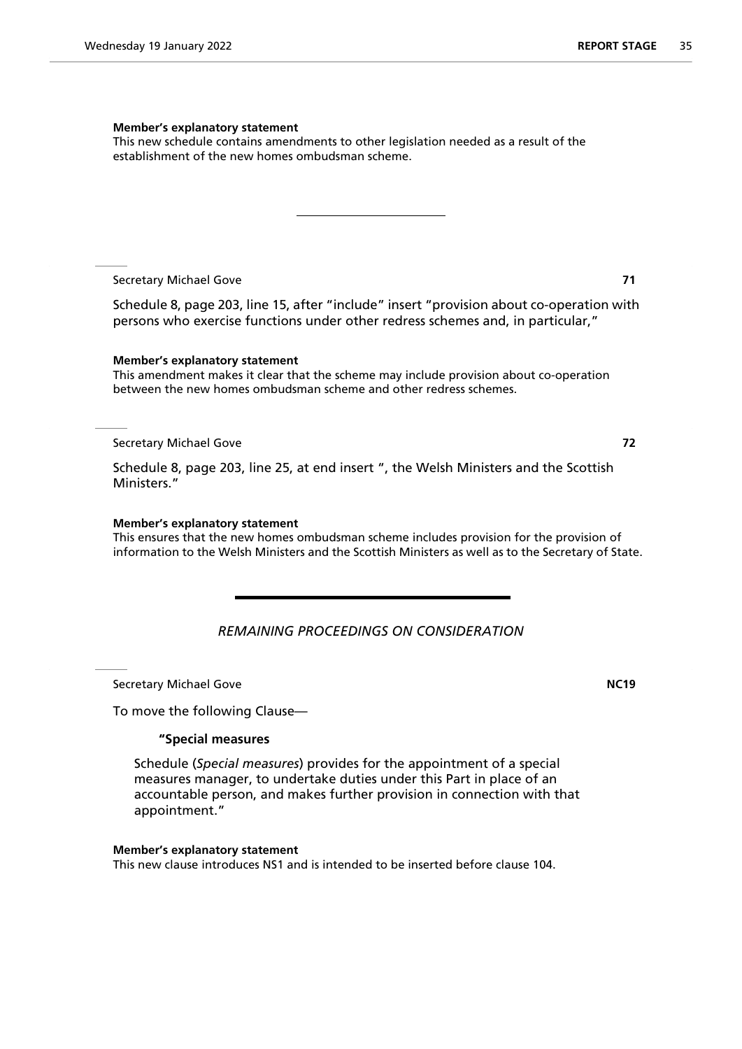**Member's explanatory statement**

This new schedule contains amendments to other legislation needed as a result of the establishment of the new homes ombudsman scheme.

---

Secretary Michael Gove **71**

Schedule 8, page 203, line 15, after "include" insert "provision about co-operation with persons who exercise functions under other redress schemes and, in particular,"

**Member's explanatory statement**

This amendment makes it clear that the scheme may include provision about co-operation between the new homes ombudsman scheme and other redress schemes.

---

Secretary Michael Gove **72**

Schedule 8, page 203, line 25, at end insert ", the Welsh Ministers and the Scottish Ministers."

**Member's explanatory statement**

This ensures that the new homes ombudsman scheme includes provision for the provision of information to the Welsh Ministers and the Scottish Ministers as well as to the Secretary of State.

---

*REMAINING PROCEEDINGS ON CONSIDERATION*

Secretary Michael Gove **NC19**

To move the following Clause—

**"Special measures**

Schedule (*Special measures*) provides for the appointment of a special measures manager, to undertake duties under this Part in place of an accountable person, and makes further provision in connection with that appointment."

**Member's explanatory statement**

This new clause introduces NS1 and is intended to be inserted before clause 104.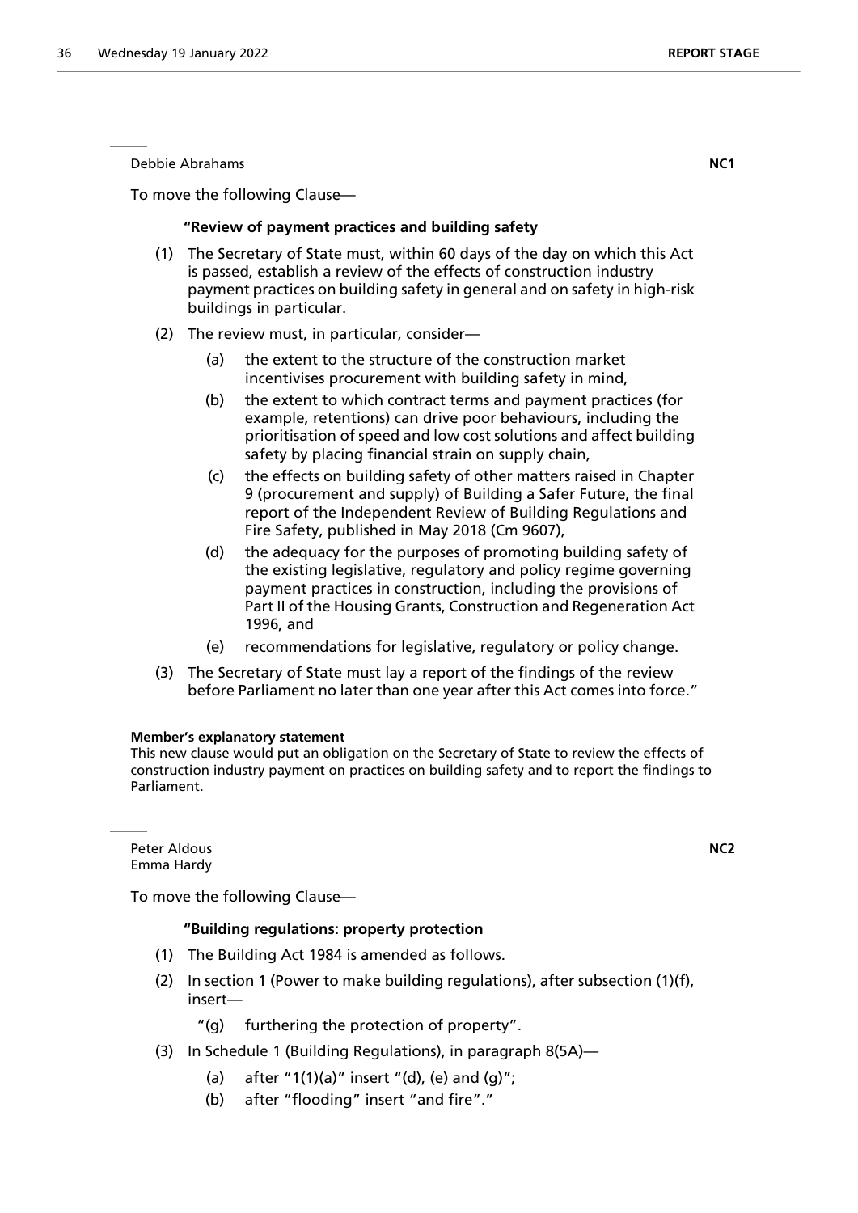Debbie Abrahams **NC1**

To move the following Clause—

**"Review of payment practices and building safety**

(1) The Secretary of State must, within 60 days of the day on which this Act is passed, establish a review of the effects of construction industry payment practices on building safety in general and on safety in high-risk buildings in particular.

(2) The review must, in particular, consider—

(a) the extent to the structure of the construction market incentivises procurement with building safety in mind,

(b) the extent to which contract terms and payment practices (for example, retentions) can drive poor behaviours, including the prioritisation of speed and low cost solutions and affect building safety by placing financial strain on supply chain,

(c) the effects on building safety of other matters raised in Chapter 9 (procurement and supply) of Building a Safer Future, the final report of the Independent Review of Building Regulations and Fire Safety, published in May 2018 (Cm 9607),

(d) the adequacy for the purposes of promoting building safety of the existing legislative, regulatory and policy regime governing payment practices in construction, including the provisions of Part II of the Housing Grants, Construction and Regeneration Act 1996, and

(e) recommendations for legislative, regulatory or policy change.

(3) The Secretary of State must lay a report of the findings of the review before Parliament no later than one year after this Act comes into force."

**Member's explanatory statement**

This new clause would put an obligation on the Secretary of State to review the effects of construction industry payment on practices on building safety and to report the findings to Parliament.

Peter Aldous **NC2**
Emma Hardy

To move the following Clause—

**"Building regulations: property protection**

(1) The Building Act 1984 is amended as follows.

(2) In section 1 (Power to make building regulations), after subsection (1)(f), insert—

"(g) furthering the protection of property".

(3) In Schedule 1 (Building Regulations), in paragraph 8(5A)—

(a) after "1(1)(a)" insert "(d), (e) and (g)";

(b) after "flooding" insert "and fire"."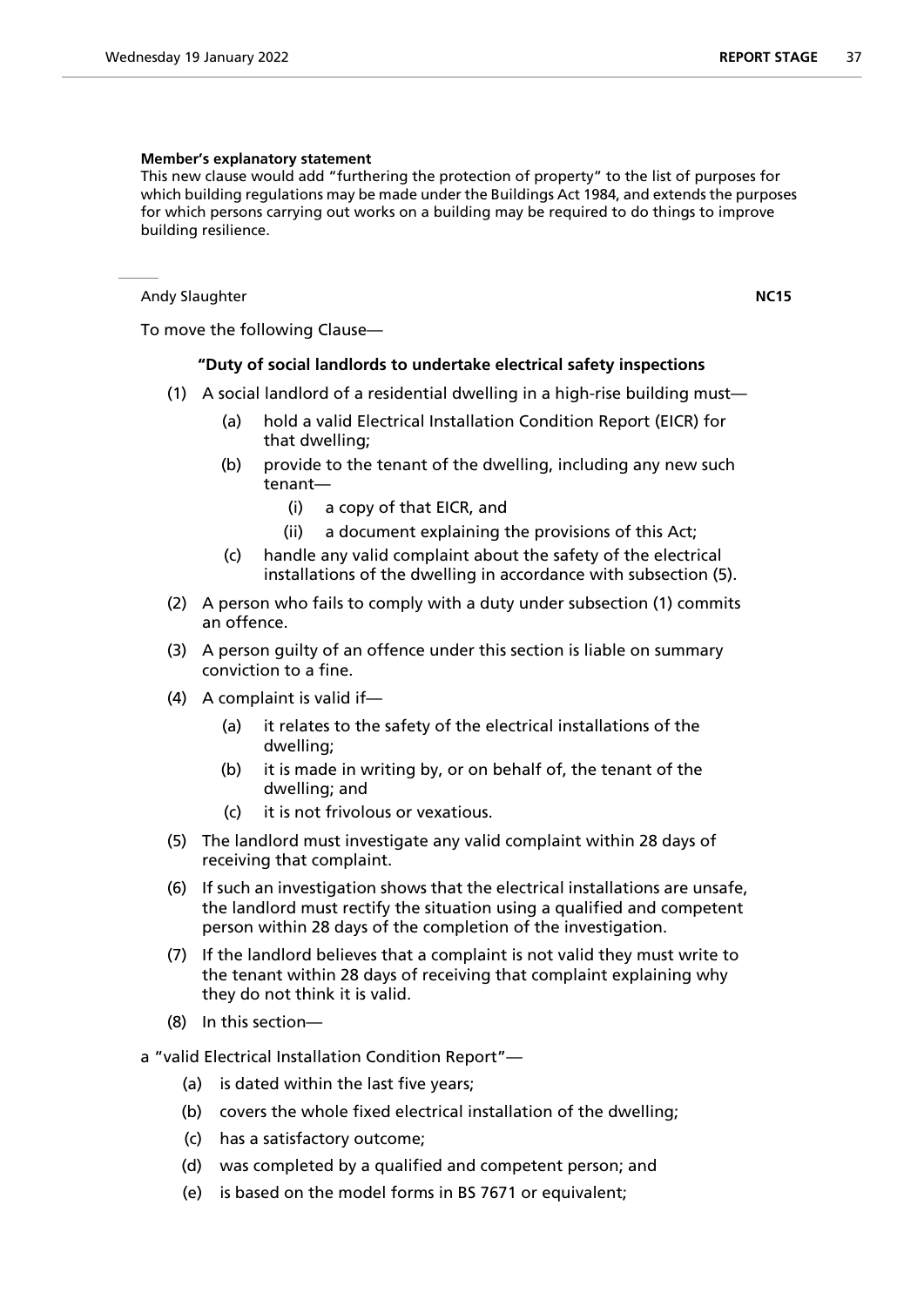**Member's explanatory statement**

This new clause would add "furthering the protection of property" to the list of purposes for which building regulations may be made under the Buildings Act 1984, and extends the purposes for which persons carrying out works on a building may be required to do things to improve building resilience.

Andy Slaughter **NC15**

To move the following Clause—

**"Duty of social landlords to undertake electrical safety inspections**

(1) A social landlord of a residential dwelling in a high-rise building must—

   (a) hold a valid Electrical Installation Condition Report (EICR) for that dwelling;

   (b) provide to the tenant of the dwelling, including any new such tenant—

      (i) a copy of that EICR, and

      (ii) a document explaining the provisions of this Act;

   (c) handle any valid complaint about the safety of the electrical installations of the dwelling in accordance with subsection (5).

(2) A person who fails to comply with a duty under subsection (1) commits an offence.

(3) A person guilty of an offence under this section is liable on summary conviction to a fine.

(4) A complaint is valid if—

   (a) it relates to the safety of the electrical installations of the dwelling;

   (b) it is made in writing by, or on behalf of, the tenant of the dwelling; and

   (c) it is not frivolous or vexatious.

(5) The landlord must investigate any valid complaint within 28 days of receiving that complaint.

(6) If such an investigation shows that the electrical installations are unsafe, the landlord must rectify the situation using a qualified and competent person within 28 days of the completion of the investigation.

(7) If the landlord believes that a complaint is not valid they must write to the tenant within 28 days of receiving that complaint explaining why they do not think it is valid.

(8) In this section—

a "valid Electrical Installation Condition Report"—

   (a) is dated within the last five years;

   (b) covers the whole fixed electrical installation of the dwelling;

   (c) has a satisfactory outcome;

   (d) was completed by a qualified and competent person; and

   (e) is based on the model forms in BS 7671 or equivalent;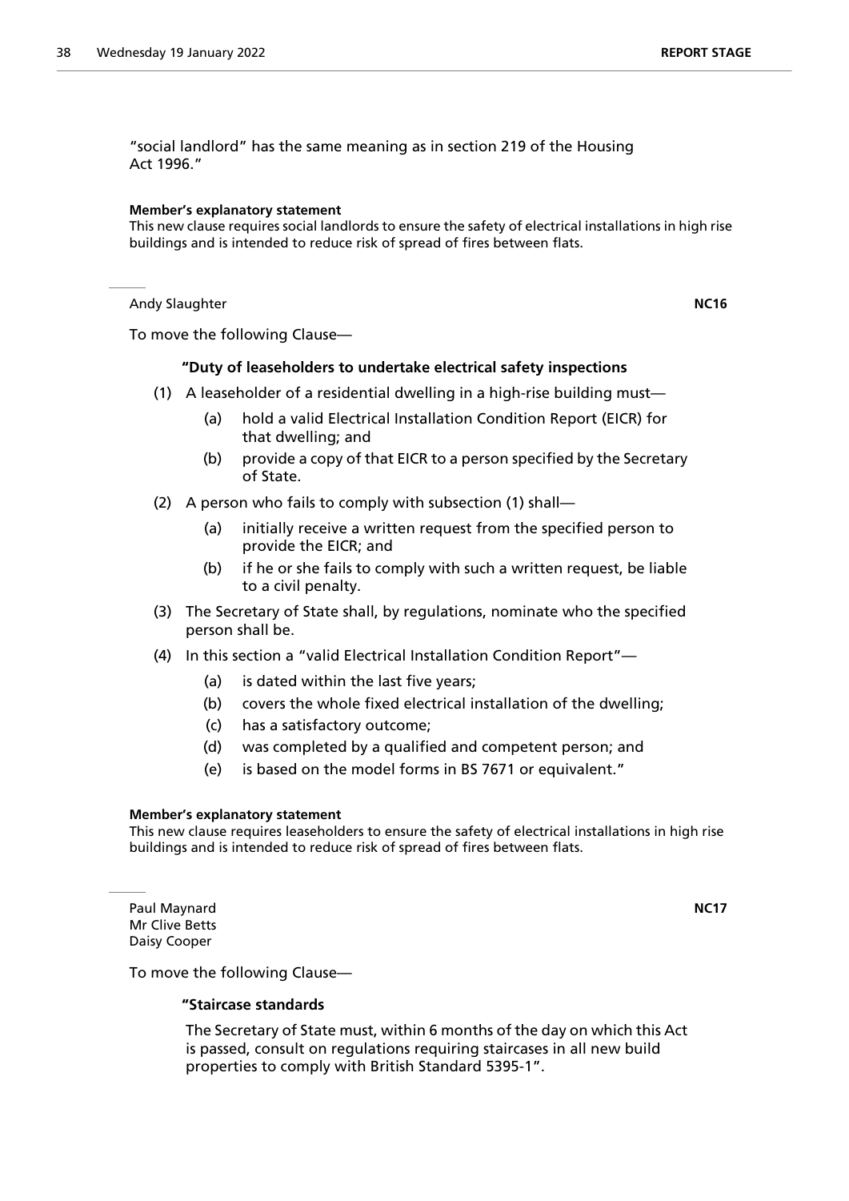"social landlord" has the same meaning as in section 219 of the Housing Act 1996."

**Member's explanatory statement**

This new clause requires social landlords to ensure the safety of electrical installations in high rise buildings and is intended to reduce risk of spread of fires between flats.

---

Andy Slaughter **NC16**

To move the following Clause—

**"Duty of leaseholders to undertake electrical safety inspections**

(1) A leaseholder of a residential dwelling in a high-rise building must—

(a) hold a valid Electrical Installation Condition Report (EICR) for that dwelling; and

(b) provide a copy of that EICR to a person specified by the Secretary of State.

(2) A person who fails to comply with subsection (1) shall—

(a) initially receive a written request from the specified person to provide the EICR; and

(b) if he or she fails to comply with such a written request, be liable to a civil penalty.

(3) The Secretary of State shall, by regulations, nominate who the specified person shall be.

(4) In this section a "valid Electrical Installation Condition Report"—

(a) is dated within the last five years;

(b) covers the whole fixed electrical installation of the dwelling;

(c) has a satisfactory outcome;

(d) was completed by a qualified and competent person; and

(e) is based on the model forms in BS 7671 or equivalent."

**Member's explanatory statement**

This new clause requires leaseholders to ensure the safety of electrical installations in high rise buildings and is intended to reduce risk of spread of fires between flats.

---

Paul Maynard **NC17**
Mr Clive Betts
Daisy Cooper

To move the following Clause—

**"Staircase standards**

The Secretary of State must, within 6 months of the day on which this Act is passed, consult on regulations requiring staircases in all new build properties to comply with British Standard 5395-1".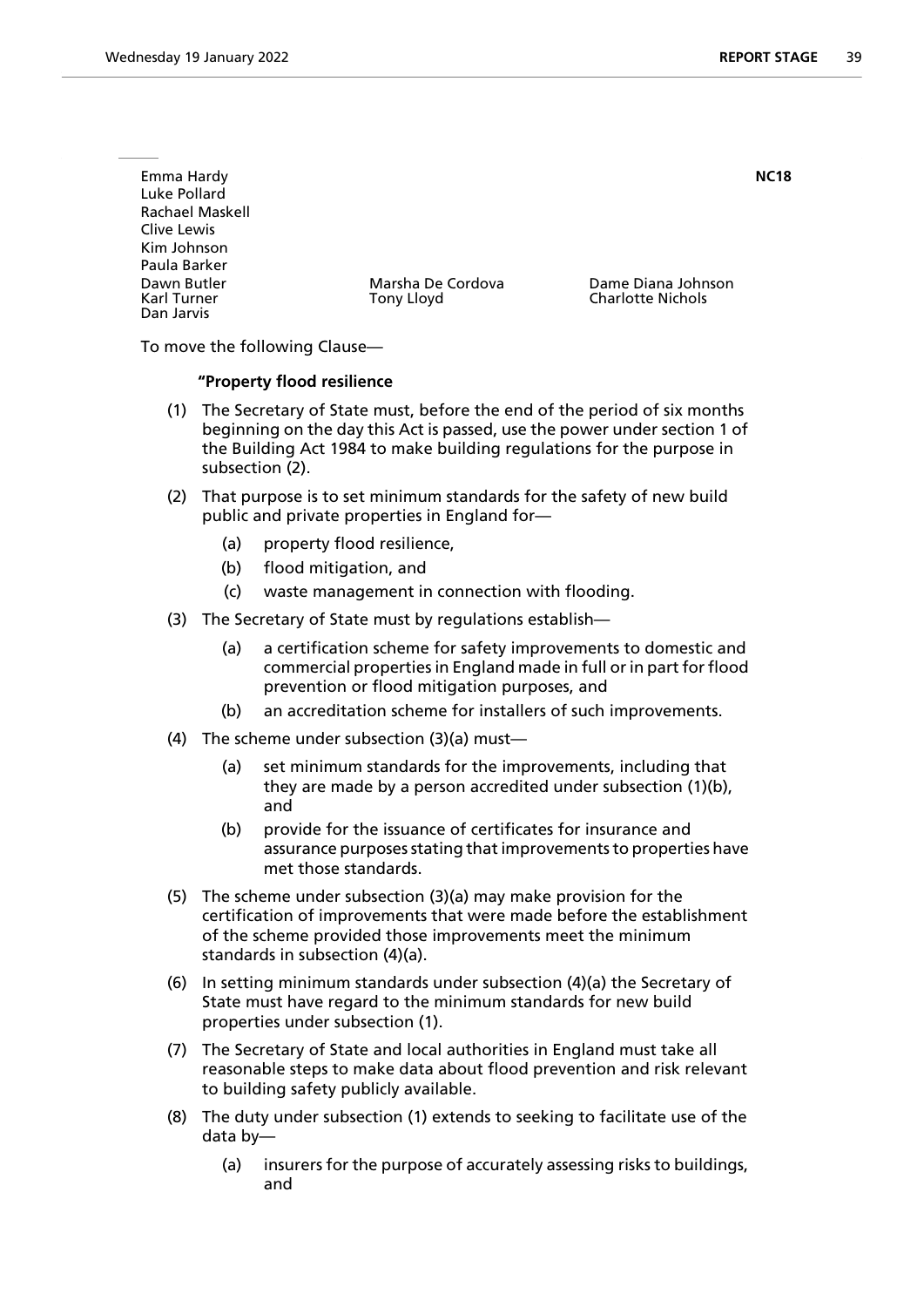Emma Hardy
Luke Pollard
Rachael Maskell
Clive Lewis
Kim Johnson
Paula Barker
Dawn Butler
Karl Turner
Dan Jarvis
Marsha De Cordova
Tony Lloyd
Dame Diana Johnson
Charlotte Nichols

**NC18**

To move the following Clause—

**"Property flood resilience**

(1) The Secretary of State must, before the end of the period of six months beginning on the day this Act is passed, use the power under section 1 of the Building Act 1984 to make building regulations for the purpose in subsection (2).

(2) That purpose is to set minimum standards for the safety of new build public and private properties in England for—

  (a) property flood resilience,

  (b) flood mitigation, and

  (c) waste management in connection with flooding.

(3) The Secretary of State must by regulations establish—

  (a) a certification scheme for safety improvements to domestic and commercial properties in England made in full or in part for flood prevention or flood mitigation purposes, and

  (b) an accreditation scheme for installers of such improvements.

(4) The scheme under subsection (3)(a) must—

  (a) set minimum standards for the improvements, including that they are made by a person accredited under subsection (1)(b), and

  (b) provide for the issuance of certificates for insurance and assurance purposes stating that improvements to properties have met those standards.

(5) The scheme under subsection (3)(a) may make provision for the certification of improvements that were made before the establishment of the scheme provided those improvements meet the minimum standards in subsection (4)(a).

(6) In setting minimum standards under subsection (4)(a) the Secretary of State must have regard to the minimum standards for new build properties under subsection (1).

(7) The Secretary of State and local authorities in England must take all reasonable steps to make data about flood prevention and risk relevant to building safety publicly available.

(8) The duty under subsection (1) extends to seeking to facilitate use of the data by—

  (a) insurers for the purpose of accurately assessing risks to buildings, and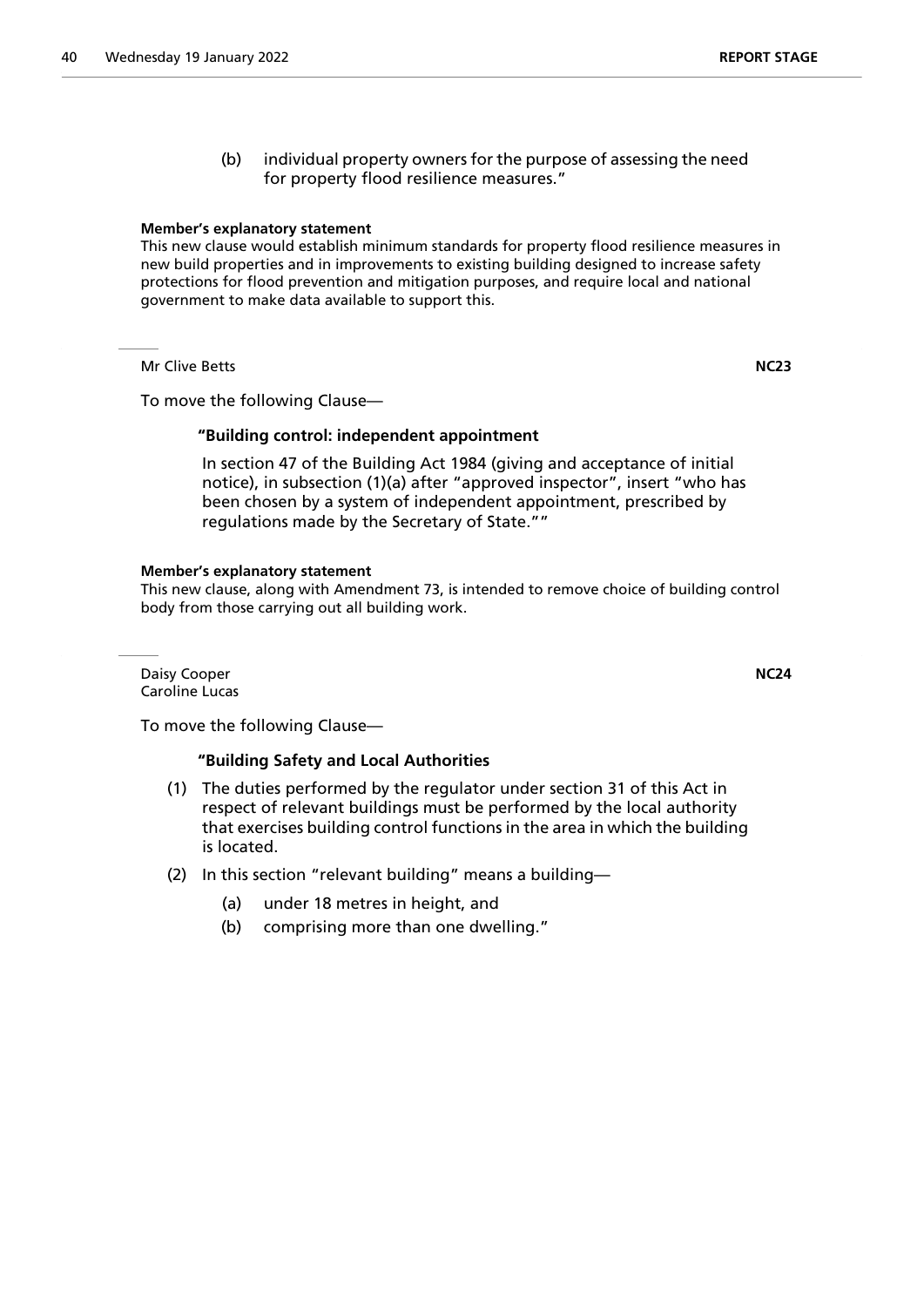(b) individual property owners for the purpose of assessing the need for property flood resilience measures."

**Member's explanatory statement**

This new clause would establish minimum standards for property flood resilience measures in new build properties and in improvements to existing building designed to increase safety protections for flood prevention and mitigation purposes, and require local and national government to make data available to support this.

---

Mr Clive Betts **NC23**

To move the following Clause—

**"Building control: independent appointment**

In section 47 of the Building Act 1984 (giving and acceptance of initial notice), in subsection (1)(a) after "approved inspector", insert "who has been chosen by a system of independent appointment, prescribed by regulations made by the Secretary of State.""

**Member's explanatory statement**

This new clause, along with Amendment 73, is intended to remove choice of building control body from those carrying out all building work.

---

Daisy Cooper **NC24**
Caroline Lucas

To move the following Clause—

**"Building Safety and Local Authorities**

(1) The duties performed by the regulator under section 31 of this Act in respect of relevant buildings must be performed by the local authority that exercises building control functions in the area in which the building is located.

(2) In this section "relevant building" means a building—

  (a) under 18 metres in height, and

  (b) comprising more than one dwelling."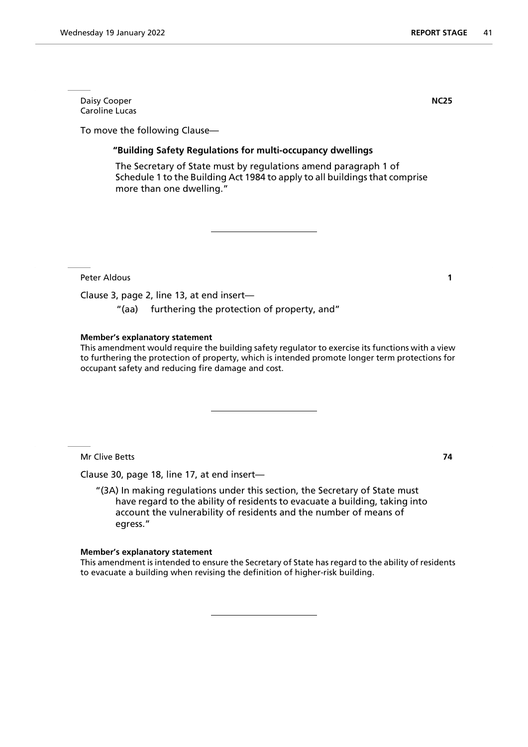Daisy Cooper
Caroline Lucas

**NC25**

To move the following Clause—

**"Building Safety Regulations for multi-occupancy dwellings**

The Secretary of State must by regulations amend paragraph 1 of Schedule 1 to the Building Act 1984 to apply to all buildings that comprise more than one dwelling."

---

Peter Aldous

**1**

Clause 3, page 2, line 13, at end insert—

"(aa) furthering the protection of property, and"

**Member's explanatory statement**

This amendment would require the building safety regulator to exercise its functions with a view to furthering the protection of property, which is intended promote longer term protections for occupant safety and reducing fire damage and cost.

---

Mr Clive Betts

**74**

Clause 30, page 18, line 17, at end insert—

"(3A) In making regulations under this section, the Secretary of State must have regard to the ability of residents to evacuate a building, taking into account the vulnerability of residents and the number of means of egress."

**Member's explanatory statement**

This amendment is intended to ensure the Secretary of State has regard to the ability of residents to evacuate a building when revising the definition of higher-risk building.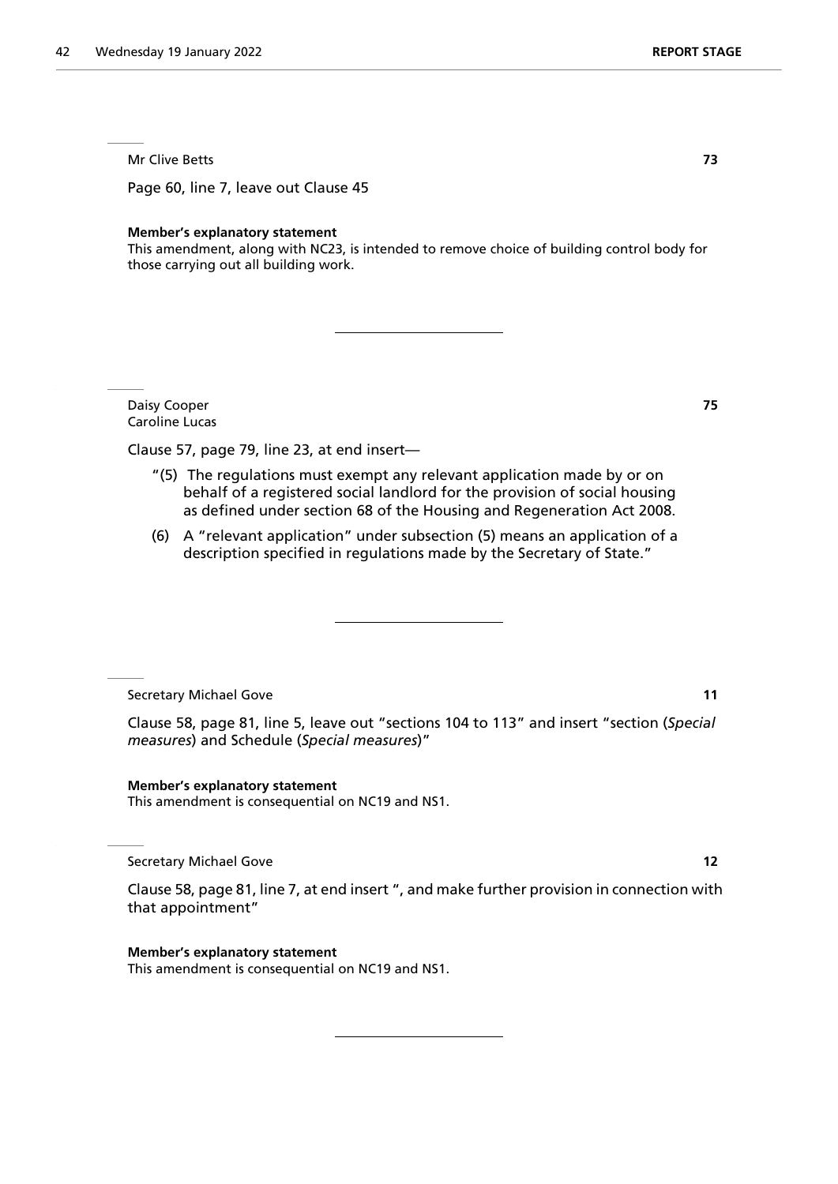Mr Clive Betts **73**

Page 60, line 7, leave out Clause 45

**Member's explanatory statement**

This amendment, along with NC23, is intended to remove choice of building control body for those carrying out all building work.

---

Daisy Cooper **75**
Caroline Lucas

Clause 57, page 79, line 23, at end insert—

"(5) The regulations must exempt any relevant application made by or on behalf of a registered social landlord for the provision of social housing as defined under section 68 of the Housing and Regeneration Act 2008.

(6) A "relevant application" under subsection (5) means an application of a description specified in regulations made by the Secretary of State."

---

Secretary Michael Gove **11**

Clause 58, page 81, line 5, leave out "sections 104 to 113" and insert "section (*Special measures*) and Schedule (*Special measures*)"

**Member's explanatory statement**

This amendment is consequential on NC19 and NS1.

Secretary Michael Gove **12**

Clause 58, page 81, line 7, at end insert ", and make further provision in connection with that appointment"

**Member's explanatory statement**

This amendment is consequential on NC19 and NS1.

---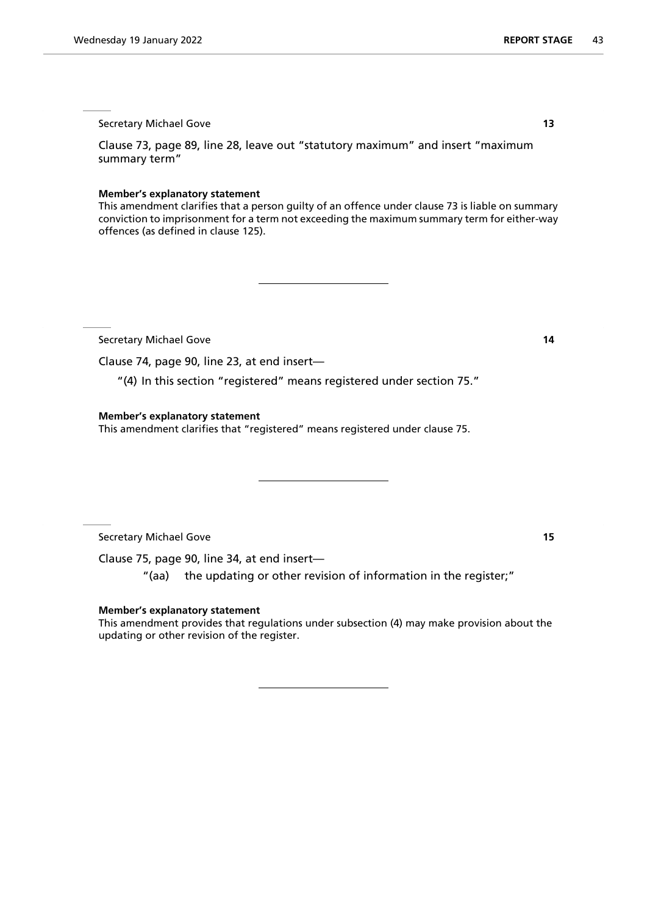Secretary Michael Gove **13**

Clause 73, page 89, line 28, leave out "statutory maximum" and insert "maximum summary term"

**Member's explanatory statement**
This amendment clarifies that a person guilty of an offence under clause 73 is liable on summary conviction to imprisonment for a term not exceeding the maximum summary term for either-way offences (as defined in clause 125).

---

Secretary Michael Gove **14**

Clause 74, page 90, line 23, at end insert—

"(4) In this section "registered" means registered under section 75."

**Member's explanatory statement**
This amendment clarifies that "registered" means registered under clause 75.

---

Secretary Michael Gove **15**

Clause 75, page 90, line 34, at end insert—

"(aa) the updating or other revision of information in the register;"

**Member's explanatory statement**
This amendment provides that regulations under subsection (4) may make provision about the updating or other revision of the register.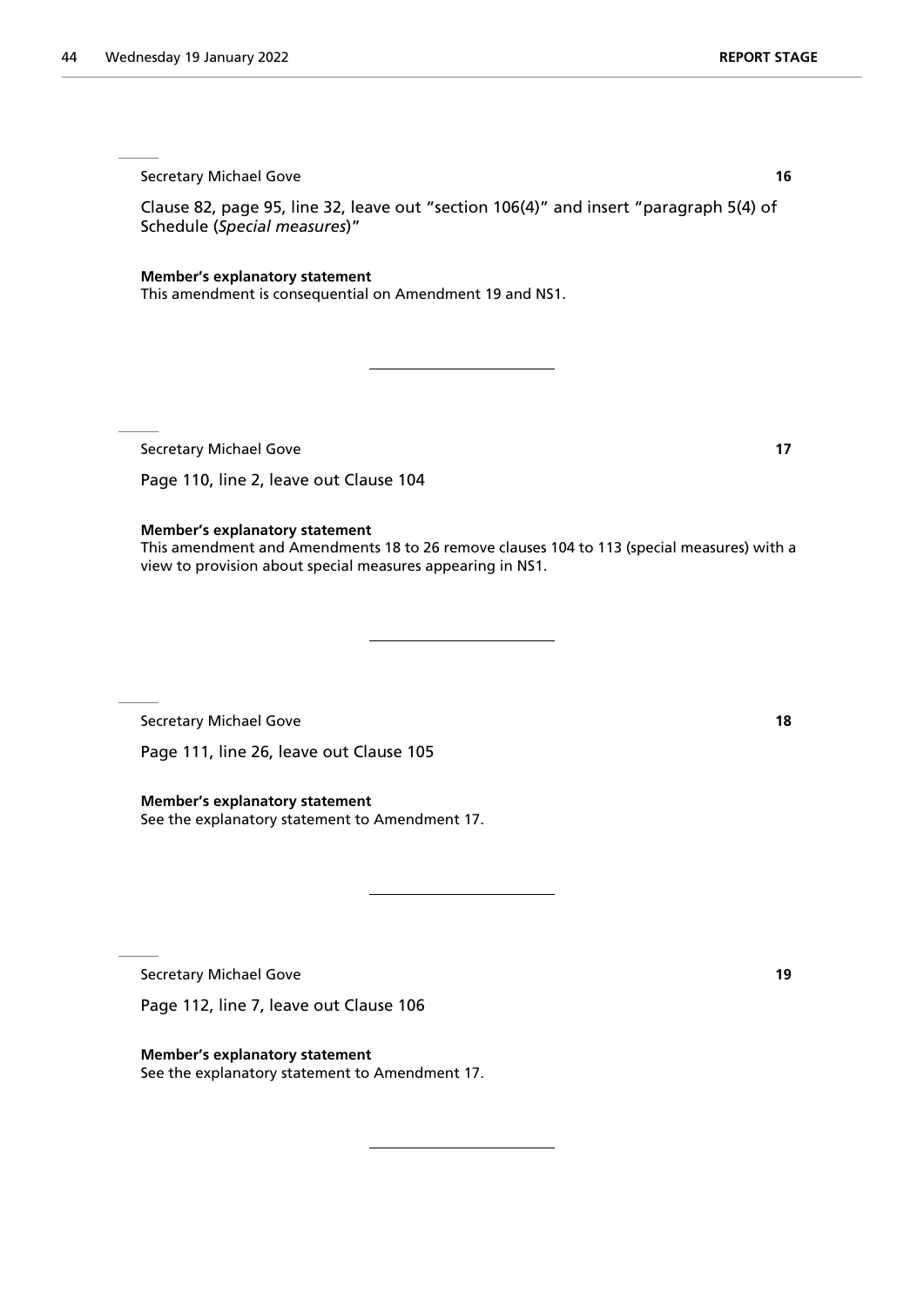Secretary Michael Gove **16**

Clause 82, page 95, line 32, leave out "section 106(4)" and insert "paragraph 5(4) of Schedule (*Special measures*)"

**Member's explanatory statement**
This amendment is consequential on Amendment 19 and NS1.

---

Secretary Michael Gove **17**

Page 110, line 2, leave out Clause 104

**Member's explanatory statement**
This amendment and Amendments 18 to 26 remove clauses 104 to 113 (special measures) with a view to provision about special measures appearing in NS1.

---

Secretary Michael Gove **18**

Page 111, line 26, leave out Clause 105

**Member's explanatory statement**
See the explanatory statement to Amendment 17.

---

Secretary Michael Gove **19**

Page 112, line 7, leave out Clause 106

**Member's explanatory statement**
See the explanatory statement to Amendment 17.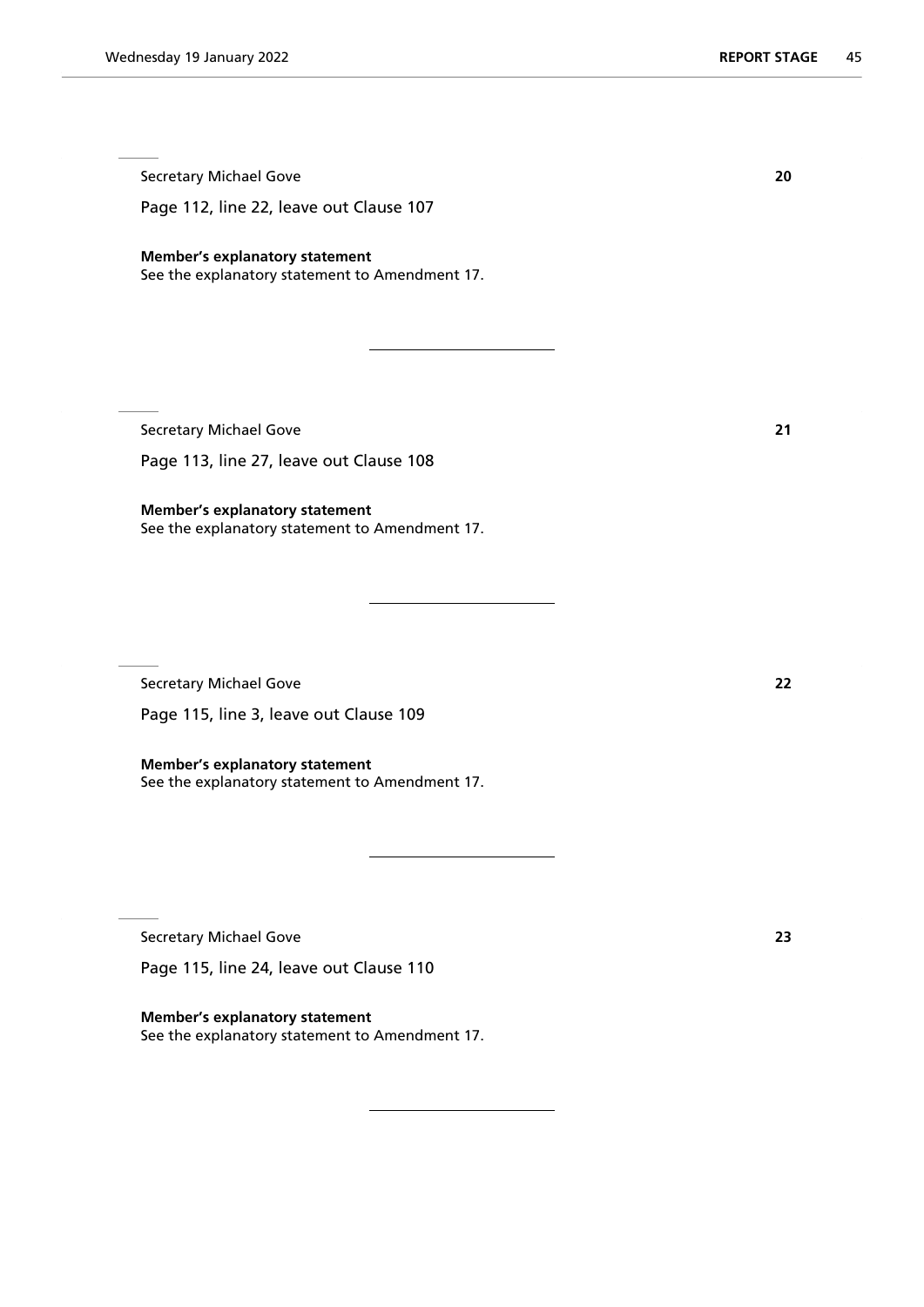Secretary Michael Gove **20**

Page 112, line 22, leave out Clause 107

**Member's explanatory statement**
See the explanatory statement to Amendment 17.

---

Secretary Michael Gove **21**

Page 113, line 27, leave out Clause 108

**Member's explanatory statement**
See the explanatory statement to Amendment 17.

---

Secretary Michael Gove **22**

Page 115, line 3, leave out Clause 109

**Member's explanatory statement**
See the explanatory statement to Amendment 17.

---

Secretary Michael Gove **23**

Page 115, line 24, leave out Clause 110

**Member's explanatory statement**
See the explanatory statement to Amendment 17.

---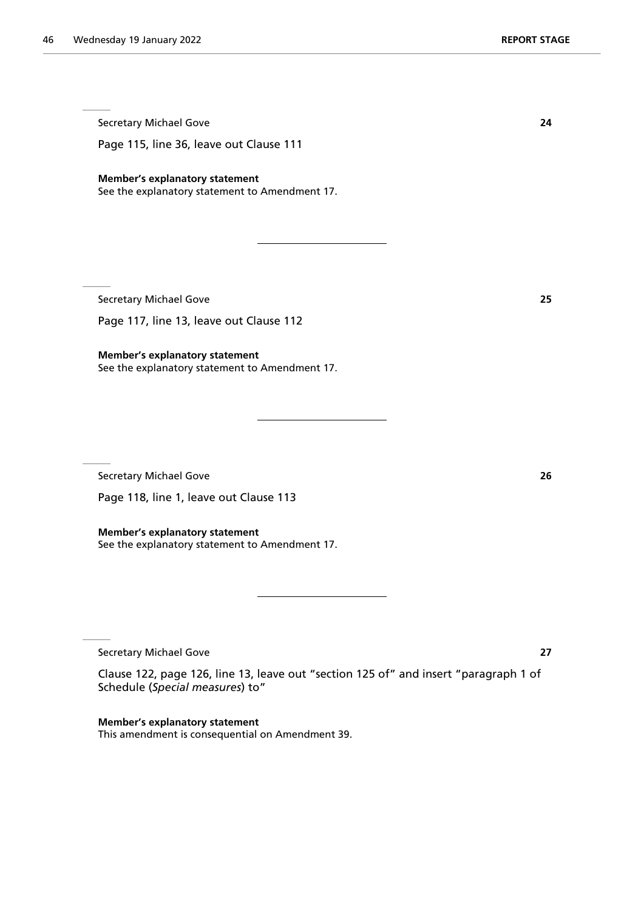Secretary Michael Gove **24**

Page 115, line 36, leave out Clause 111

**Member's explanatory statement**
See the explanatory statement to Amendment 17.

---

Secretary Michael Gove **25**

Page 117, line 13, leave out Clause 112

**Member's explanatory statement**
See the explanatory statement to Amendment 17.

---

Secretary Michael Gove **26**

Page 118, line 1, leave out Clause 113

**Member's explanatory statement**
See the explanatory statement to Amendment 17.

---

Secretary Michael Gove **27**

Clause 122, page 126, line 13, leave out "section 125 of" and insert "paragraph 1 of Schedule (*Special measures*) to"

**Member's explanatory statement**
This amendment is consequential on Amendment 39.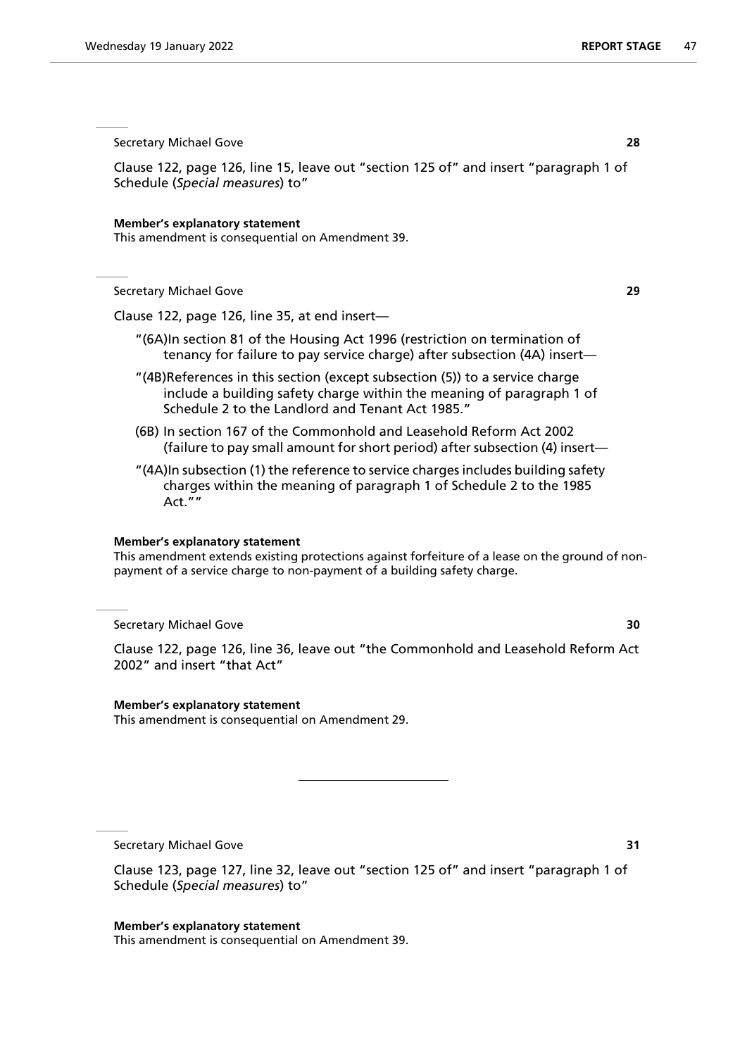Secretary Michael Gove **28**

Clause 122, page 126, line 15, leave out "section 125 of" and insert "paragraph 1 of Schedule (*Special measures*) to"

**Member's explanatory statement**
This amendment is consequential on Amendment 39.

Secretary Michael Gove **29**

Clause 122, page 126, line 35, at end insert—

"(6A)In section 81 of the Housing Act 1996 (restriction on termination of tenancy for failure to pay service charge) after subsection (4A) insert—

"(4B)References in this section (except subsection (5)) to a service charge include a building safety charge within the meaning of paragraph 1 of Schedule 2 to the Landlord and Tenant Act 1985."

(6B) In section 167 of the Commonhold and Leasehold Reform Act 2002 (failure to pay small amount for short period) after subsection (4) insert—

"(4A)In subsection (1) the reference to service charges includes building safety charges within the meaning of paragraph 1 of Schedule 2 to the 1985 Act.""

**Member's explanatory statement**
This amendment extends existing protections against forfeiture of a lease on the ground of non-payment of a service charge to non-payment of a building safety charge.

Secretary Michael Gove **30**

Clause 122, page 126, line 36, leave out "the Commonhold and Leasehold Reform Act 2002" and insert "that Act"

**Member's explanatory statement**
This amendment is consequential on Amendment 29.

---

Secretary Michael Gove **31**

Clause 123, page 127, line 32, leave out "section 125 of" and insert "paragraph 1 of Schedule (*Special measures*) to"

**Member's explanatory statement**
This amendment is consequential on Amendment 39.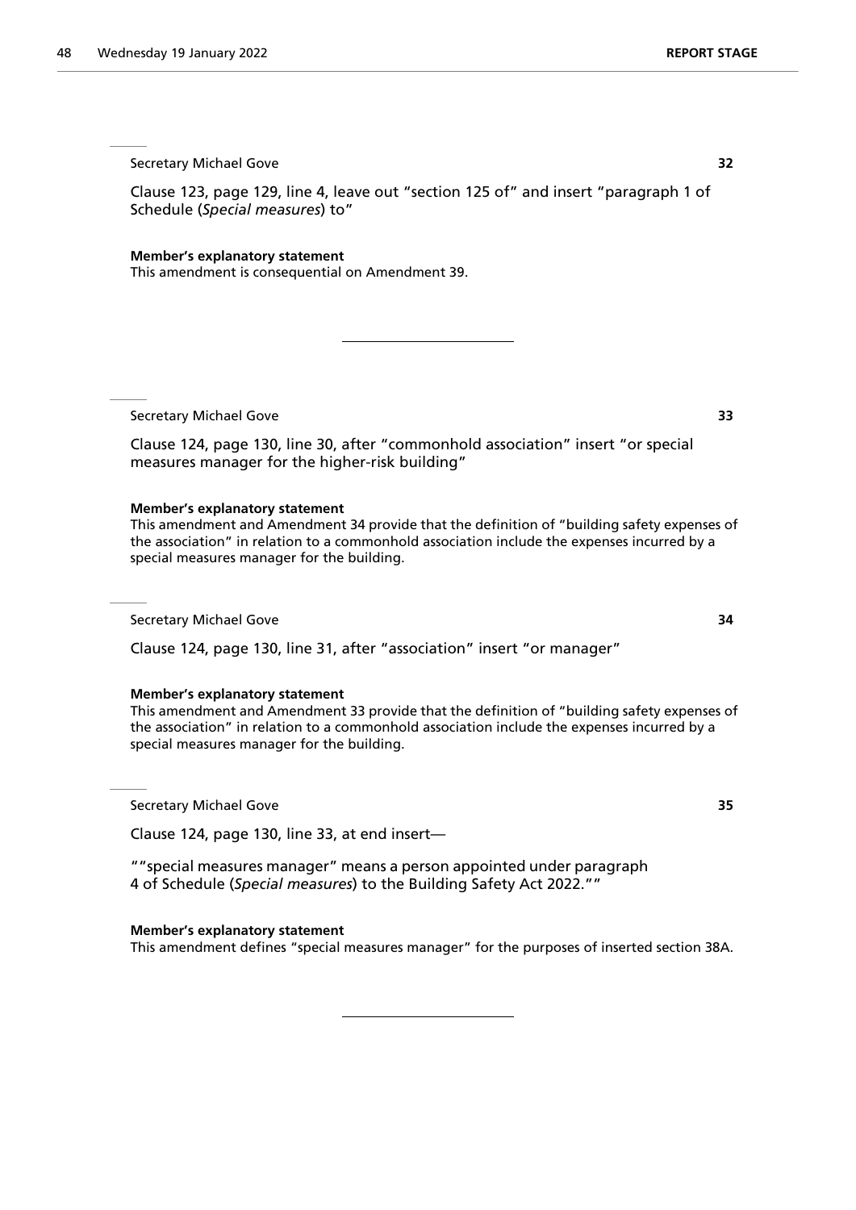Secretary Michael Gove **32**

Clause 123, page 129, line 4, leave out "section 125 of" and insert "paragraph 1 of Schedule (*Special measures*) to"

**Member's explanatory statement**
This amendment is consequential on Amendment 39.

---

Secretary Michael Gove **33**

Clause 124, page 130, line 30, after "commonhold association" insert "or special measures manager for the higher-risk building"

**Member's explanatory statement**
This amendment and Amendment 34 provide that the definition of "building safety expenses of the association" in relation to a commonhold association include the expenses incurred by a special measures manager for the building.

Secretary Michael Gove **34**

Clause 124, page 130, line 31, after "association" insert "or manager"

**Member's explanatory statement**
This amendment and Amendment 33 provide that the definition of "building safety expenses of the association" in relation to a commonhold association include the expenses incurred by a special measures manager for the building.

Secretary Michael Gove **35**

Clause 124, page 130, line 33, at end insert—

""special measures manager" means a person appointed under paragraph 4 of Schedule (*Special measures*) to the Building Safety Act 2022.""

**Member's explanatory statement**
This amendment defines "special measures manager" for the purposes of inserted section 38A.

---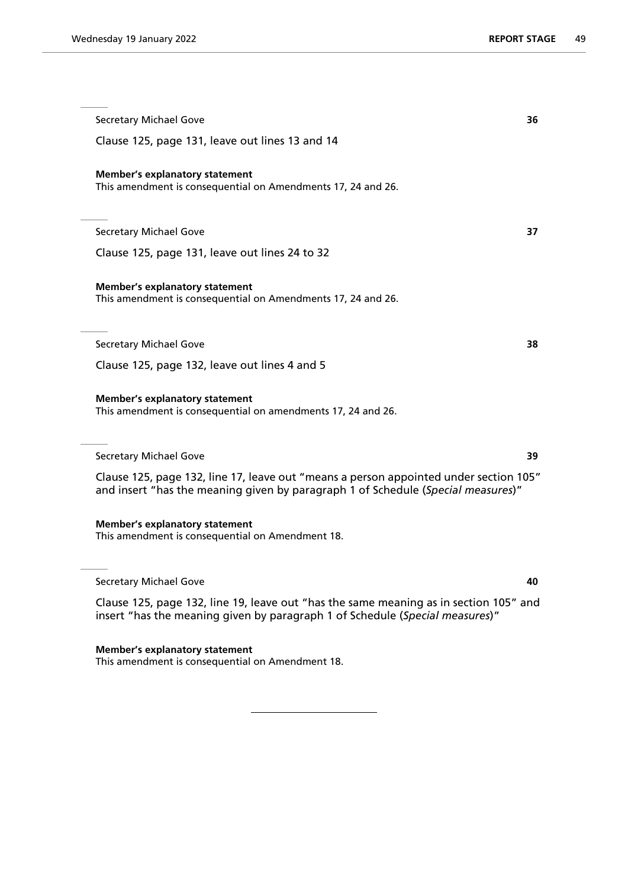Secretary Michael Gove **36**

Clause 125, page 131, leave out lines 13 and 14

**Member's explanatory statement**
This amendment is consequential on Amendments 17, 24 and 26.

Secretary Michael Gove **37**

Clause 125, page 131, leave out lines 24 to 32

**Member's explanatory statement**
This amendment is consequential on Amendments 17, 24 and 26.

Secretary Michael Gove **38**

Clause 125, page 132, leave out lines 4 and 5

**Member's explanatory statement**
This amendment is consequential on amendments 17, 24 and 26.

Secretary Michael Gove **39**

Clause 125, page 132, line 17, leave out "means a person appointed under section 105" and insert "has the meaning given by paragraph 1 of Schedule (*Special measures*)"

**Member's explanatory statement**
This amendment is consequential on Amendment 18.

Secretary Michael Gove **40**

Clause 125, page 132, line 19, leave out "has the same meaning as in section 105" and insert "has the meaning given by paragraph 1 of Schedule (*Special measures*)"

**Member's explanatory statement**
This amendment is consequential on Amendment 18.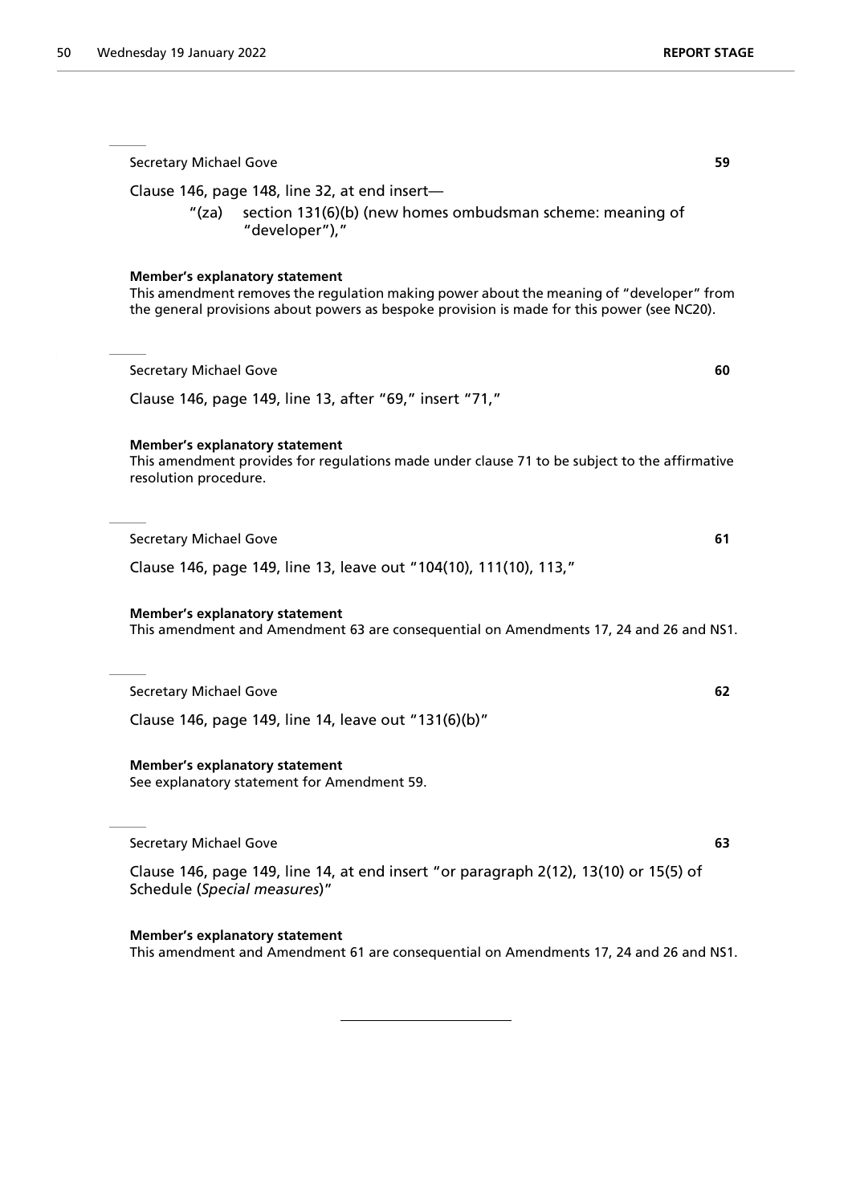Secretary Michael Gove **59**

Clause 146, page 148, line 32, at end insert—

"(za) section 131(6)(b) (new homes ombudsman scheme: meaning of "developer"),"

**Member's explanatory statement**
This amendment removes the regulation making power about the meaning of "developer" from the general provisions about powers as bespoke provision is made for this power (see NC20).

---

Secretary Michael Gove **60**

Clause 146, page 149, line 13, after "69," insert "71,"

**Member's explanatory statement**
This amendment provides for regulations made under clause 71 to be subject to the affirmative resolution procedure.

---

Secretary Michael Gove **61**

Clause 146, page 149, line 13, leave out "104(10), 111(10), 113,"

**Member's explanatory statement**
This amendment and Amendment 63 are consequential on Amendments 17, 24 and 26 and NS1.

---

Secretary Michael Gove **62**

Clause 146, page 149, line 14, leave out "131(6)(b)"

**Member's explanatory statement**
See explanatory statement for Amendment 59.

---

Secretary Michael Gove **63**

Clause 146, page 149, line 14, at end insert "or paragraph 2(12), 13(10) or 15(5) of Schedule (*Special measures*)"

**Member's explanatory statement**
This amendment and Amendment 61 are consequential on Amendments 17, 24 and 26 and NS1.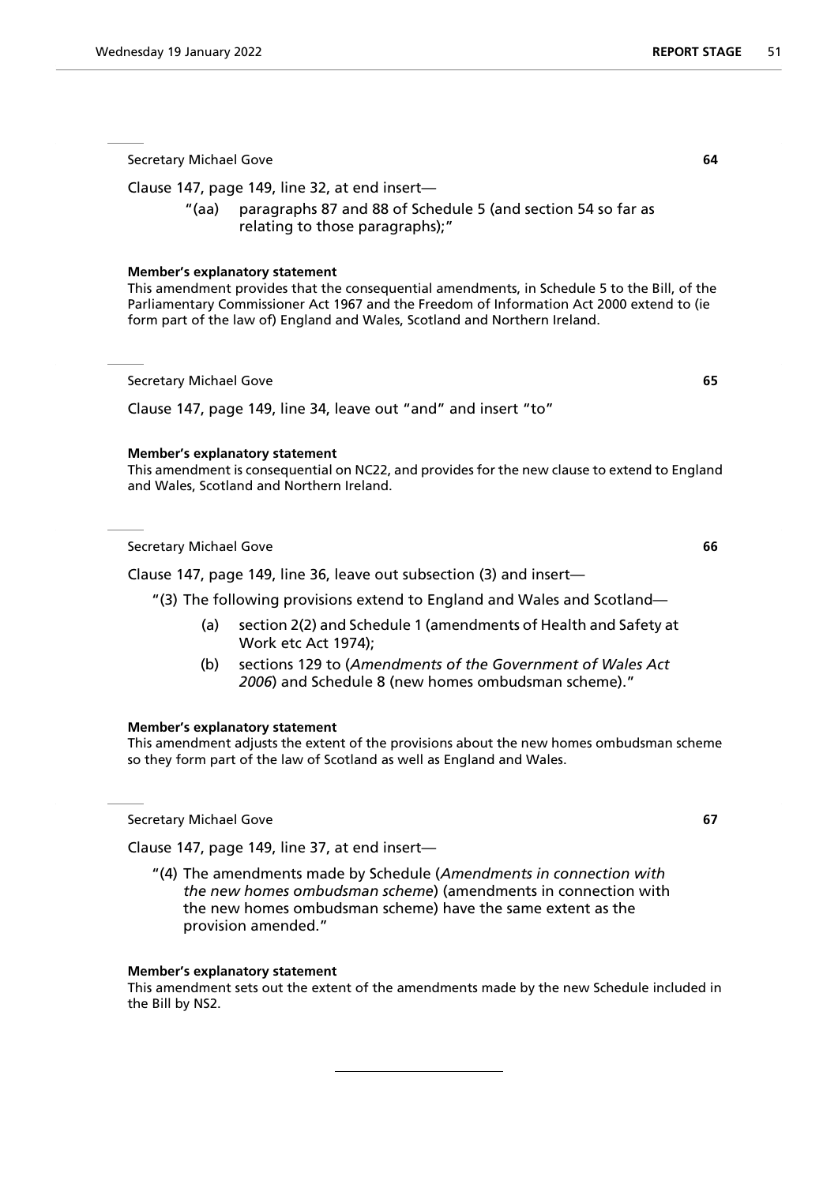Secretary Michael Gove **64**

Clause 147, page 149, line 32, at end insert—

> "(aa) paragraphs 87 and 88 of Schedule 5 (and section 54 so far as relating to those paragraphs);"

**Member's explanatory statement**

This amendment provides that the consequential amendments, in Schedule 5 to the Bill, of the Parliamentary Commissioner Act 1967 and the Freedom of Information Act 2000 extend to (ie form part of the law of) England and Wales, Scotland and Northern Ireland.

Secretary Michael Gove **65**

Clause 147, page 149, line 34, leave out "and" and insert "to"

**Member's explanatory statement**

This amendment is consequential on NC22, and provides for the new clause to extend to England and Wales, Scotland and Northern Ireland.

Secretary Michael Gove **66**

Clause 147, page 149, line 36, leave out subsection (3) and insert—

> "(3) The following provisions extend to England and Wales and Scotland—
>
> (a) section 2(2) and Schedule 1 (amendments of Health and Safety at Work etc Act 1974);
>
> (b) sections 129 to (*Amendments of the Government of Wales Act 2006*) and Schedule 8 (new homes ombudsman scheme)."

**Member's explanatory statement**

This amendment adjusts the extent of the provisions about the new homes ombudsman scheme so they form part of the law of Scotland as well as England and Wales.

Secretary Michael Gove **67**

Clause 147, page 149, line 37, at end insert—

> "(4) The amendments made by Schedule (*Amendments in connection with the new homes ombudsman scheme*) (amendments in connection with the new homes ombudsman scheme) have the same extent as the provision amended."

**Member's explanatory statement**

This amendment sets out the extent of the amendments made by the new Schedule included in the Bill by NS2.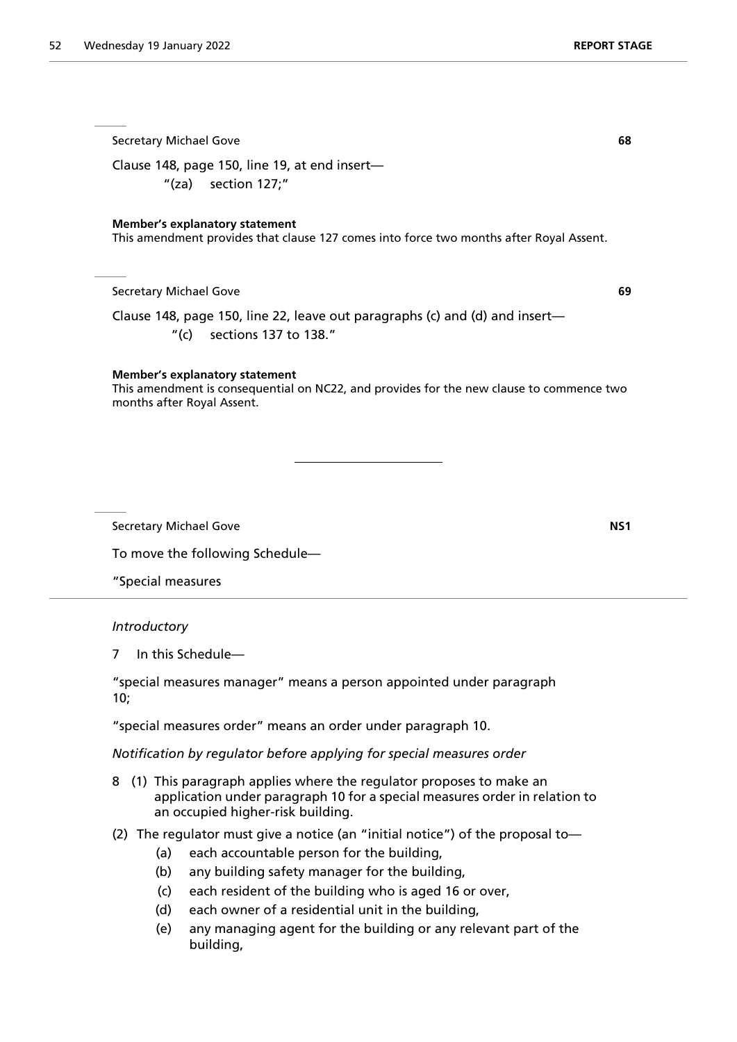Secretary Michael Gove **68**

Clause 148, page 150, line 19, at end insert—

"(za) section 127;"

**Member's explanatory statement**

This amendment provides that clause 127 comes into force two months after Royal Assent.

Secretary Michael Gove **69**

Clause 148, page 150, line 22, leave out paragraphs (c) and (d) and insert—

"(c) sections 137 to 138."

**Member's explanatory statement**

This amendment is consequential on NC22, and provides for the new clause to commence two months after Royal Assent.

---

Secretary Michael Gove **NS1**

To move the following Schedule—

"Special measures

*Introductory*

7 In this Schedule—

"special measures manager" means a person appointed under paragraph 10;

"special measures order" means an order under paragraph 10.

*Notification by regulator before applying for special measures order*

8 (1) This paragraph applies where the regulator proposes to make an application under paragraph 10 for a special measures order in relation to an occupied higher-risk building.

(2) The regulator must give a notice (an "initial notice") of the proposal to—

- (a) each accountable person for the building,
- (b) any building safety manager for the building,
- (c) each resident of the building who is aged 16 or over,
- (d) each owner of a residential unit in the building,
- (e) any managing agent for the building or any relevant part of the building,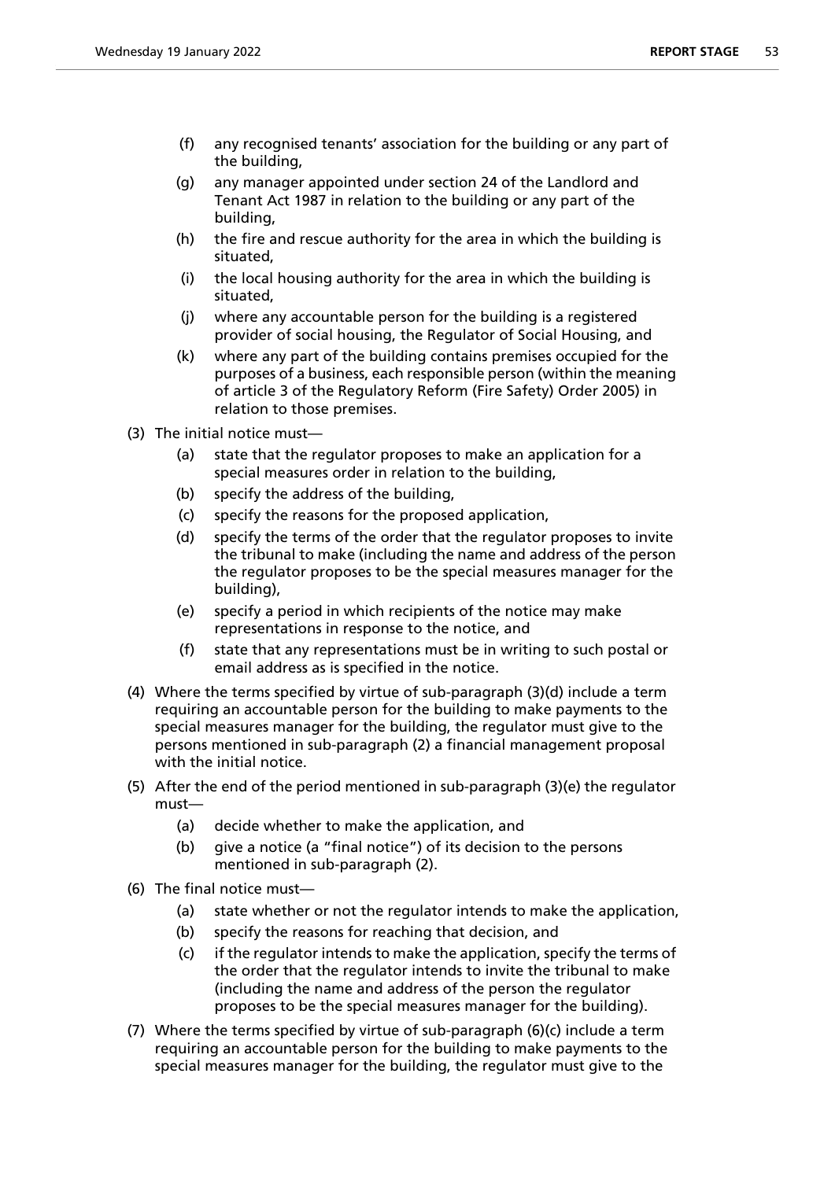(f) any recognised tenants' association for the building or any part of the building,

(g) any manager appointed under section 24 of the Landlord and Tenant Act 1987 in relation to the building or any part of the building,

(h) the fire and rescue authority for the area in which the building is situated,

(i) the local housing authority for the area in which the building is situated,

(j) where any accountable person for the building is a registered provider of social housing, the Regulator of Social Housing, and

(k) where any part of the building contains premises occupied for the purposes of a business, each responsible person (within the meaning of article 3 of the Regulatory Reform (Fire Safety) Order 2005) in relation to those premises.

(3) The initial notice must—

(a) state that the regulator proposes to make an application for a special measures order in relation to the building,

(b) specify the address of the building,

(c) specify the reasons for the proposed application,

(d) specify the terms of the order that the regulator proposes to invite the tribunal to make (including the name and address of the person the regulator proposes to be the special measures manager for the building),

(e) specify a period in which recipients of the notice may make representations in response to the notice, and

(f) state that any representations must be in writing to such postal or email address as is specified in the notice.

(4) Where the terms specified by virtue of sub-paragraph (3)(d) include a term requiring an accountable person for the building to make payments to the special measures manager for the building, the regulator must give to the persons mentioned in sub-paragraph (2) a financial management proposal with the initial notice.

(5) After the end of the period mentioned in sub-paragraph (3)(e) the regulator must—

(a) decide whether to make the application, and

(b) give a notice (a "final notice") of its decision to the persons mentioned in sub-paragraph (2).

(6) The final notice must—

(a) state whether or not the regulator intends to make the application,

(b) specify the reasons for reaching that decision, and

(c) if the regulator intends to make the application, specify the terms of the order that the regulator intends to invite the tribunal to make (including the name and address of the person the regulator proposes to be the special measures manager for the building).

(7) Where the terms specified by virtue of sub-paragraph (6)(c) include a term requiring an accountable person for the building to make payments to the special measures manager for the building, the regulator must give to the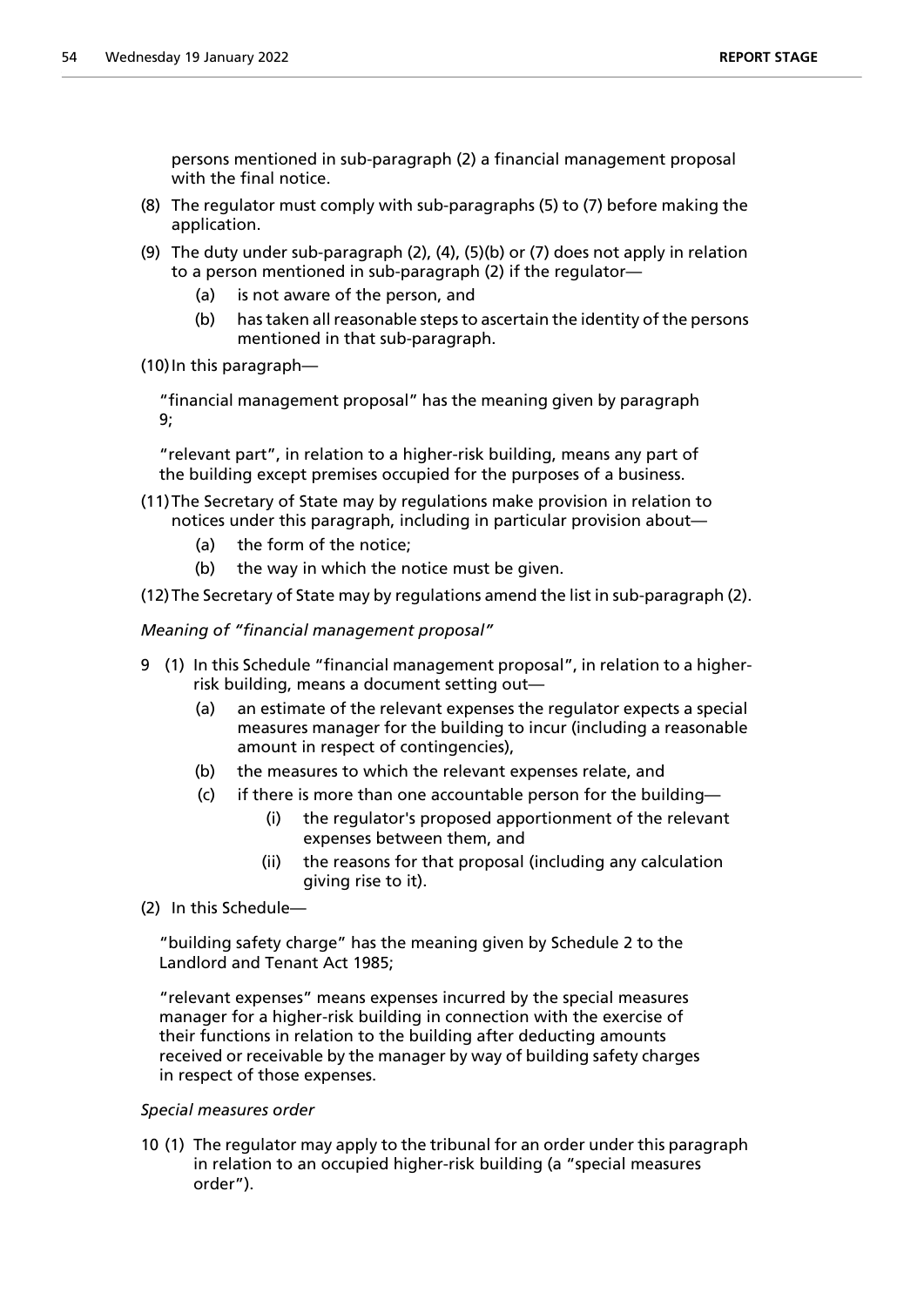persons mentioned in sub-paragraph (2) a financial management proposal with the final notice.

(8) The regulator must comply with sub-paragraphs (5) to (7) before making the application.

(9) The duty under sub-paragraph (2), (4), (5)(b) or (7) does not apply in relation to a person mentioned in sub-paragraph (2) if the regulator—

   (a) is not aware of the person, and

   (b) has taken all reasonable steps to ascertain the identity of the persons mentioned in that sub-paragraph.

(10) In this paragraph—

"financial management proposal" has the meaning given by paragraph 9;

"relevant part", in relation to a higher-risk building, means any part of the building except premises occupied for the purposes of a business.

(11) The Secretary of State may by regulations make provision in relation to notices under this paragraph, including in particular provision about—

   (a) the form of the notice;

   (b) the way in which the notice must be given.

(12) The Secretary of State may by regulations amend the list in sub-paragraph (2).

*Meaning of "financial management proposal"*

9 (1) In this Schedule "financial management proposal", in relation to a higher-risk building, means a document setting out—

   (a) an estimate of the relevant expenses the regulator expects a special measures manager for the building to incur (including a reasonable amount in respect of contingencies),

   (b) the measures to which the relevant expenses relate, and

   (c) if there is more than one accountable person for the building—

      (i) the regulator's proposed apportionment of the relevant expenses between them, and

      (ii) the reasons for that proposal (including any calculation giving rise to it).

(2) In this Schedule—

"building safety charge" has the meaning given by Schedule 2 to the Landlord and Tenant Act 1985;

"relevant expenses" means expenses incurred by the special measures manager for a higher-risk building in connection with the exercise of their functions in relation to the building after deducting amounts received or receivable by the manager by way of building safety charges in respect of those expenses.

*Special measures order*

10 (1) The regulator may apply to the tribunal for an order under this paragraph in relation to an occupied higher-risk building (a "special measures order").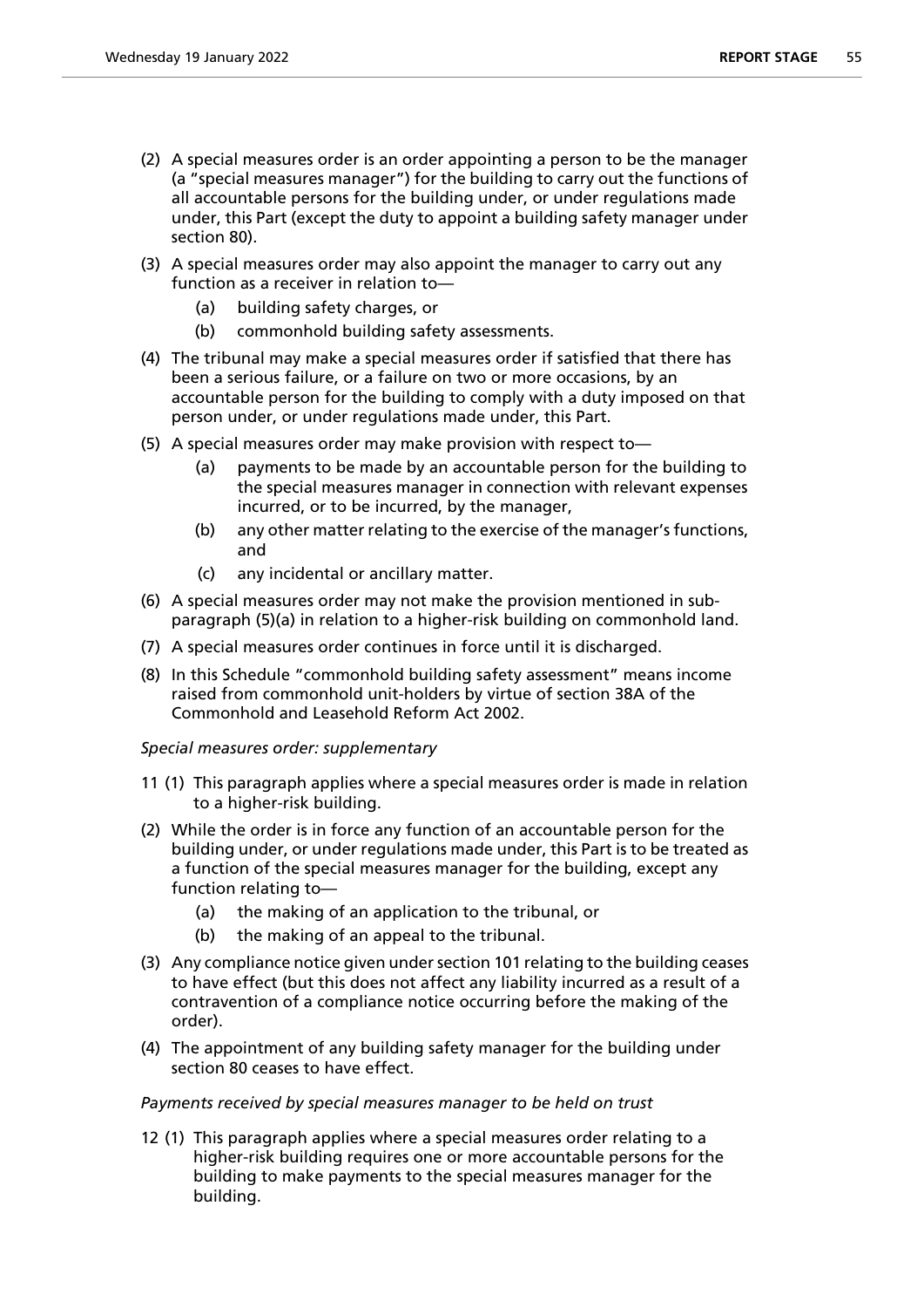(2) A special measures order is an order appointing a person to be the manager (a "special measures manager") for the building to carry out the functions of all accountable persons for the building under, or under regulations made under, this Part (except the duty to appoint a building safety manager under section 80).

(3) A special measures order may also appoint the manager to carry out any function as a receiver in relation to—

   (a) building safety charges, or

   (b) commonhold building safety assessments.

(4) The tribunal may make a special measures order if satisfied that there has been a serious failure, or a failure on two or more occasions, by an accountable person for the building to comply with a duty imposed on that person under, or under regulations made under, this Part.

(5) A special measures order may make provision with respect to—

   (a) payments to be made by an accountable person for the building to the special measures manager in connection with relevant expenses incurred, or to be incurred, by the manager,

   (b) any other matter relating to the exercise of the manager's functions, and

   (c) any incidental or ancillary matter.

(6) A special measures order may not make the provision mentioned in sub-paragraph (5)(a) in relation to a higher-risk building on commonhold land.

(7) A special measures order continues in force until it is discharged.

(8) In this Schedule "commonhold building safety assessment" means income raised from commonhold unit-holders by virtue of section 38A of the Commonhold and Leasehold Reform Act 2002.

*Special measures order: supplementary*

11 (1) This paragraph applies where a special measures order is made in relation to a higher-risk building.

(2) While the order is in force any function of an accountable person for the building under, or under regulations made under, this Part is to be treated as a function of the special measures manager for the building, except any function relating to—

   (a) the making of an application to the tribunal, or

   (b) the making of an appeal to the tribunal.

(3) Any compliance notice given under section 101 relating to the building ceases to have effect (but this does not affect any liability incurred as a result of a contravention of a compliance notice occurring before the making of the order).

(4) The appointment of any building safety manager for the building under section 80 ceases to have effect.

*Payments received by special measures manager to be held on trust*

12 (1) This paragraph applies where a special measures order relating to a higher-risk building requires one or more accountable persons for the building to make payments to the special measures manager for the building.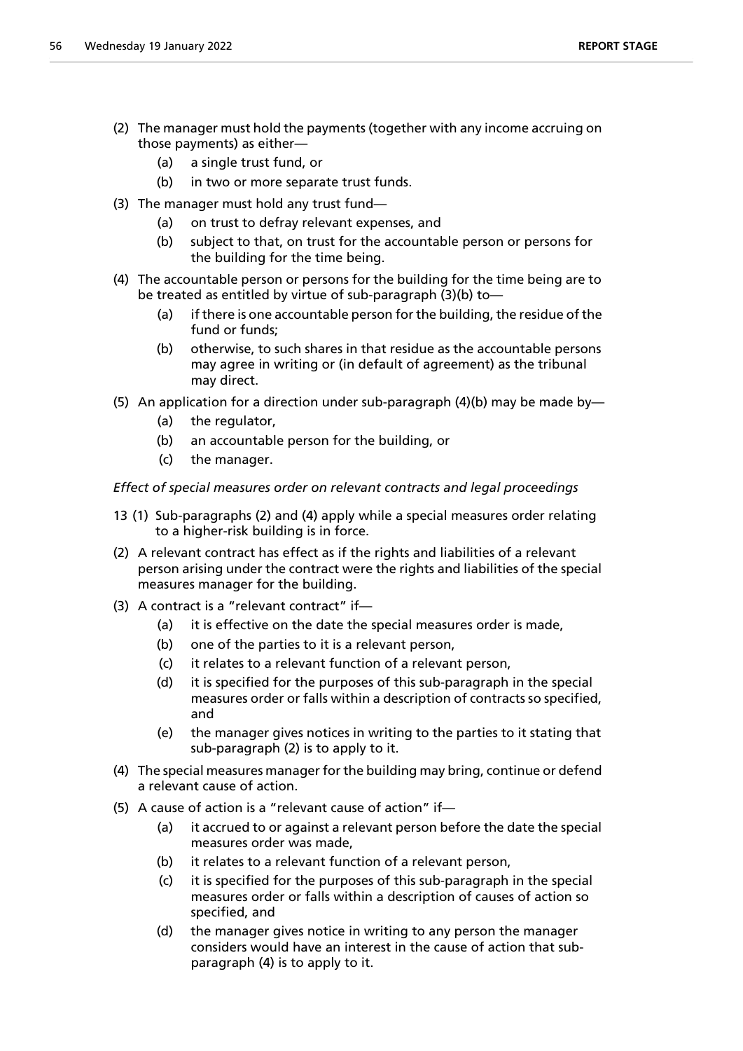(2) The manager must hold the payments (together with any income accruing on those payments) as either—

  (a) a single trust fund, or

  (b) in two or more separate trust funds.

(3) The manager must hold any trust fund—

  (a) on trust to defray relevant expenses, and

  (b) subject to that, on trust for the accountable person or persons for the building for the time being.

(4) The accountable person or persons for the building for the time being are to be treated as entitled by virtue of sub-paragraph (3)(b) to—

  (a) if there is one accountable person for the building, the residue of the fund or funds;

  (b) otherwise, to such shares in that residue as the accountable persons may agree in writing or (in default of agreement) as the tribunal may direct.

(5) An application for a direction under sub-paragraph (4)(b) may be made by—

  (a) the regulator,

  (b) an accountable person for the building, or

  (c) the manager.

*Effect of special measures order on relevant contracts and legal proceedings*

13 (1) Sub-paragraphs (2) and (4) apply while a special measures order relating to a higher-risk building is in force.

(2) A relevant contract has effect as if the rights and liabilities of a relevant person arising under the contract were the rights and liabilities of the special measures manager for the building.

(3) A contract is a "relevant contract" if—

  (a) it is effective on the date the special measures order is made,

  (b) one of the parties to it is a relevant person,

  (c) it relates to a relevant function of a relevant person,

  (d) it is specified for the purposes of this sub-paragraph in the special measures order or falls within a description of contracts so specified, and

  (e) the manager gives notices in writing to the parties to it stating that sub-paragraph (2) is to apply to it.

(4) The special measures manager for the building may bring, continue or defend a relevant cause of action.

(5) A cause of action is a "relevant cause of action" if—

  (a) it accrued to or against a relevant person before the date the special measures order was made,

  (b) it relates to a relevant function of a relevant person,

  (c) it is specified for the purposes of this sub-paragraph in the special measures order or falls within a description of causes of action so specified, and

  (d) the manager gives notice in writing to any person the manager considers would have an interest in the cause of action that sub-paragraph (4) is to apply to it.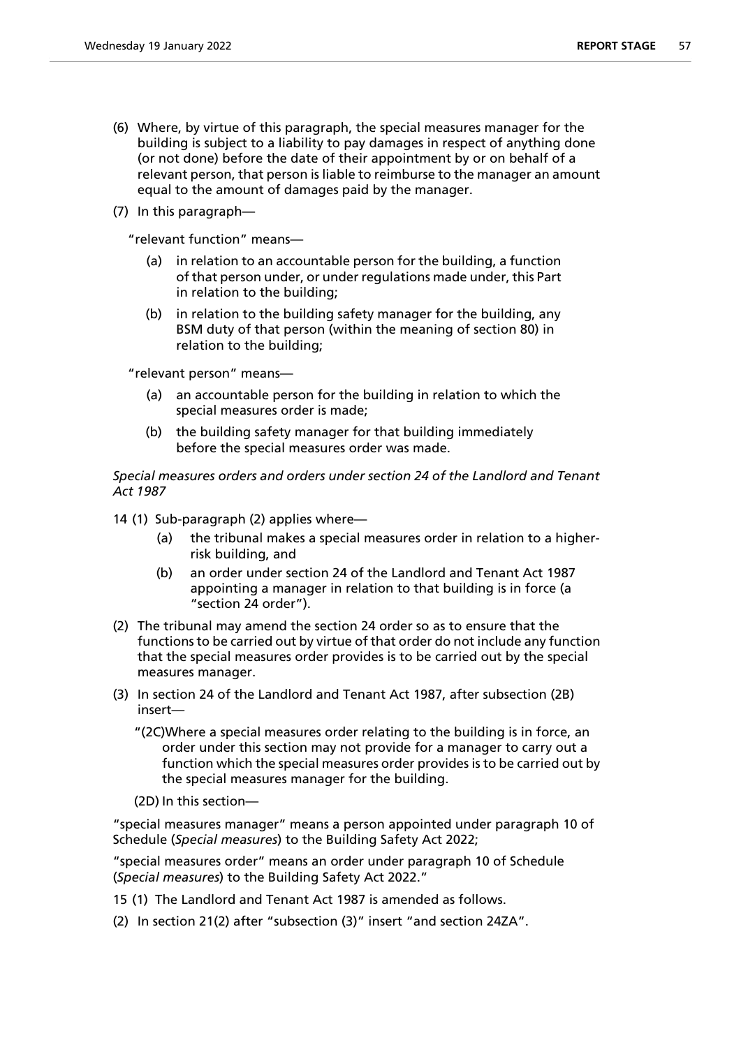(6) Where, by virtue of this paragraph, the special measures manager for the building is subject to a liability to pay damages in respect of anything done (or not done) before the date of their appointment by or on behalf of a relevant person, that person is liable to reimburse to the manager an amount equal to the amount of damages paid by the manager.

(7) In this paragraph—

"relevant function" means—

(a) in relation to an accountable person for the building, a function of that person under, or under regulations made under, this Part in relation to the building;

(b) in relation to the building safety manager for the building, any BSM duty of that person (within the meaning of section 80) in relation to the building;

"relevant person" means—

(a) an accountable person for the building in relation to which the special measures order is made;

(b) the building safety manager for that building immediately before the special measures order was made.

*Special measures orders and orders under section 24 of the Landlord and Tenant Act 1987*

14 (1) Sub-paragraph (2) applies where—

(a) the tribunal makes a special measures order in relation to a higher-risk building, and

(b) an order under section 24 of the Landlord and Tenant Act 1987 appointing a manager in relation to that building is in force (a "section 24 order").

(2) The tribunal may amend the section 24 order so as to ensure that the functions to be carried out by virtue of that order do not include any function that the special measures order provides is to be carried out by the special measures manager.

(3) In section 24 of the Landlord and Tenant Act 1987, after subsection (2B) insert—

"(2C) Where a special measures order relating to the building is in force, an order under this section may not provide for a manager to carry out a function which the special measures order provides is to be carried out by the special measures manager for the building.

(2D) In this section—

"special measures manager" means a person appointed under paragraph 10 of Schedule (*Special measures*) to the Building Safety Act 2022;

"special measures order" means an order under paragraph 10 of Schedule (*Special measures*) to the Building Safety Act 2022."

15 (1) The Landlord and Tenant Act 1987 is amended as follows.

(2) In section 21(2) after "subsection (3)" insert "and section 24ZA".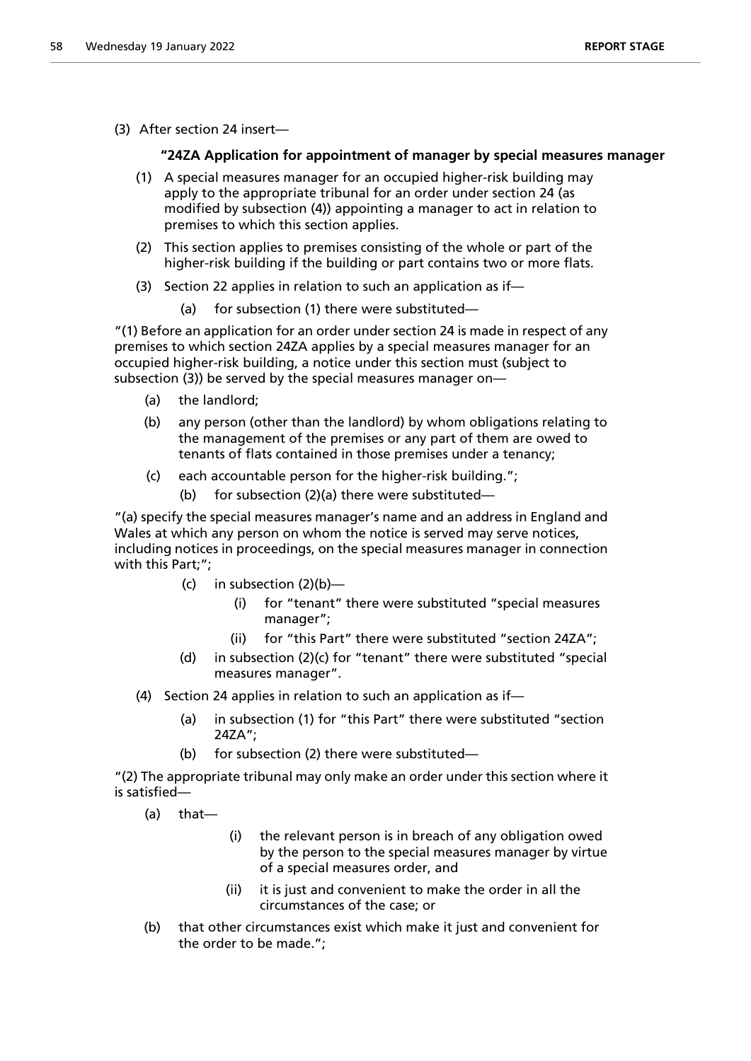(3) After section 24 insert—

**"24ZA Application for appointment of manager by special measures manager**

(1) A special measures manager for an occupied higher-risk building may apply to the appropriate tribunal for an order under section 24 (as modified by subsection (4)) appointing a manager to act in relation to premises to which this section applies.

(2) This section applies to premises consisting of the whole or part of the higher-risk building if the building or part contains two or more flats.

(3) Section 22 applies in relation to such an application as if—

(a) for subsection (1) there were substituted—

"(1) Before an application for an order under section 24 is made in respect of any premises to which section 24ZA applies by a special measures manager for an occupied higher-risk building, a notice under this section must (subject to subsection (3)) be served by the special measures manager on—

(a) the landlord;

(b) any person (other than the landlord) by whom obligations relating to the management of the premises or any part of them are owed to tenants of flats contained in those premises under a tenancy;

(c) each accountable person for the higher-risk building.";

(b) for subsection (2)(a) there were substituted—

"(a) specify the special measures manager's name and an address in England and Wales at which any person on whom the notice is served may serve notices, including notices in proceedings, on the special measures manager in connection with this Part;";

(c) in subsection (2)(b)—

(i) for "tenant" there were substituted "special measures manager";

(ii) for "this Part" there were substituted "section 24ZA";

(d) in subsection (2)(c) for "tenant" there were substituted "special measures manager".

(4) Section 24 applies in relation to such an application as if—

(a) in subsection (1) for "this Part" there were substituted "section 24ZA";

(b) for subsection (2) there were substituted—

"(2) The appropriate tribunal may only make an order under this section where it is satisfied—

(a) that—

(i) the relevant person is in breach of any obligation owed by the person to the special measures manager by virtue of a special measures order, and

(ii) it is just and convenient to make the order in all the circumstances of the case; or

(b) that other circumstances exist which make it just and convenient for the order to be made.";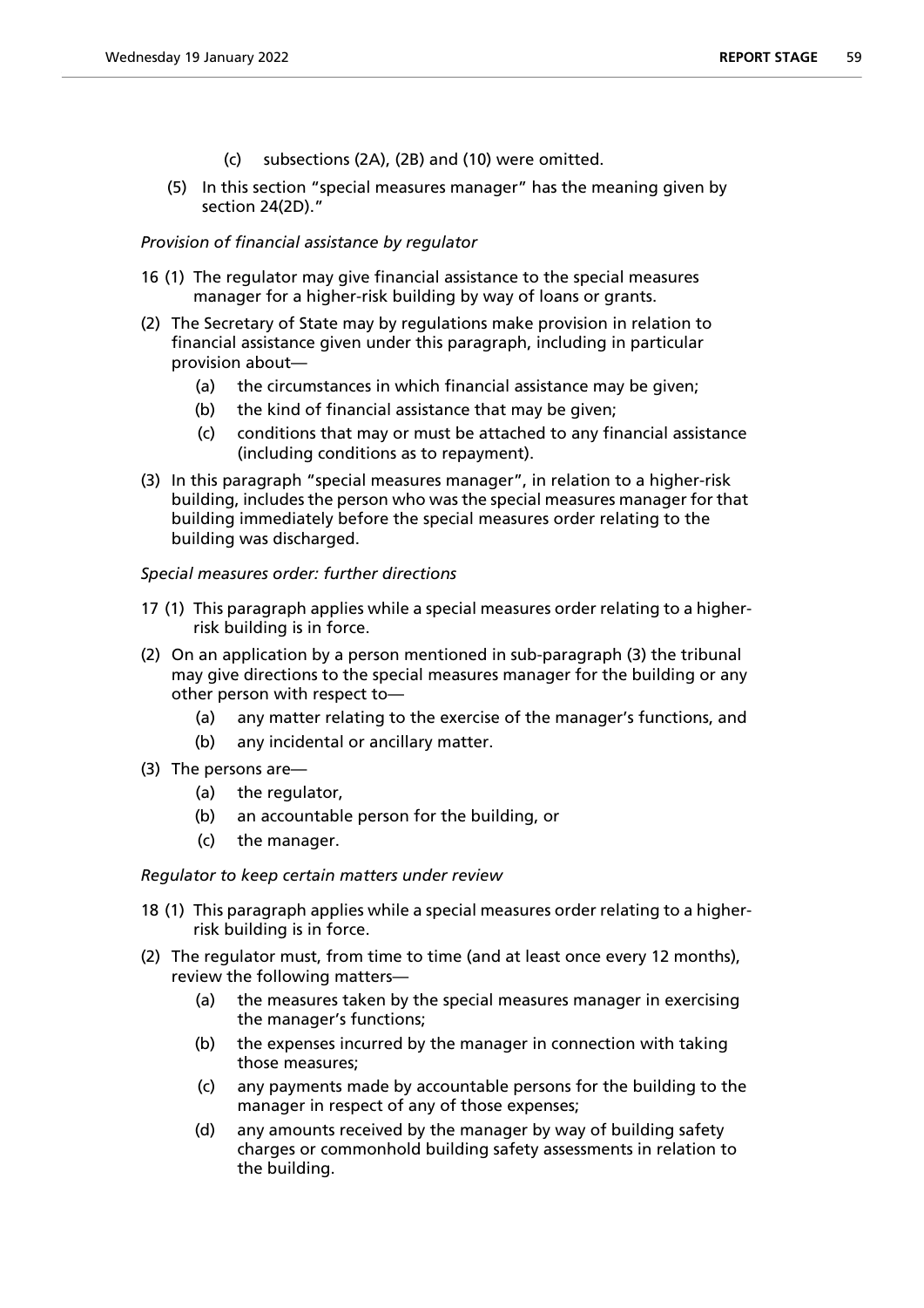(c) subsections (2A), (2B) and (10) were omitted.

(5) In this section "special measures manager" has the meaning given by section 24(2D)."

*Provision of financial assistance by regulator*

16 (1) The regulator may give financial assistance to the special measures manager for a higher-risk building by way of loans or grants.

(2) The Secretary of State may by regulations make provision in relation to financial assistance given under this paragraph, including in particular provision about—

  (a) the circumstances in which financial assistance may be given;

  (b) the kind of financial assistance that may be given;

  (c) conditions that may or must be attached to any financial assistance (including conditions as to repayment).

(3) In this paragraph "special measures manager", in relation to a higher-risk building, includes the person who was the special measures manager for that building immediately before the special measures order relating to the building was discharged.

*Special measures order: further directions*

17 (1) This paragraph applies while a special measures order relating to a higher-risk building is in force.

(2) On an application by a person mentioned in sub-paragraph (3) the tribunal may give directions to the special measures manager for the building or any other person with respect to—

  (a) any matter relating to the exercise of the manager's functions, and

  (b) any incidental or ancillary matter.

(3) The persons are—

  (a) the regulator,

  (b) an accountable person for the building, or

  (c) the manager.

*Regulator to keep certain matters under review*

18 (1) This paragraph applies while a special measures order relating to a higher-risk building is in force.

(2) The regulator must, from time to time (and at least once every 12 months), review the following matters—

  (a) the measures taken by the special measures manager in exercising the manager's functions;

  (b) the expenses incurred by the manager in connection with taking those measures;

  (c) any payments made by accountable persons for the building to the manager in respect of any of those expenses;

  (d) any amounts received by the manager by way of building safety charges or commonhold building safety assessments in relation to the building.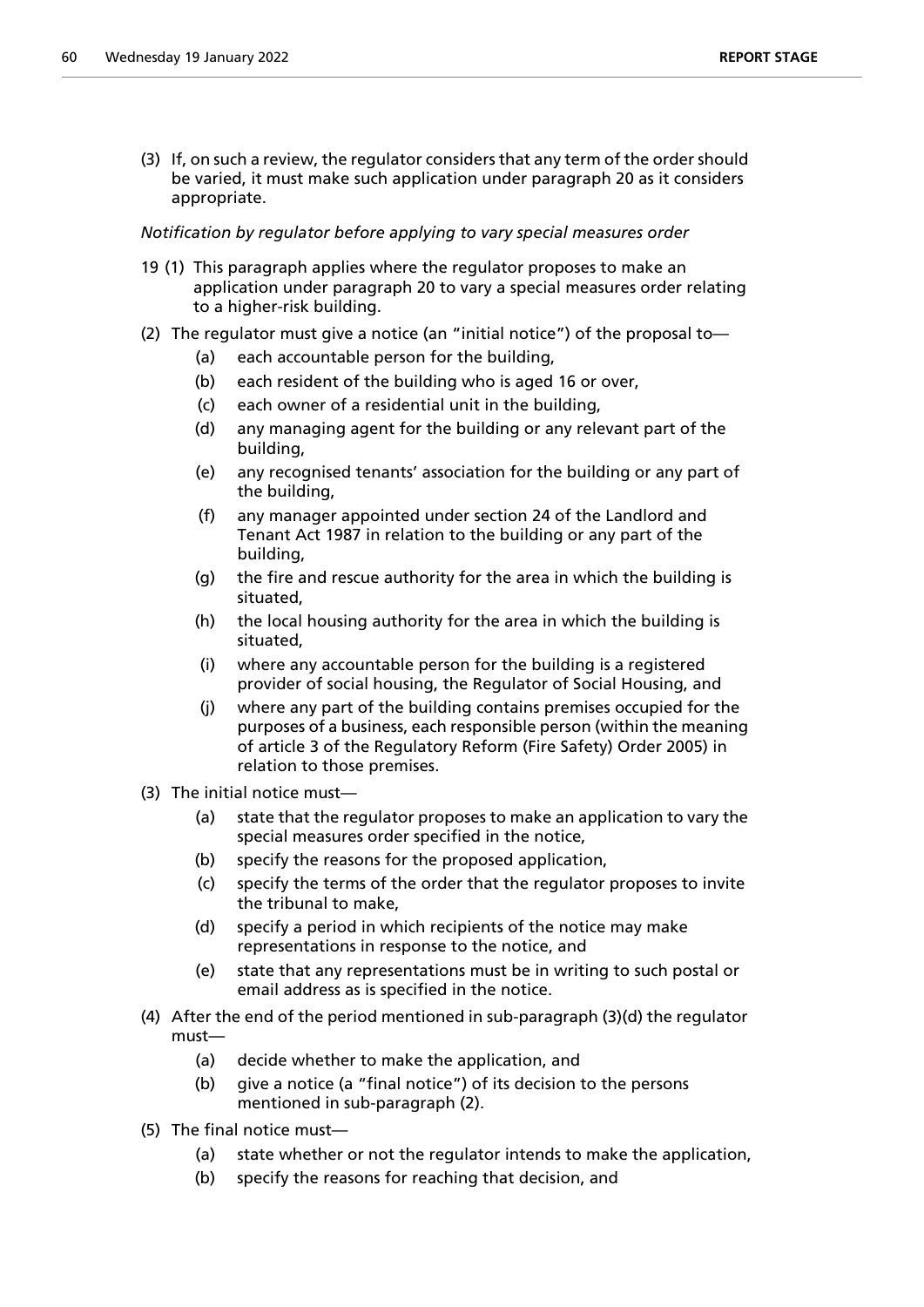(3) If, on such a review, the regulator considers that any term of the order should be varied, it must make such application under paragraph 20 as it considers appropriate.

*Notification by regulator before applying to vary special measures order*

19 (1) This paragraph applies where the regulator proposes to make an application under paragraph 20 to vary a special measures order relating to a higher-risk building.

(2) The regulator must give a notice (an "initial notice") of the proposal to—

- (a) each accountable person for the building,
- (b) each resident of the building who is aged 16 or over,
- (c) each owner of a residential unit in the building,
- (d) any managing agent for the building or any relevant part of the building,
- (e) any recognised tenants' association for the building or any part of the building,
- (f) any manager appointed under section 24 of the Landlord and Tenant Act 1987 in relation to the building or any part of the building,
- (g) the fire and rescue authority for the area in which the building is situated,
- (h) the local housing authority for the area in which the building is situated,
- (i) where any accountable person for the building is a registered provider of social housing, the Regulator of Social Housing, and
- (j) where any part of the building contains premises occupied for the purposes of a business, each responsible person (within the meaning of article 3 of the Regulatory Reform (Fire Safety) Order 2005) in relation to those premises.

(3) The initial notice must—

- (a) state that the regulator proposes to make an application to vary the special measures order specified in the notice,
- (b) specify the reasons for the proposed application,
- (c) specify the terms of the order that the regulator proposes to invite the tribunal to make,
- (d) specify a period in which recipients of the notice may make representations in response to the notice, and
- (e) state that any representations must be in writing to such postal or email address as is specified in the notice.

(4) After the end of the period mentioned in sub-paragraph (3)(d) the regulator must—

- (a) decide whether to make the application, and
- (b) give a notice (a "final notice") of its decision to the persons mentioned in sub-paragraph (2).

(5) The final notice must—

- (a) state whether or not the regulator intends to make the application,
- (b) specify the reasons for reaching that decision, and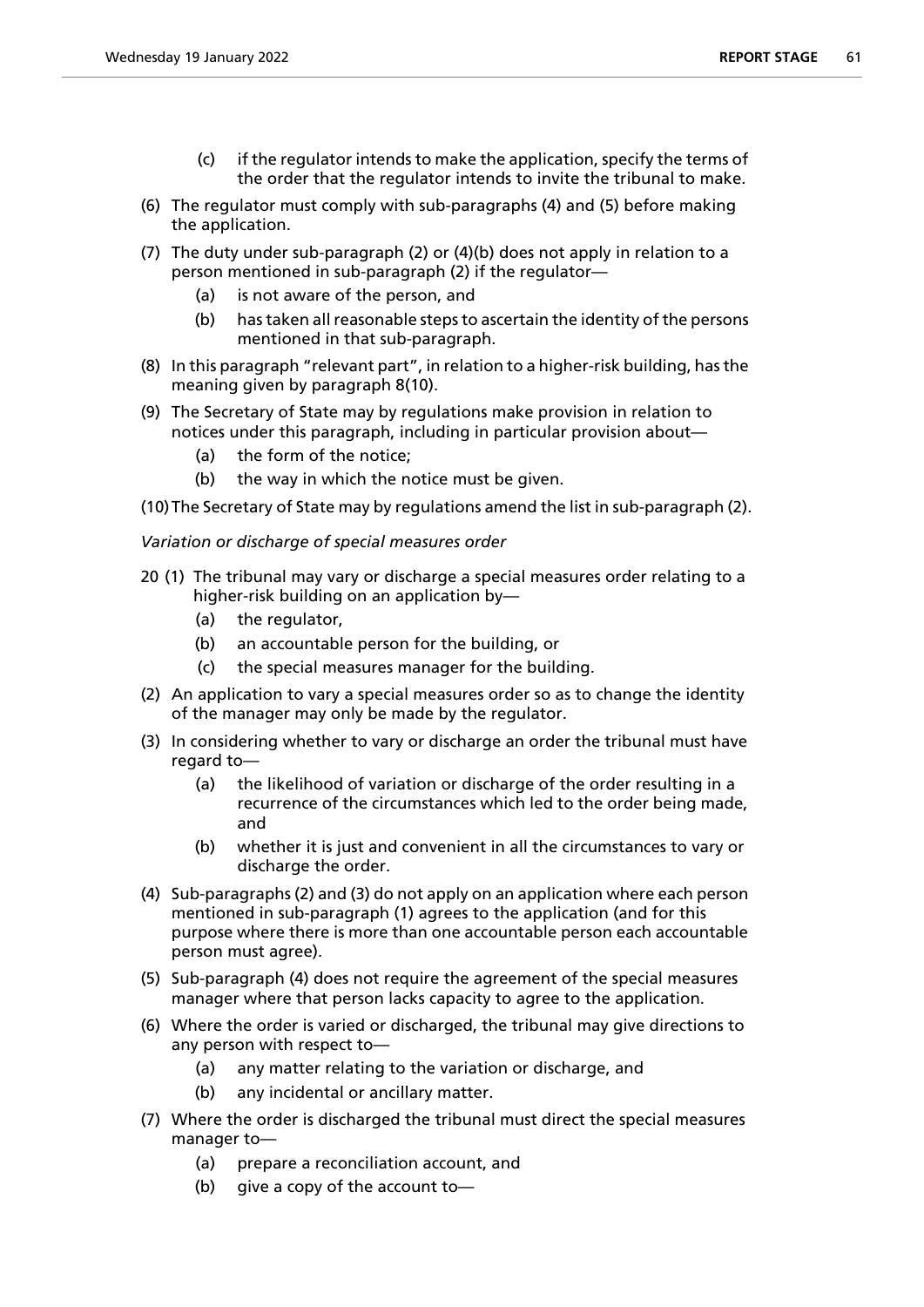(c) if the regulator intends to make the application, specify the terms of the order that the regulator intends to invite the tribunal to make.

(6) The regulator must comply with sub-paragraphs (4) and (5) before making the application.

(7) The duty under sub-paragraph (2) or (4)(b) does not apply in relation to a person mentioned in sub-paragraph (2) if the regulator—

(a) is not aware of the person, and

(b) has taken all reasonable steps to ascertain the identity of the persons mentioned in that sub-paragraph.

(8) In this paragraph "relevant part", in relation to a higher-risk building, has the meaning given by paragraph 8(10).

(9) The Secretary of State may by regulations make provision in relation to notices under this paragraph, including in particular provision about—

(a) the form of the notice;

(b) the way in which the notice must be given.

(10) The Secretary of State may by regulations amend the list in sub-paragraph (2).

*Variation or discharge of special measures order*

20 (1) The tribunal may vary or discharge a special measures order relating to a higher-risk building on an application by—

(a) the regulator,

(b) an accountable person for the building, or

(c) the special measures manager for the building.

(2) An application to vary a special measures order so as to change the identity of the manager may only be made by the regulator.

(3) In considering whether to vary or discharge an order the tribunal must have regard to—

(a) the likelihood of variation or discharge of the order resulting in a recurrence of the circumstances which led to the order being made, and

(b) whether it is just and convenient in all the circumstances to vary or discharge the order.

(4) Sub-paragraphs (2) and (3) do not apply on an application where each person mentioned in sub-paragraph (1) agrees to the application (and for this purpose where there is more than one accountable person each accountable person must agree).

(5) Sub-paragraph (4) does not require the agreement of the special measures manager where that person lacks capacity to agree to the application.

(6) Where the order is varied or discharged, the tribunal may give directions to any person with respect to—

(a) any matter relating to the variation or discharge, and

(b) any incidental or ancillary matter.

(7) Where the order is discharged the tribunal must direct the special measures manager to—

(a) prepare a reconciliation account, and

(b) give a copy of the account to—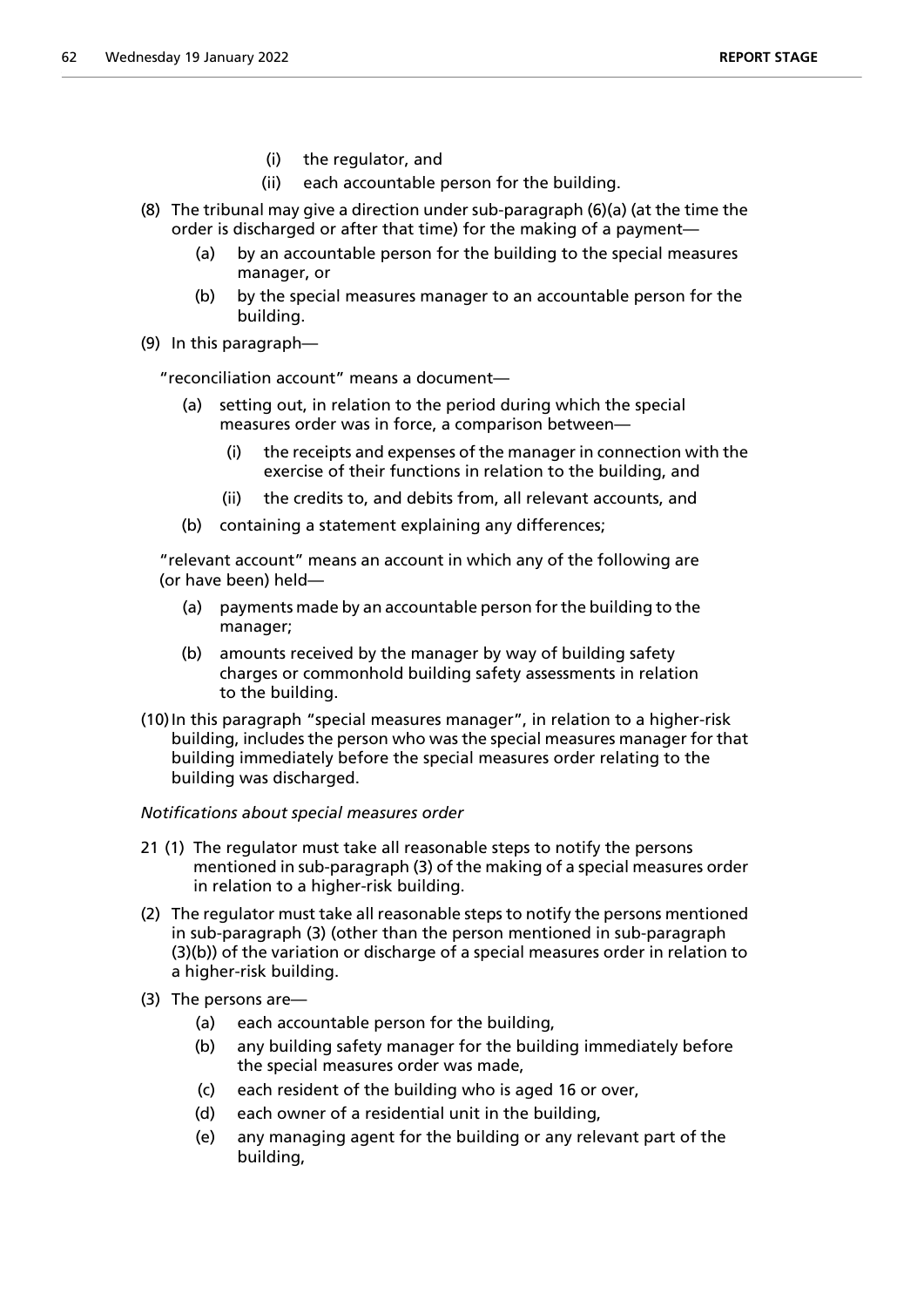(i) the regulator, and

(ii) each accountable person for the building.

(8) The tribunal may give a direction under sub-paragraph (6)(a) (at the time the order is discharged or after that time) for the making of a payment—

(a) by an accountable person for the building to the special measures manager, or

(b) by the special measures manager to an accountable person for the building.

(9) In this paragraph—

"reconciliation account" means a document—

(a) setting out, in relation to the period during which the special measures order was in force, a comparison between—

(i) the receipts and expenses of the manager in connection with the exercise of their functions in relation to the building, and

(ii) the credits to, and debits from, all relevant accounts, and

(b) containing a statement explaining any differences;

"relevant account" means an account in which any of the following are (or have been) held—

(a) payments made by an accountable person for the building to the manager;

(b) amounts received by the manager by way of building safety charges or commonhold building safety assessments in relation to the building.

(10) In this paragraph "special measures manager", in relation to a higher-risk building, includes the person who was the special measures manager for that building immediately before the special measures order relating to the building was discharged.

*Notifications about special measures order*

21 (1) The regulator must take all reasonable steps to notify the persons mentioned in sub-paragraph (3) of the making of a special measures order in relation to a higher-risk building.

(2) The regulator must take all reasonable steps to notify the persons mentioned in sub-paragraph (3) (other than the person mentioned in sub-paragraph (3)(b)) of the variation or discharge of a special measures order in relation to a higher-risk building.

(3) The persons are—

(a) each accountable person for the building,

(b) any building safety manager for the building immediately before the special measures order was made,

(c) each resident of the building who is aged 16 or over,

(d) each owner of a residential unit in the building,

(e) any managing agent for the building or any relevant part of the building,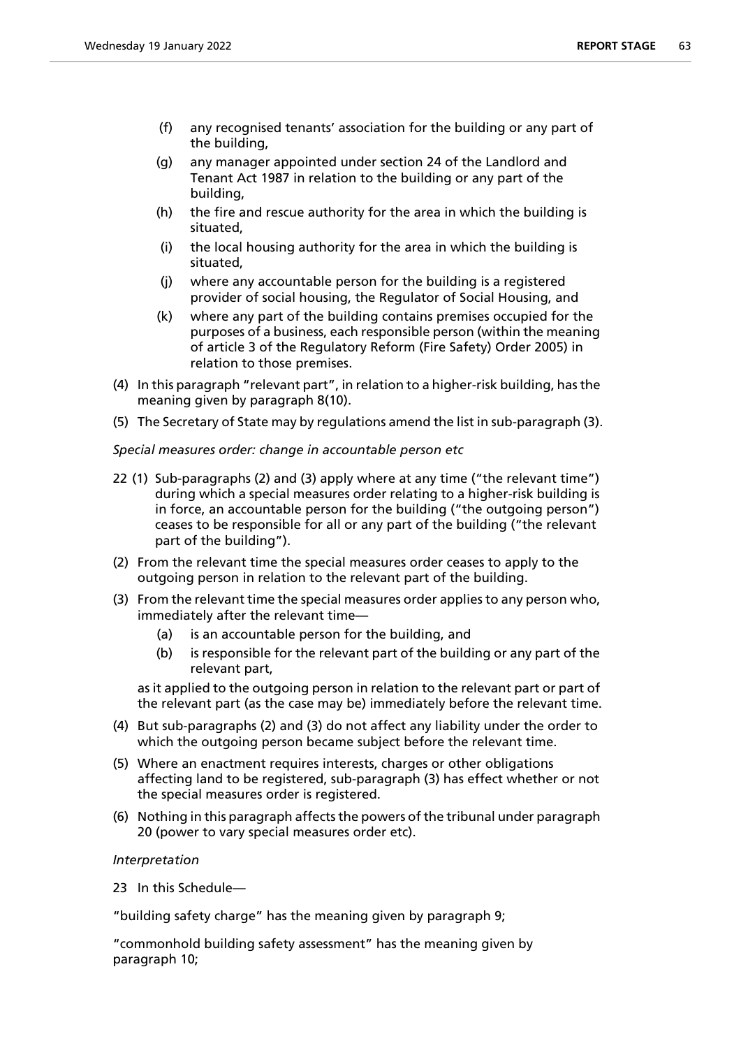(f) any recognised tenants' association for the building or any part of the building,

(g) any manager appointed under section 24 of the Landlord and Tenant Act 1987 in relation to the building or any part of the building,

(h) the fire and rescue authority for the area in which the building is situated,

(i) the local housing authority for the area in which the building is situated,

(j) where any accountable person for the building is a registered provider of social housing, the Regulator of Social Housing, and

(k) where any part of the building contains premises occupied for the purposes of a business, each responsible person (within the meaning of article 3 of the Regulatory Reform (Fire Safety) Order 2005) in relation to those premises.

(4) In this paragraph "relevant part", in relation to a higher-risk building, has the meaning given by paragraph 8(10).

(5) The Secretary of State may by regulations amend the list in sub-paragraph (3).

*Special measures order: change in accountable person etc*

22 (1) Sub-paragraphs (2) and (3) apply where at any time ("the relevant time") during which a special measures order relating to a higher-risk building is in force, an accountable person for the building ("the outgoing person") ceases to be responsible for all or any part of the building ("the relevant part of the building").

(2) From the relevant time the special measures order ceases to apply to the outgoing person in relation to the relevant part of the building.

(3) From the relevant time the special measures order applies to any person who, immediately after the relevant time—

(a) is an accountable person for the building, and

(b) is responsible for the relevant part of the building or any part of the relevant part,

as it applied to the outgoing person in relation to the relevant part or part of the relevant part (as the case may be) immediately before the relevant time.

(4) But sub-paragraphs (2) and (3) do not affect any liability under the order to which the outgoing person became subject before the relevant time.

(5) Where an enactment requires interests, charges or other obligations affecting land to be registered, sub-paragraph (3) has effect whether or not the special measures order is registered.

(6) Nothing in this paragraph affects the powers of the tribunal under paragraph 20 (power to vary special measures order etc).

*Interpretation*

23 In this Schedule—

"building safety charge" has the meaning given by paragraph 9;

"commonhold building safety assessment" has the meaning given by paragraph 10;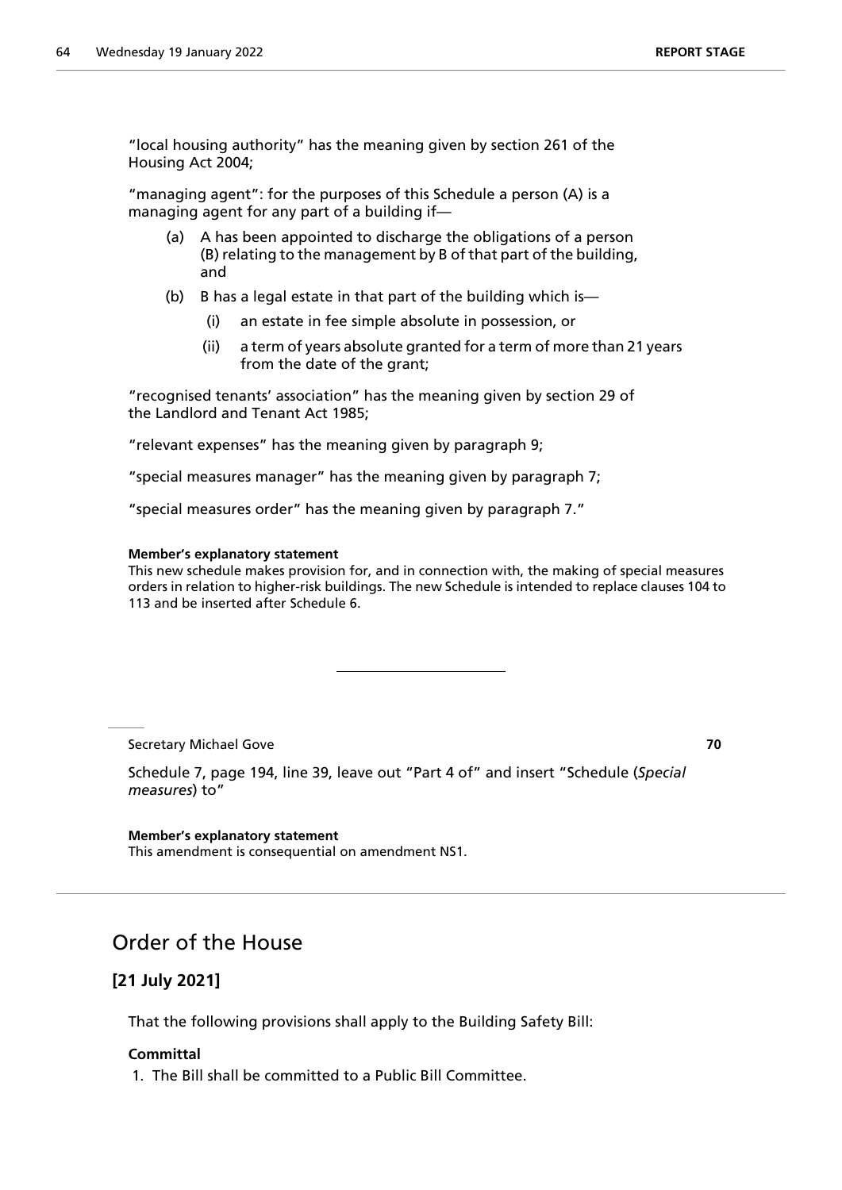"local housing authority" has the meaning given by section 261 of the Housing Act 2004;

"managing agent": for the purposes of this Schedule a person (A) is a managing agent for any part of a building if—

- (a) A has been appointed to discharge the obligations of a person (B) relating to the management by B of that part of the building, and
- (b) B has a legal estate in that part of the building which is—
  - (i) an estate in fee simple absolute in possession, or
  - (ii) a term of years absolute granted for a term of more than 21 years from the date of the grant;

"recognised tenants' association" has the meaning given by section 29 of the Landlord and Tenant Act 1985;

"relevant expenses" has the meaning given by paragraph 9;

"special measures manager" has the meaning given by paragraph 7;

"special measures order" has the meaning given by paragraph 7."

**Member's explanatory statement**

This new schedule makes provision for, and in connection with, the making of special measures orders in relation to higher-risk buildings. The new Schedule is intended to replace clauses 104 to 113 and be inserted after Schedule 6.

---

Secretary Michael Gove **70**

Schedule 7, page 194, line 39, leave out "Part 4 of" and insert "Schedule (*Special measures*) to"

**Member's explanatory statement**

This amendment is consequential on amendment NS1.

---

## Order of the House

### [21 July 2021]

That the following provisions shall apply to the Building Safety Bill:

**Committal**

1. The Bill shall be committed to a Public Bill Committee.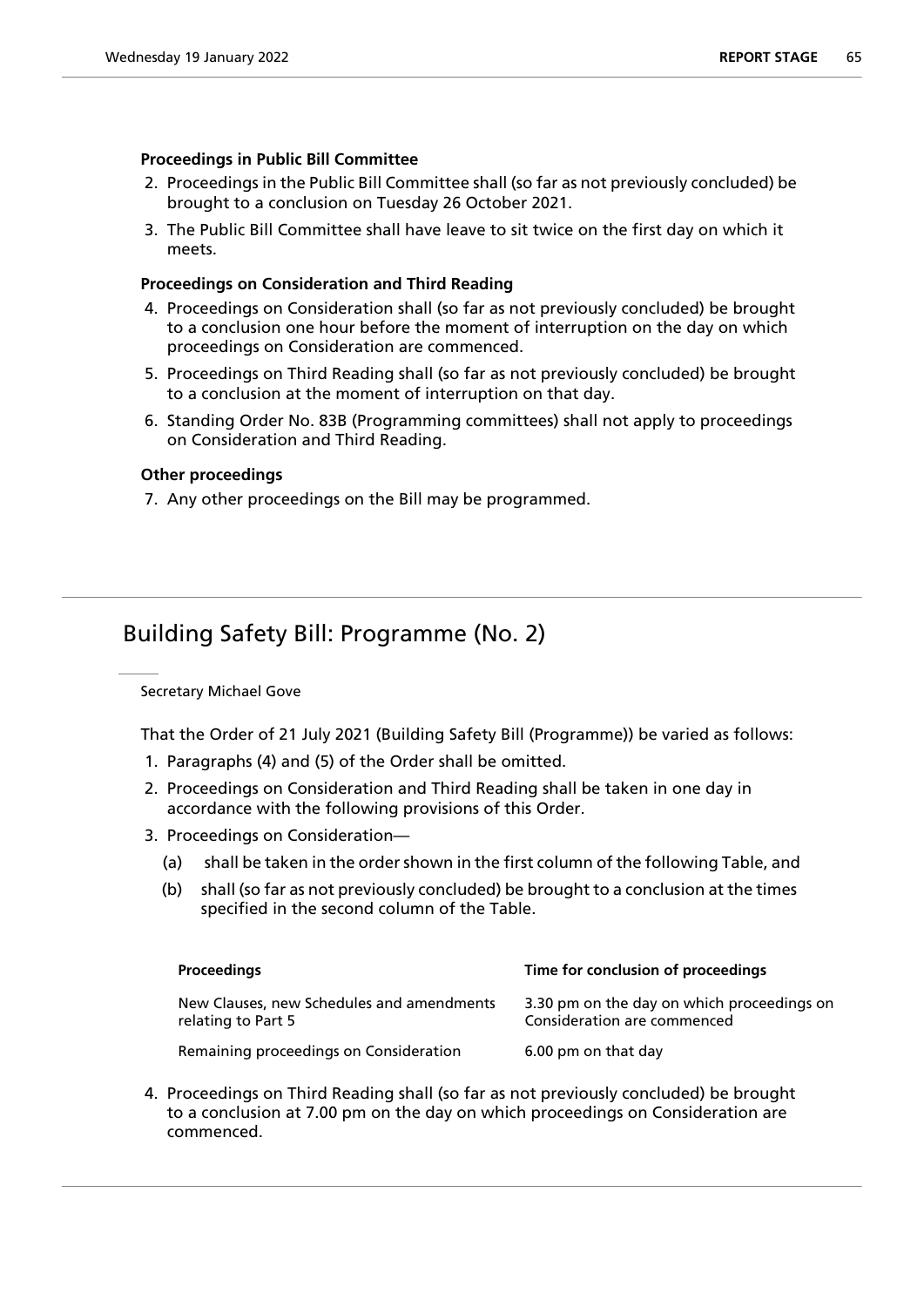**Proceedings in Public Bill Committee**

2. Proceedings in the Public Bill Committee shall (so far as not previously concluded) be brought to a conclusion on Tuesday 26 October 2021.
3. The Public Bill Committee shall have leave to sit twice on the first day on which it meets.

**Proceedings on Consideration and Third Reading**

4. Proceedings on Consideration shall (so far as not previously concluded) be brought to a conclusion one hour before the moment of interruption on the day on which proceedings on Consideration are commenced.
5. Proceedings on Third Reading shall (so far as not previously concluded) be brought to a conclusion at the moment of interruption on that day.
6. Standing Order No. 83B (Programming committees) shall not apply to proceedings on Consideration and Third Reading.

**Other proceedings**

7. Any other proceedings on the Bill may be programmed.

## Building Safety Bill: Programme (No. 2)

Secretary Michael Gove

That the Order of 21 July 2021 (Building Safety Bill (Programme)) be varied as follows:

1. Paragraphs (4) and (5) of the Order shall be omitted.
2. Proceedings on Consideration and Third Reading shall be taken in one day in accordance with the following provisions of this Order.
3. Proceedings on Consideration—
   (a) shall be taken in the order shown in the first column of the following Table, and
   (b) shall (so far as not previously concluded) be brought to a conclusion at the times specified in the second column of the Table.

| Proceedings | Time for conclusion of proceedings |
|---|---|
| New Clauses, new Schedules and amendments relating to Part 5 | 3.30 pm on the day on which proceedings on Consideration are commenced |
| Remaining proceedings on Consideration | 6.00 pm on that day |

4. Proceedings on Third Reading shall (so far as not previously concluded) be brought to a conclusion at 7.00 pm on the day on which proceedings on Consideration are commenced.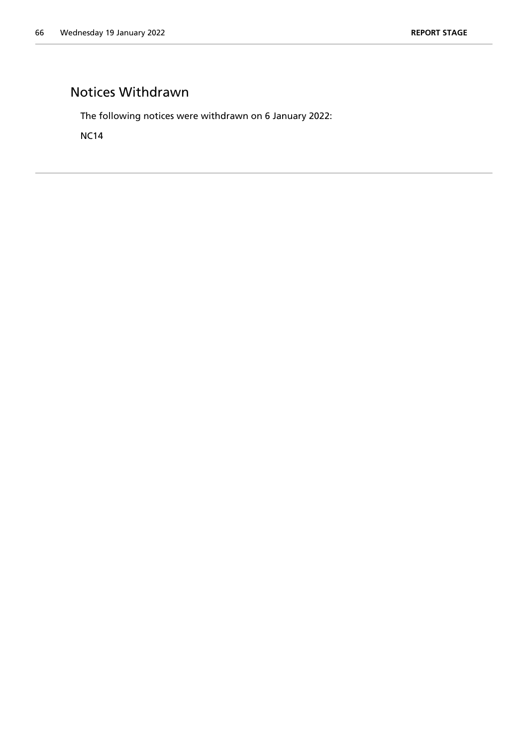## Notices Withdrawn

The following notices were withdrawn on 6 January 2022:

NC14